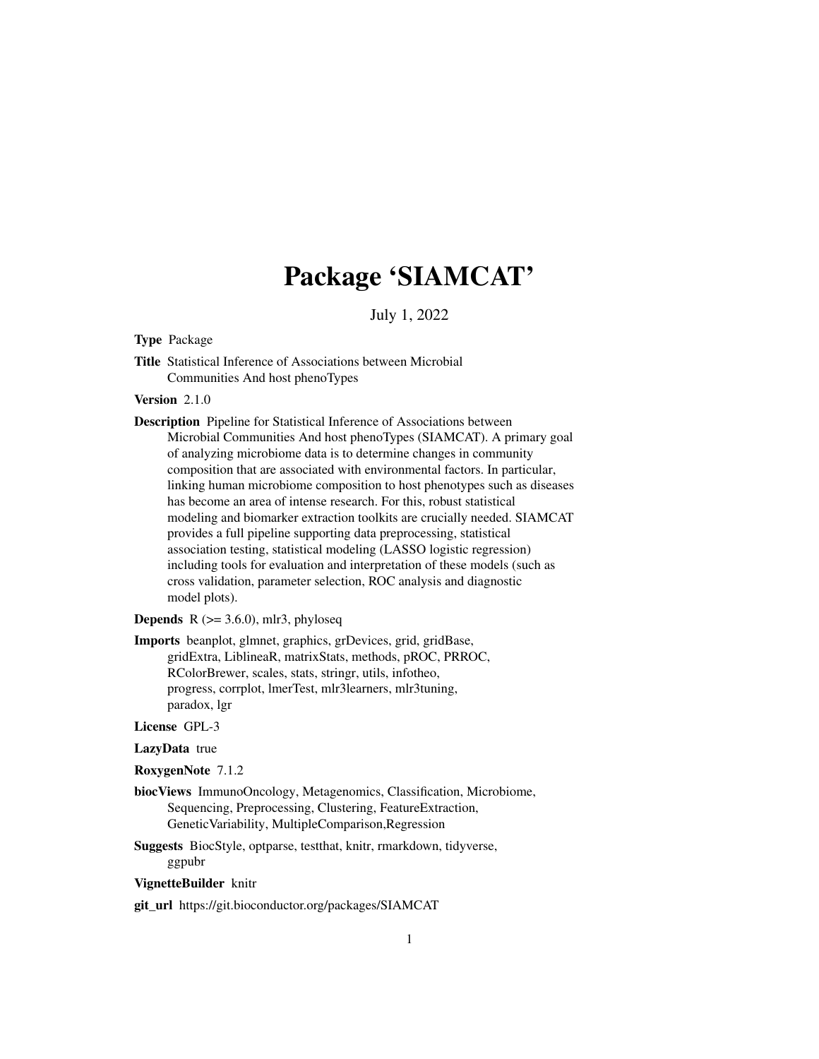# Package 'SIAMCAT'

July 1, 2022

**Type** Package

**Title** Statistical Inference of Associations between Microbial Communities And host phenoTypes

**Version** 2.1.0

**Description** Pipeline for Statistical Inference of Associations between Microbial Communities And host phenoTypes (SIAMCAT). A primary goal of analyzing microbiome data is to determine changes in community composition that are associated with environmental factors. In particular, linking human microbiome composition to host phenotypes such as diseases has become an area of intense research. For this, robust statistical modeling and biomarker extraction toolkits are crucially needed. SIAMCAT provides a full pipeline supporting data preprocessing, statistical association testing, statistical modeling (LASSO logistic regression) including tools for evaluation and interpretation of these models (such as cross validation, parameter selection, ROC analysis and diagnostic model plots).

**Depends** R (>= 3.6.0), mlr3, phyloseq

**Imports** beanplot, glmnet, graphics, grDevices, grid, gridBase, gridExtra, LiblineaR, matrixStats, methods, pROC, PRROC, RColorBrewer, scales, stats, stringr, utils, infotheo, progress, corrplot, lmerTest, mlr3learners, mlr3tuning, paradox, lgr

**License** GPL-3

**LazyData** true

**RoxygenNote** 7.1.2

**biocViews** ImmunoOncology, Metagenomics, Classification, Microbiome, Sequencing, Preprocessing, Clustering, FeatureExtraction, GeneticVariability, MultipleComparison,Regression

**Suggests** BiocStyle, optparse, testthat, knitr, rmarkdown, tidyverse, ggpubr

**VignetteBuilder** knitr

**git_url** https://git.bioconductor.org/packages/SIAMCAT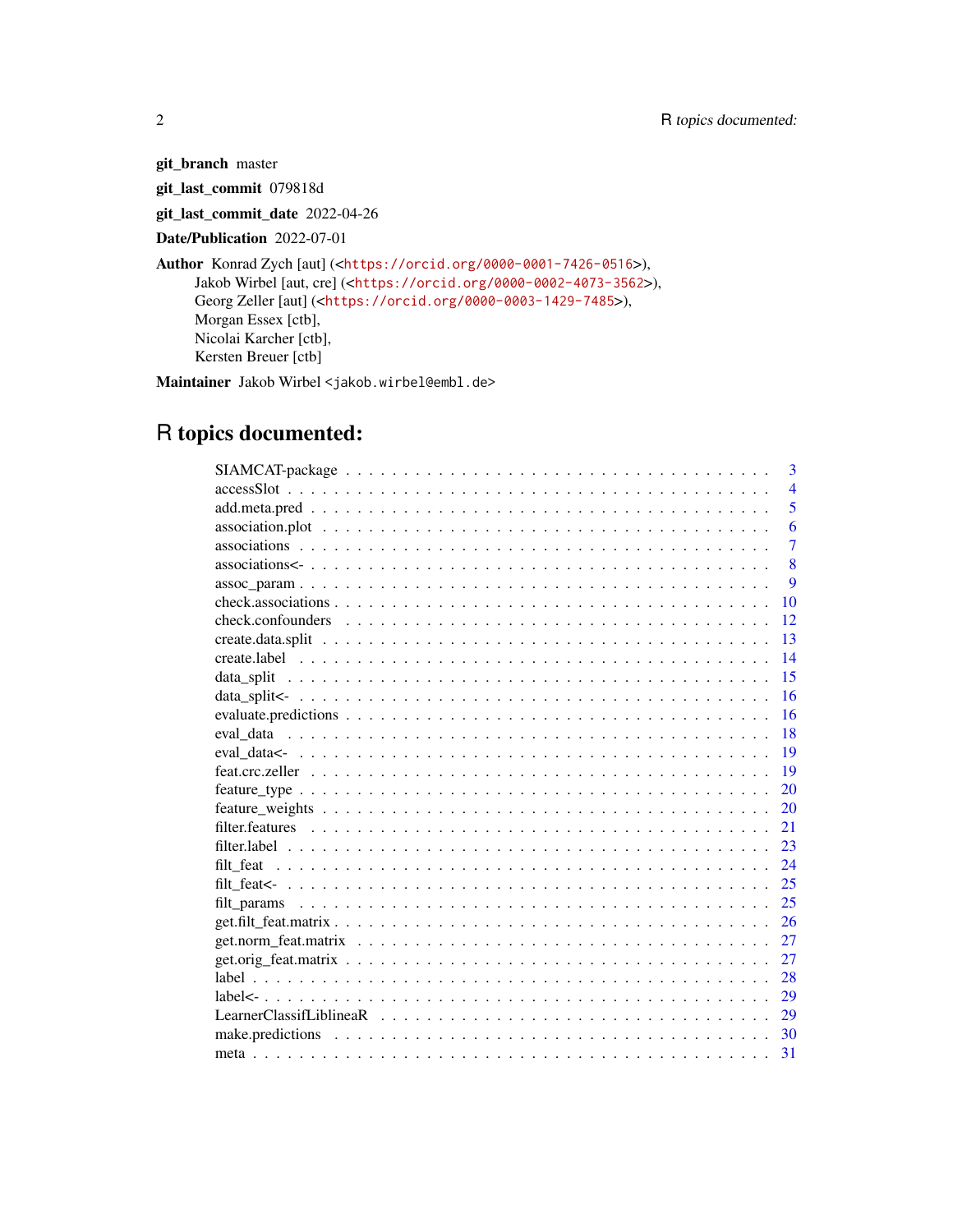**git_branch** master

**git_last_commit** 079818d

**git_last_commit_date** 2022-04-26

**Date/Publication** 2022-07-01

**Author** Konrad Zych [aut] (<https://orcid.org/0000-0001-7426-0516>), Jakob Wirbel [aut, cre] (<https://orcid.org/0000-0002-4073-3562>), Georg Zeller [aut] (<https://orcid.org/0000-0003-1429-7485>), Morgan Essex [ctb], Nicolai Karcher [ctb], Kersten Breuer [ctb]

**Maintainer** Jakob Wirbel <jakob.wirbel@embl.de>

# R topics documented:

| | |
|---|---|
| SIAMCAT-package | 3 |
| accessSlot | 4 |
| add.meta.pred | 5 |
| association.plot | 6 |
| associations | 7 |
| associations<- | 8 |
| assoc_param | 9 |
| check.associations | 10 |
| check.confounders | 12 |
| create.data.split | 13 |
| create.label | 14 |
| data_split | 15 |
| data_split<- | 16 |
| evaluate.predictions | 16 |
| eval_data | 18 |
| eval_data<- | 19 |
| feat.crc.zeller | 19 |
| feature_type | 20 |
| feature_weights | 20 |
| filter.features | 21 |
| filter.label | 23 |
| filt_feat | 24 |
| filt_feat<- | 25 |
| filt_params | 25 |
| get.filt_feat.matrix | 26 |
| get.norm_feat.matrix | 27 |
| get.orig_feat.matrix | 27 |
| label | 28 |
| label<- | 29 |
| LearnerClassifLiblineaR | 29 |
| make.predictions | 30 |
| meta | 31 |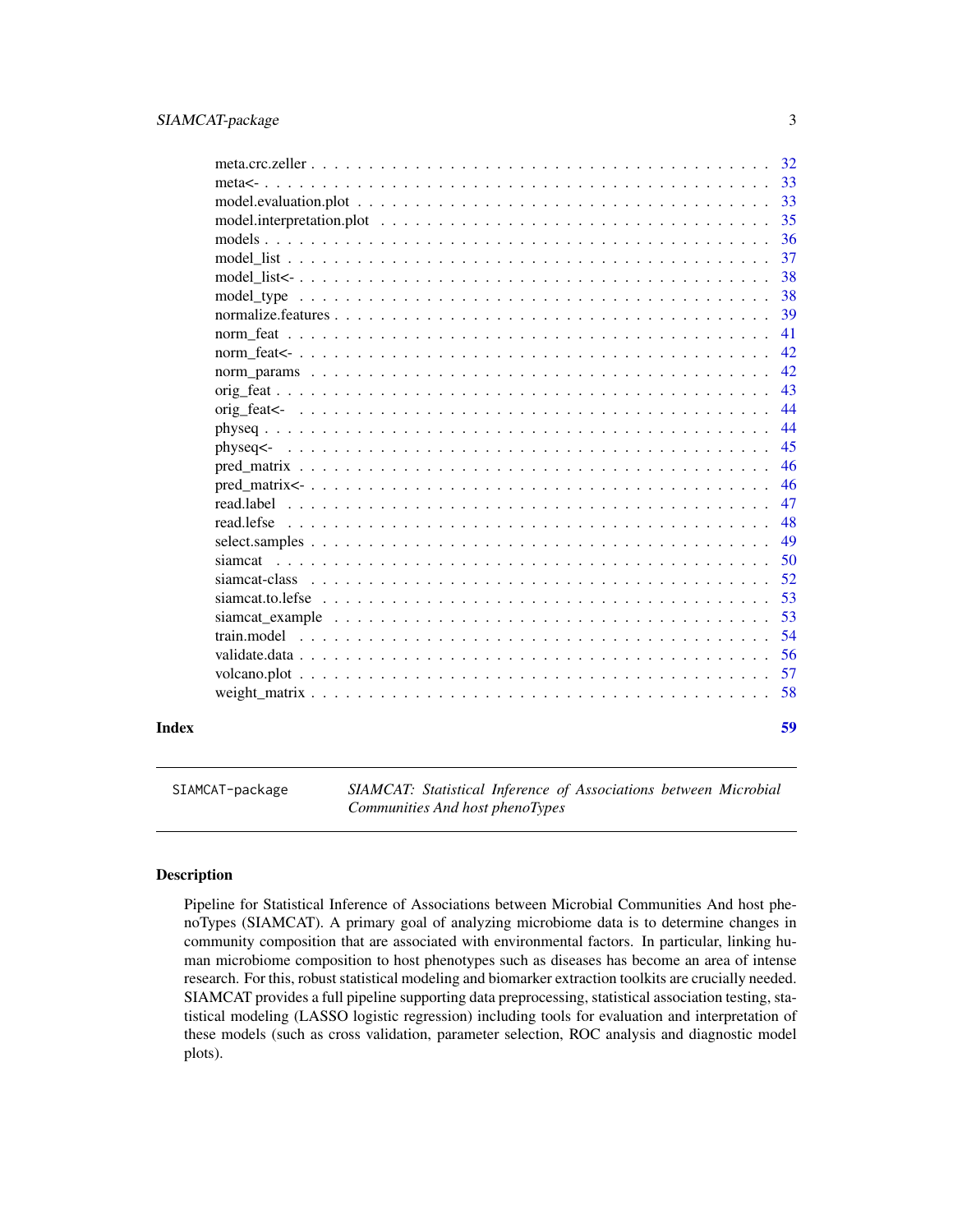| | |
|---|---|
| meta.crc.zeller | 32 |
| meta<- | 33 |
| model.evaluation.plot | 33 |
| model.interpretation.plot | 35 |
| models | 36 |
| model_list | 37 |
| model_list<- | 38 |
| model_type | 38 |
| normalize.features | 39 |
| norm_feat | 41 |
| norm_feat<- | 42 |
| norm_params | 42 |
| orig_feat | 43 |
| orig_feat<- | 44 |
| physeq | 44 |
| physeq<- | 45 |
| pred_matrix | 46 |
| pred_matrix<- | 46 |
| read.label | 47 |
| read.lefse | 48 |
| select.samples | 49 |
| siamcat | 50 |
| siamcat-class | 52 |
| siamcat.to.lefse | 53 |
| siamcat_example | 53 |
| train.model | 54 |
| validate.data | 56 |
| volcano.plot | 57 |
| weight_matrix | 58 |

**Index** 59

---

`SIAMCAT-package` *SIAMCAT: Statistical Inference of Associations between Microbial Communities And host phenoTypes*

---

## Description

Pipeline for Statistical Inference of Associations between Microbial Communities And host phenoTypes (SIAMCAT). A primary goal of analyzing microbiome data is to determine changes in community composition that are associated with environmental factors. In particular, linking human microbiome composition to host phenotypes such as diseases has become an area of intense research. For this, robust statistical modeling and biomarker extraction toolkits are crucially needed. SIAMCAT provides a full pipeline supporting data preprocessing, statistical association testing, statistical modeling (LASSO logistic regression) including tools for evaluation and interpretation of these models (such as cross validation, parameter selection, ROC analysis and diagnostic model plots).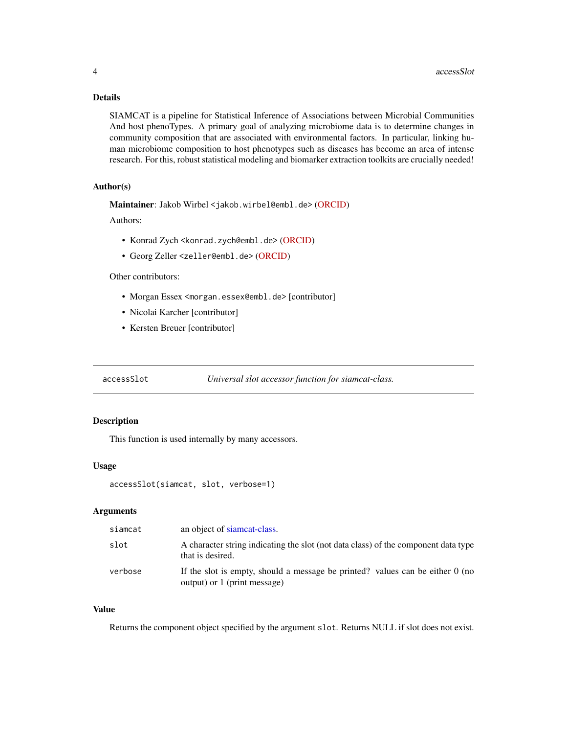## Details

SIAMCAT is a pipeline for Statistical Inference of Associations between Microbial Communities And host phenoTypes. A primary goal of analyzing microbiome data is to determine changes in community composition that are associated with environmental factors. In particular, linking human microbiome composition to host phenotypes such as diseases has become an area of intense research. For this, robust statistical modeling and biomarker extraction toolkits are crucially needed!

## Author(s)

**Maintainer**: Jakob Wirbel <jakob.wirbel@embl.de> (ORCID)

Authors:

- Konrad Zych <konrad.zych@embl.de> (ORCID)
- Georg Zeller <zeller@embl.de> (ORCID)

Other contributors:

- Morgan Essex <morgan.essex@embl.de> [contributor]
- Nicolai Karcher [contributor]
- Kersten Breuer [contributor]

---

# accessSlot — *Universal slot accessor function for siamcat-class.*

## Description

This function is used internally by many accessors.

## Usage

```
accessSlot(siamcat, slot, verbose=1)
```

## Arguments

| | |
|---|---|
| siamcat | an object of siamcat-class. |
| slot | A character string indicating the slot (not data class) of the component data type that is desired. |
| verbose | If the slot is empty, should a message be printed? values can be either 0 (no output) or 1 (print message) |

## Value

Returns the component object specified by the argument `slot`. Returns NULL if slot does not exist.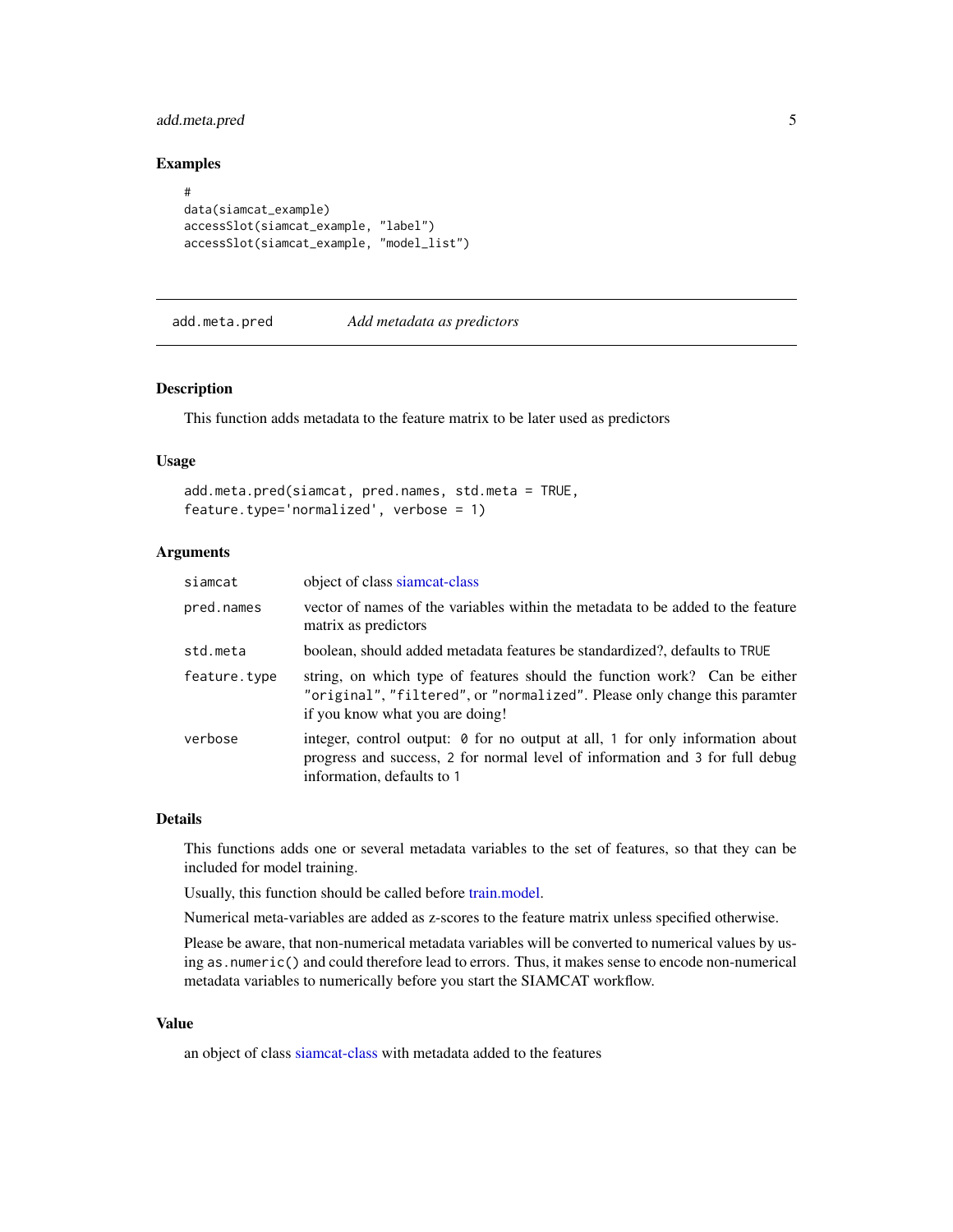## Examples

```
#
data(siamcat_example)
accessSlot(siamcat_example, "label")
accessSlot(siamcat_example, "model_list")
```

---

# add.meta.pred *Add metadata as predictors*

---

### Description

This function adds metadata to the feature matrix to be later used as predictors

### Usage

```
add.meta.pred(siamcat, pred.names, std.meta = TRUE,
feature.type='normalized', verbose = 1)
```

### Arguments

| | |
|---|---|
| siamcat | object of class siamcat-class |
| pred.names | vector of names of the variables within the metadata to be added to the feature matrix as predictors |
| std.meta | boolean, should added metadata features be standardized?, defaults to TRUE |
| feature.type | string, on which type of features should the function work? Can be either "original", "filtered", or "normalized". Please only change this paramter if you know what you are doing! |
| verbose | integer, control output: 0 for no output at all, 1 for only information about progress and success, 2 for normal level of information and 3 for full debug information, defaults to 1 |

### Details

This functions adds one or several metadata variables to the set of features, so that they can be included for model training.

Usually, this function should be called before train.model.

Numerical meta-variables are added as z-scores to the feature matrix unless specified otherwise.

Please be aware, that non-numerical metadata variables will be converted to numerical values by using `as.numeric()` and could therefore lead to errors. Thus, it makes sense to encode non-numerical metadata variables to numerically before you start the SIAMCAT workflow.

### Value

an object of class siamcat-class with metadata added to the features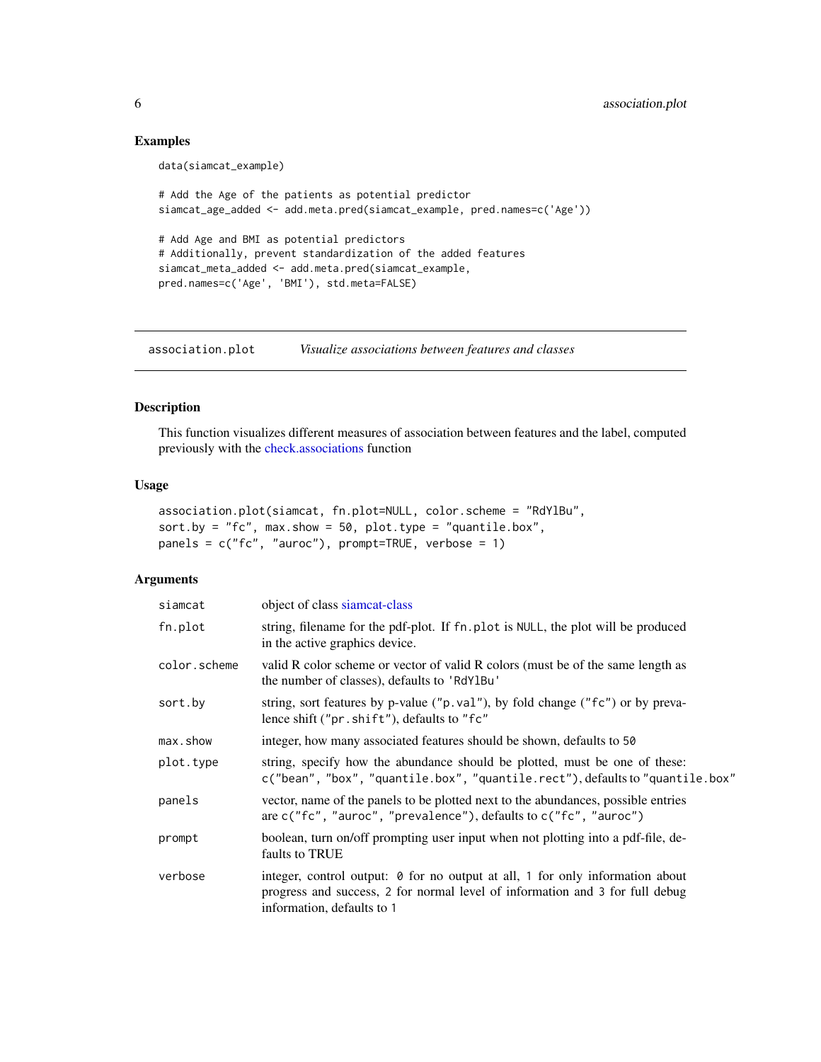## Examples

```
data(siamcat_example)

# Add the Age of the patients as potential predictor
siamcat_age_added <- add.meta.pred(siamcat_example, pred.names=c('Age'))

# Add Age and BMI as potential predictors
# Additionally, prevent standardization of the added features
siamcat_meta_added <- add.meta.pred(siamcat_example,
pred.names=c('Age', 'BMI'), std.meta=FALSE)
```

---

# association.plot    *Visualize associations between features and classes*

---

## Description

This function visualizes different measures of association between features and the label, computed previously with the check.associations function

## Usage

```
association.plot(siamcat, fn.plot=NULL, color.scheme = "RdYlBu",
sort.by = "fc", max.show = 50, plot.type = "quantile.box",
panels = c("fc", "auroc"), prompt=TRUE, verbose = 1)
```

## Arguments

| | |
|---|---|
| siamcat | object of class siamcat-class |
| fn.plot | string, filename for the pdf-plot. If fn.plot is NULL, the plot will be produced in the active graphics device. |
| color.scheme | valid R color scheme or vector of valid R colors (must be of the same length as the number of classes), defaults to 'RdYlBu' |
| sort.by | string, sort features by p-value ("p.val"), by fold change ("fc") or by prevalence shift ("pr.shift"), defaults to "fc" |
| max.show | integer, how many associated features should be shown, defaults to 50 |
| plot.type | string, specify how the abundance should be plotted, must be one of these: c("bean", "box", "quantile.box", "quantile.rect"), defaults to "quantile.box" |
| panels | vector, name of the panels to be plotted next to the abundances, possible entries are c("fc", "auroc", "prevalence"), defaults to c("fc", "auroc") |
| prompt | boolean, turn on/off prompting user input when not plotting into a pdf-file, defaults to TRUE |
| verbose | integer, control output: 0 for no output at all, 1 for only information about progress and success, 2 for normal level of information and 3 for full debug information, defaults to 1 |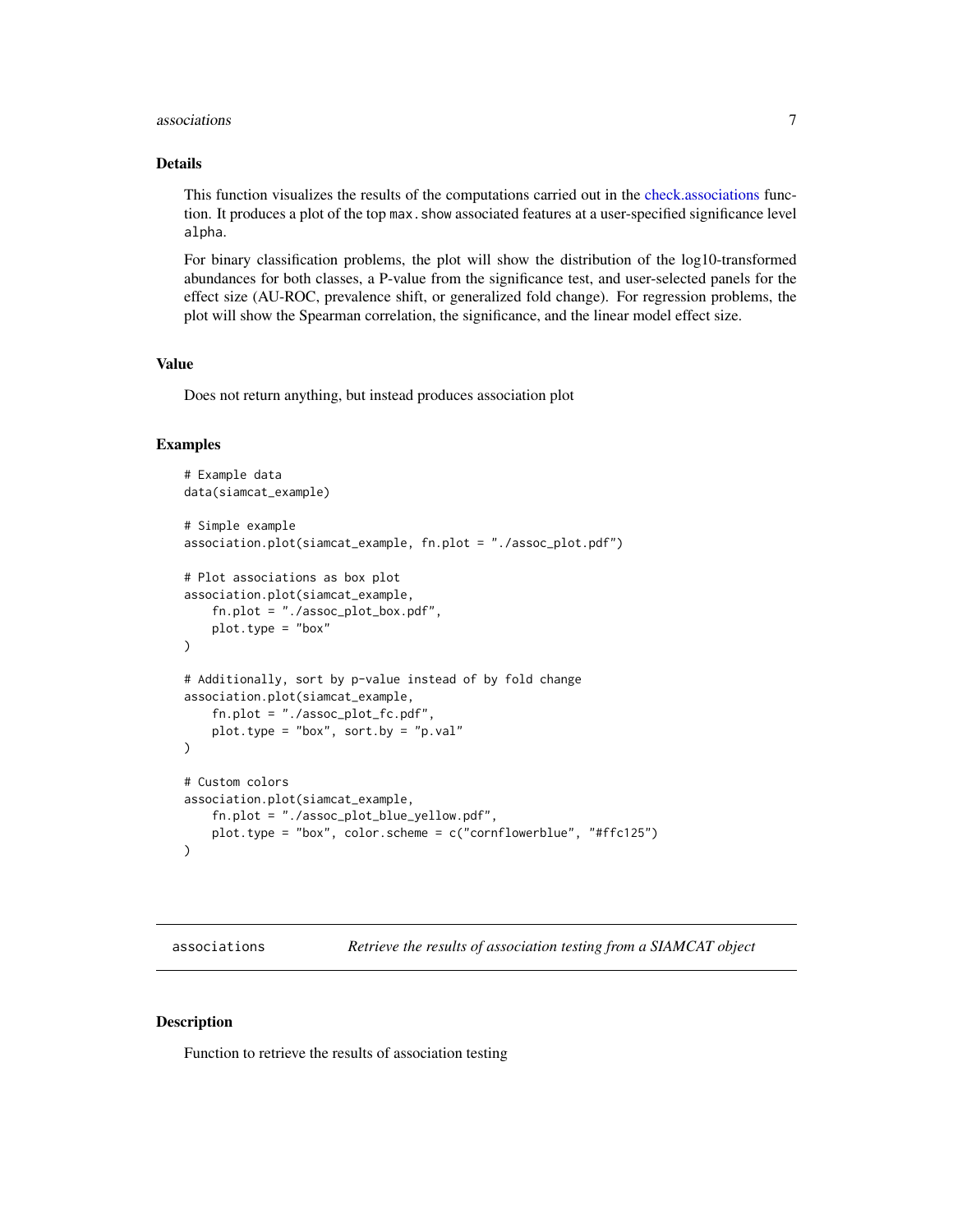## Details

This function visualizes the results of the computations carried out in the check.associations function. It produces a plot of the top `max.show` associated features at a user-specified significance level `alpha`.

For binary classification problems, the plot will show the distribution of the log10-transformed abundances for both classes, a P-value from the significance test, and user-selected panels for the effect size (AU-ROC, prevalence shift, or generalized fold change). For regression problems, the plot will show the Spearman correlation, the significance, and the linear model effect size.

## Value

Does not return anything, but instead produces association plot

## Examples

```
# Example data
data(siamcat_example)

# Simple example
association.plot(siamcat_example, fn.plot = "./assoc_plot.pdf")

# Plot associations as box plot
association.plot(siamcat_example,
    fn.plot = "./assoc_plot_box.pdf",
    plot.type = "box"
)

# Additionally, sort by p-value instead of by fold change
association.plot(siamcat_example,
    fn.plot = "./assoc_plot_fc.pdf",
    plot.type = "box", sort.by = "p.val"
)

# Custom colors
association.plot(siamcat_example,
    fn.plot = "./assoc_plot_blue_yellow.pdf",
    plot.type = "box", color.scheme = c("cornflowerblue", "#ffc125")
)
```

---

# associations — *Retrieve the results of association testing from a SIAMCAT object*

## Description

Function to retrieve the results of association testing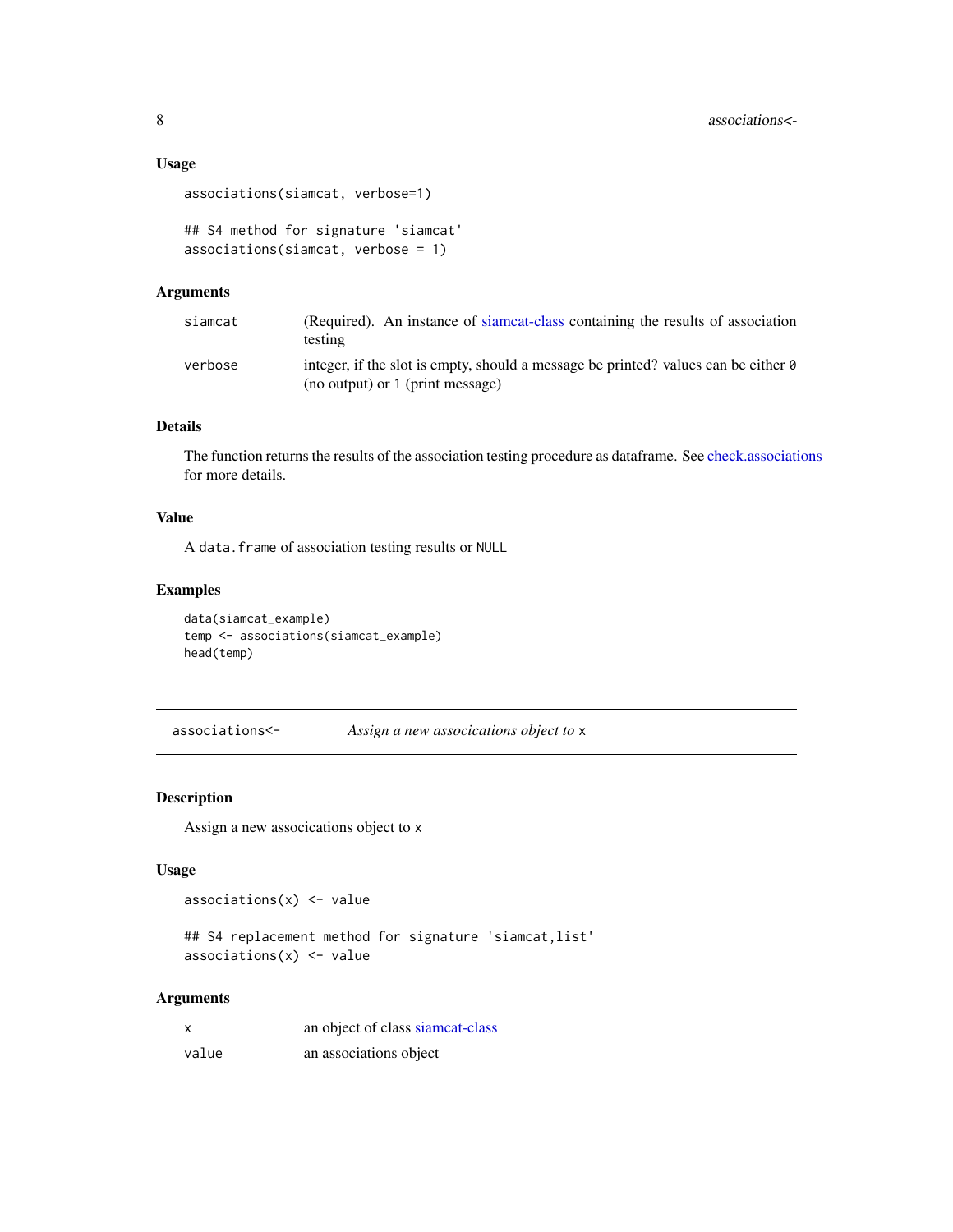### Usage

```
associations(siamcat, verbose=1)

## S4 method for signature 'siamcat'
associations(siamcat, verbose = 1)
```

### Arguments

| | |
|---|---|
| siamcat | (Required). An instance of siamcat-class containing the results of association testing |
| verbose | integer, if the slot is empty, should a message be printed? values can be either 0 (no output) or 1 (print message) |

### Details

The function returns the results of the association testing procedure as dataframe. See check.associations for more details.

### Value

A `data.frame` of association testing results or `NULL`

### Examples

```
data(siamcat_example)
temp <- associations(siamcat_example)
head(temp)
```

---

## associations<- *Assign a new assocications object to* `x`

### Description

Assign a new assocications object to `x`

### Usage

```
associations(x) <- value

## S4 replacement method for signature 'siamcat,list'
associations(x) <- value
```

### Arguments

| | |
|---|---|
| x | an object of class siamcat-class |
| value | an associations object |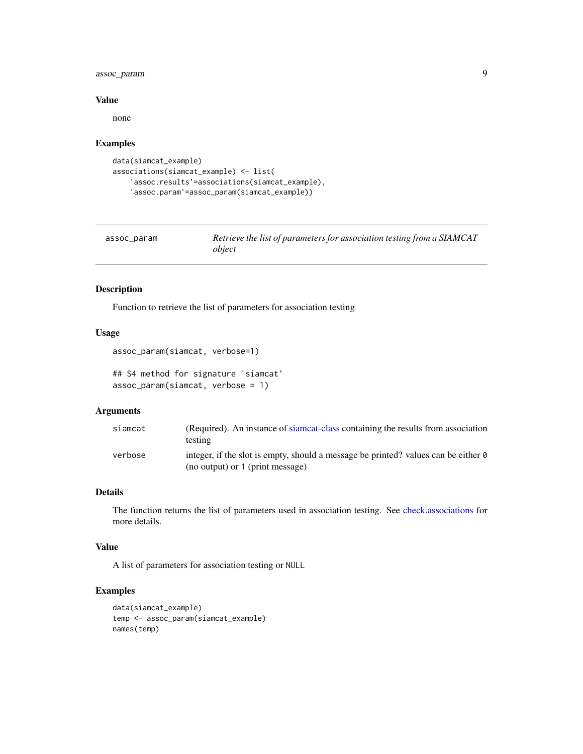### Value

none

### Examples

```
data(siamcat_example)
associations(siamcat_example) <- list(
    'assoc.results'=associations(siamcat_example),
    'assoc.param'=assoc_param(siamcat_example))
```

---

## assoc_param — *Retrieve the list of parameters for association testing from a SIAMCAT object*

---

### Description

Function to retrieve the list of parameters for association testing

### Usage

```
assoc_param(siamcat, verbose=1)

## S4 method for signature 'siamcat'
assoc_param(siamcat, verbose = 1)
```

### Arguments

| | |
|---|---|
| siamcat | (Required). An instance of siamcat-class containing the results from association testing |
| verbose | integer, if the slot is empty, should a message be printed? values can be either `0` (no output) or `1` (print message) |

### Details

The function returns the list of parameters used in association testing. See check.associations for more details.

### Value

A list of parameters for association testing or `NULL`

### Examples

```
data(siamcat_example)
temp <- assoc_param(siamcat_example)
names(temp)
```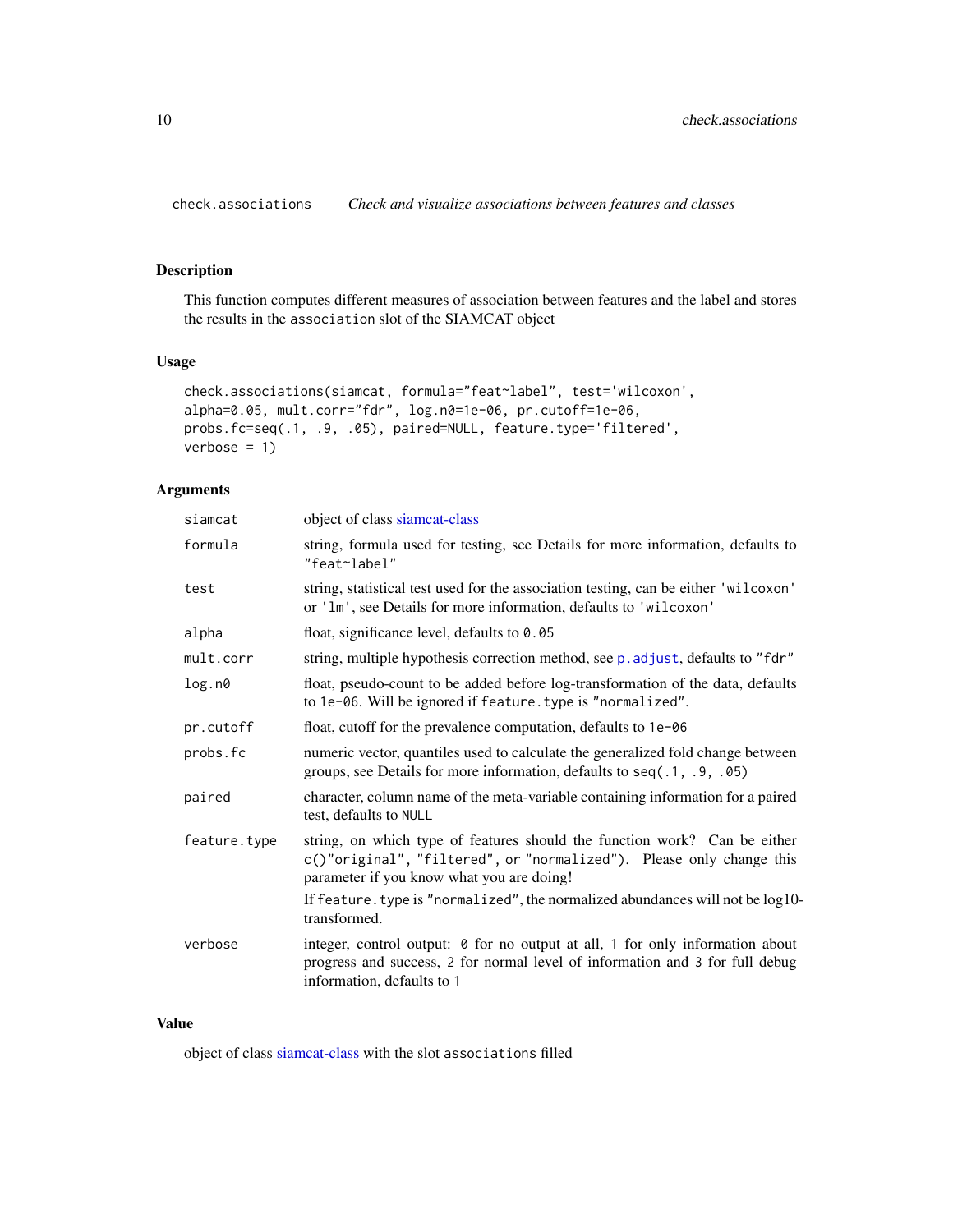## check.associations — *Check and visualize associations between features and classes*

### Description

This function computes different measures of association between features and the label and stores the results in the association slot of the SIAMCAT object

### Usage

```
check.associations(siamcat, formula="feat~label", test='wilcoxon',
alpha=0.05, mult.corr="fdr", log.n0=1e-06, pr.cutoff=1e-06,
probs.fc=seq(.1, .9, .05), paired=NULL, feature.type='filtered',
verbose = 1)
```

### Arguments

| | |
|---|---|
| siamcat | object of class siamcat-class |
| formula | string, formula used for testing, see Details for more information, defaults to "feat~label" |
| test | string, statistical test used for the association testing, can be either 'wilcoxon' or 'lm', see Details for more information, defaults to 'wilcoxon' |
| alpha | float, significance level, defaults to 0.05 |
| mult.corr | string, multiple hypothesis correction method, see p.adjust, defaults to "fdr" |
| log.n0 | float, pseudo-count to be added before log-transformation of the data, defaults to 1e-06. Will be ignored if feature.type is "normalized". |
| pr.cutoff | float, cutoff for the prevalence computation, defaults to 1e-06 |
| probs.fc | numeric vector, quantiles used to calculate the generalized fold change between groups, see Details for more information, defaults to seq(.1, .9, .05) |
| paired | character, column name of the meta-variable containing information for a paired test, defaults to NULL |
| feature.type | string, on which type of features should the function work? Can be either c()"original", "filtered", or "normalized"). Please only change this parameter if you know what you are doing! If feature.type is "normalized", the normalized abundances will not be log10-transformed. |
| verbose | integer, control output: 0 for no output at all, 1 for only information about progress and success, 2 for normal level of information and 3 for full debug information, defaults to 1 |

### Value

object of class siamcat-class with the slot associations filled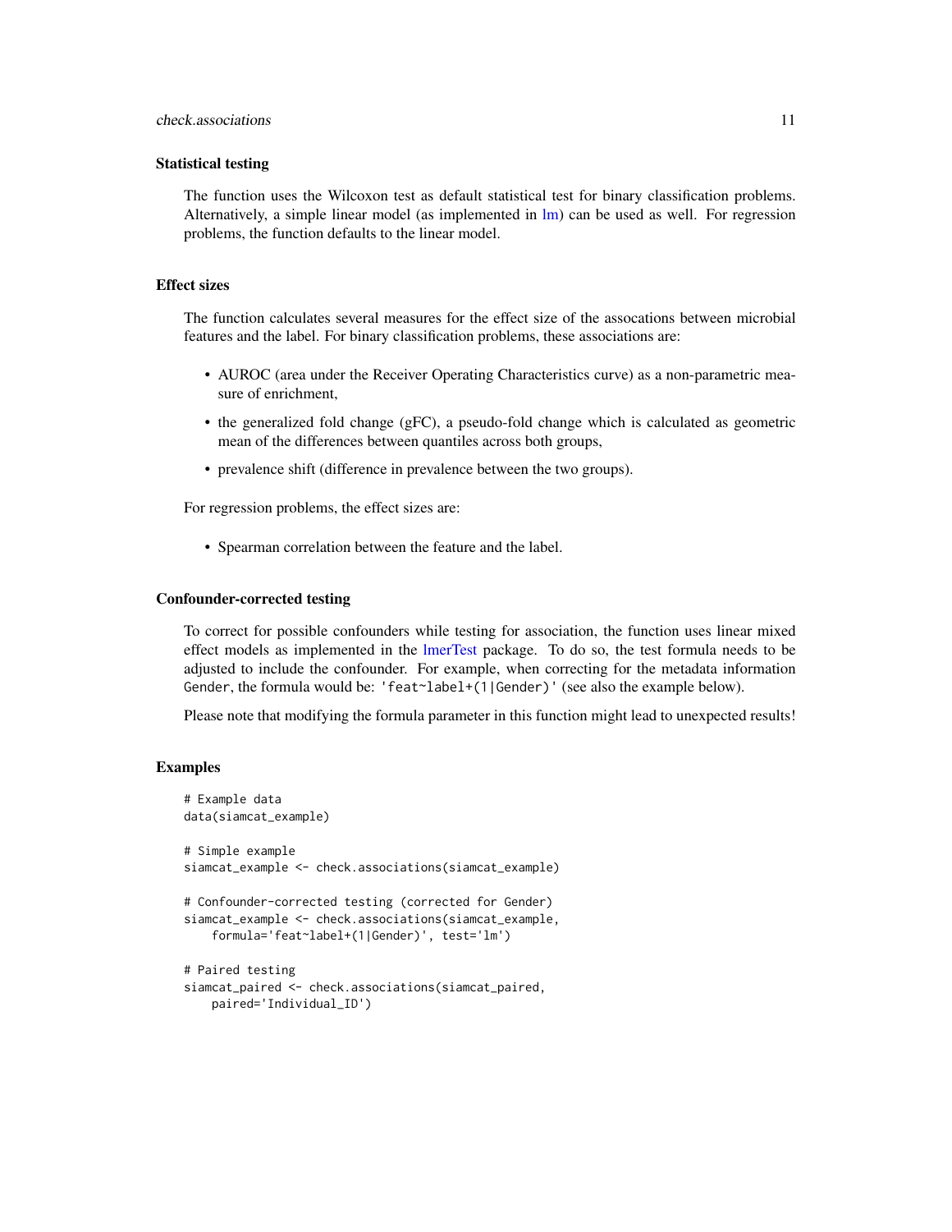### Statistical testing

The function uses the Wilcoxon test as default statistical test for binary classification problems. Alternatively, a simple linear model (as implemented in lm) can be used as well. For regression problems, the function defaults to the linear model.

### Effect sizes

The function calculates several measures for the effect size of the assocations between microbial features and the label. For binary classification problems, these associations are:

- AUROC (area under the Receiver Operating Characteristics curve) as a non-parametric measure of enrichment,
- the generalized fold change (gFC), a pseudo-fold change which is calculated as geometric mean of the differences between quantiles across both groups,
- prevalence shift (difference in prevalence between the two groups).

For regression problems, the effect sizes are:

- Spearman correlation between the feature and the label.

### Confounder-corrected testing

To correct for possible confounders while testing for association, the function uses linear mixed effect models as implemented in the lmerTest package. To do so, the test formula needs to be adjusted to include the confounder. For example, when correcting for the metadata information `Gender`, the formula would be: `'feat~label+(1|Gender)'` (see also the example below).

Please note that modifying the formula parameter in this function might lead to unexpected results!

### Examples

```
# Example data
data(siamcat_example)

# Simple example
siamcat_example <- check.associations(siamcat_example)

# Confounder-corrected testing (corrected for Gender)
siamcat_example <- check.associations(siamcat_example,
    formula='feat~label+(1|Gender)', test='lm')

# Paired testing
siamcat_paired <- check.associations(siamcat_paired,
    paired='Individual_ID')
```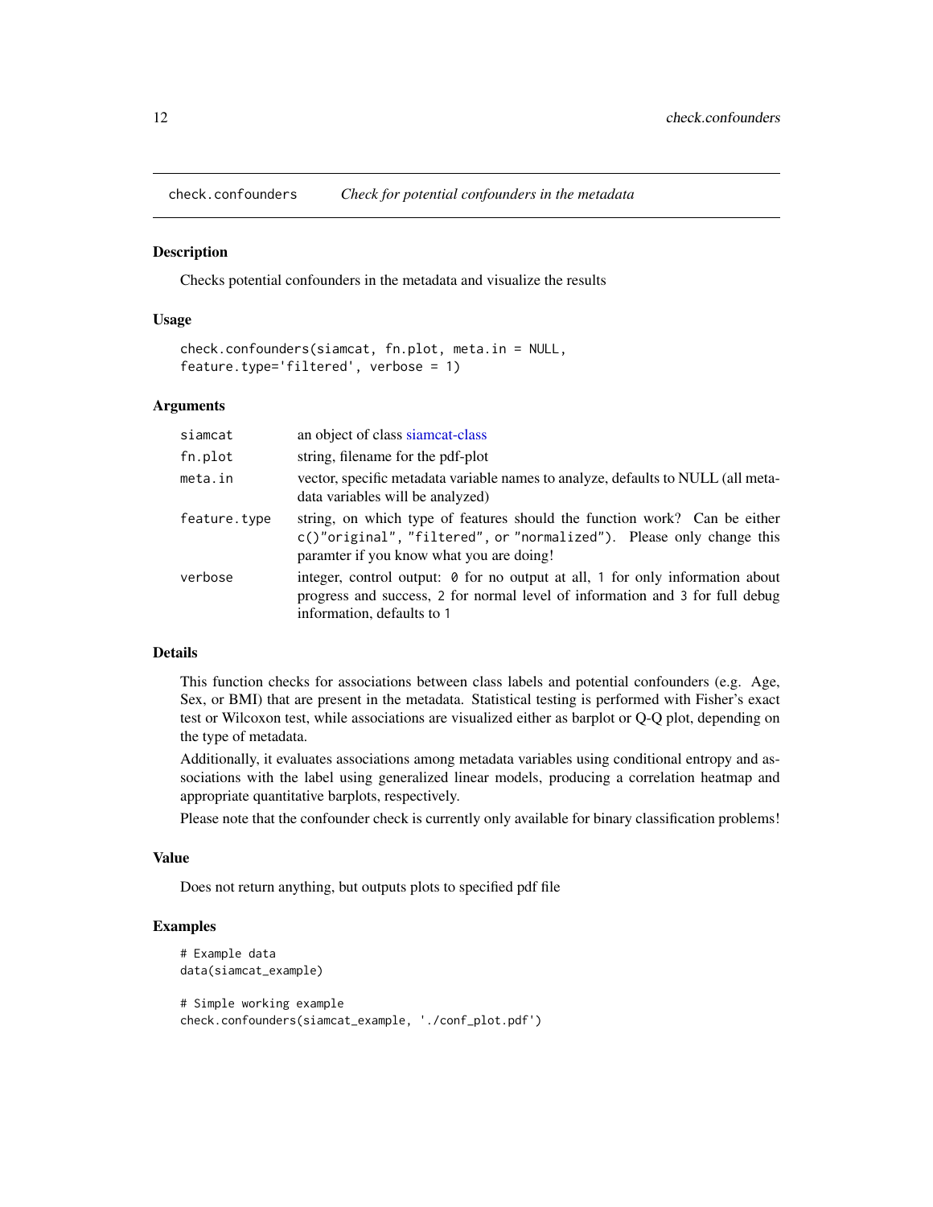## check.confounders *Check for potential confounders in the metadata*

### Description

Checks potential confounders in the metadata and visualize the results

### Usage

```
check.confounders(siamcat, fn.plot, meta.in = NULL,
feature.type='filtered', verbose = 1)
```

### Arguments

| | |
|---|---|
| siamcat | an object of class siamcat-class |
| fn.plot | string, filename for the pdf-plot |
| meta.in | vector, specific metadata variable names to analyze, defaults to NULL (all metadata variables will be analyzed) |
| feature.type | string, on which type of features should the function work? Can be either c()"original", "filtered", or "normalized"). Please only change this paramter if you know what you are doing! |
| verbose | integer, control output: 0 for no output at all, 1 for only information about progress and success, 2 for normal level of information and 3 for full debug information, defaults to 1 |

### Details

This function checks for associations between class labels and potential confounders (e.g. Age, Sex, or BMI) that are present in the metadata. Statistical testing is performed with Fisher's exact test or Wilcoxon test, while associations are visualized either as barplot or Q-Q plot, depending on the type of metadata.

Additionally, it evaluates associations among metadata variables using conditional entropy and associations with the label using generalized linear models, producing a correlation heatmap and appropriate quantitative barplots, respectively.

Please note that the confounder check is currently only available for binary classification problems!

### Value

Does not return anything, but outputs plots to specified pdf file

### Examples

```
# Example data
data(siamcat_example)

# Simple working example
check.confounders(siamcat_example, './conf_plot.pdf')
```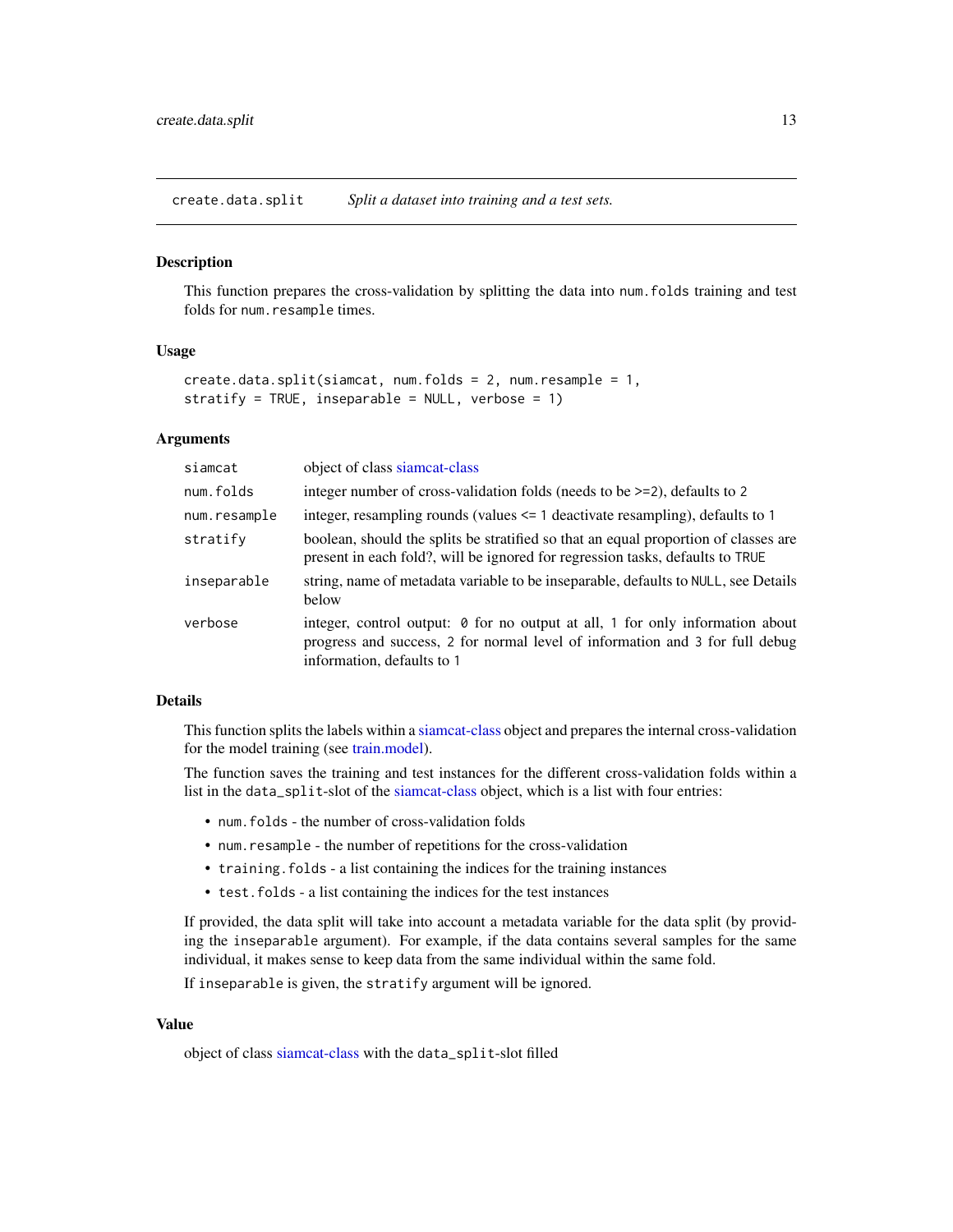create.data.split    *Split a dataset into training and a test sets.*

### Description

This function prepares the cross-validation by splitting the data into `num.folds` training and test folds for `num.resample` times.

### Usage

```
create.data.split(siamcat, num.folds = 2, num.resample = 1,
stratify = TRUE, inseparable = NULL, verbose = 1)
```

### Arguments

| | |
|---|---|
| `siamcat` | object of class siamcat-class |
| `num.folds` | integer number of cross-validation folds (needs to be >=2), defaults to `2` |
| `num.resample` | integer, resampling rounds (values <= `1` deactivate resampling), defaults to `1` |
| `stratify` | boolean, should the splits be stratified so that an equal proportion of classes are present in each fold?, will be ignored for regression tasks, defaults to `TRUE` |
| `inseparable` | string, name of metadata variable to be inseparable, defaults to `NULL`, see Details below |
| `verbose` | integer, control output: `0` for no output at all, `1` for only information about progress and success, `2` for normal level of information and `3` for full debug information, defaults to `1` |

### Details

This function splits the labels within a siamcat-class object and prepares the internal cross-validation for the model training (see train.model).

The function saves the training and test instances for the different cross-validation folds within a list in the `data_split`-slot of the siamcat-class object, which is a list with four entries:

- `num.folds` - the number of cross-validation folds
- `num.resample` - the number of repetitions for the cross-validation
- `training.folds` - a list containing the indices for the training instances
- `test.folds` - a list containing the indices for the test instances

If provided, the data split will take into account a metadata variable for the data split (by providing the `inseparable` argument). For example, if the data contains several samples for the same individual, it makes sense to keep data from the same individual within the same fold.

If `inseparable` is given, the `stratify` argument will be ignored.

### Value

object of class siamcat-class with the `data_split`-slot filled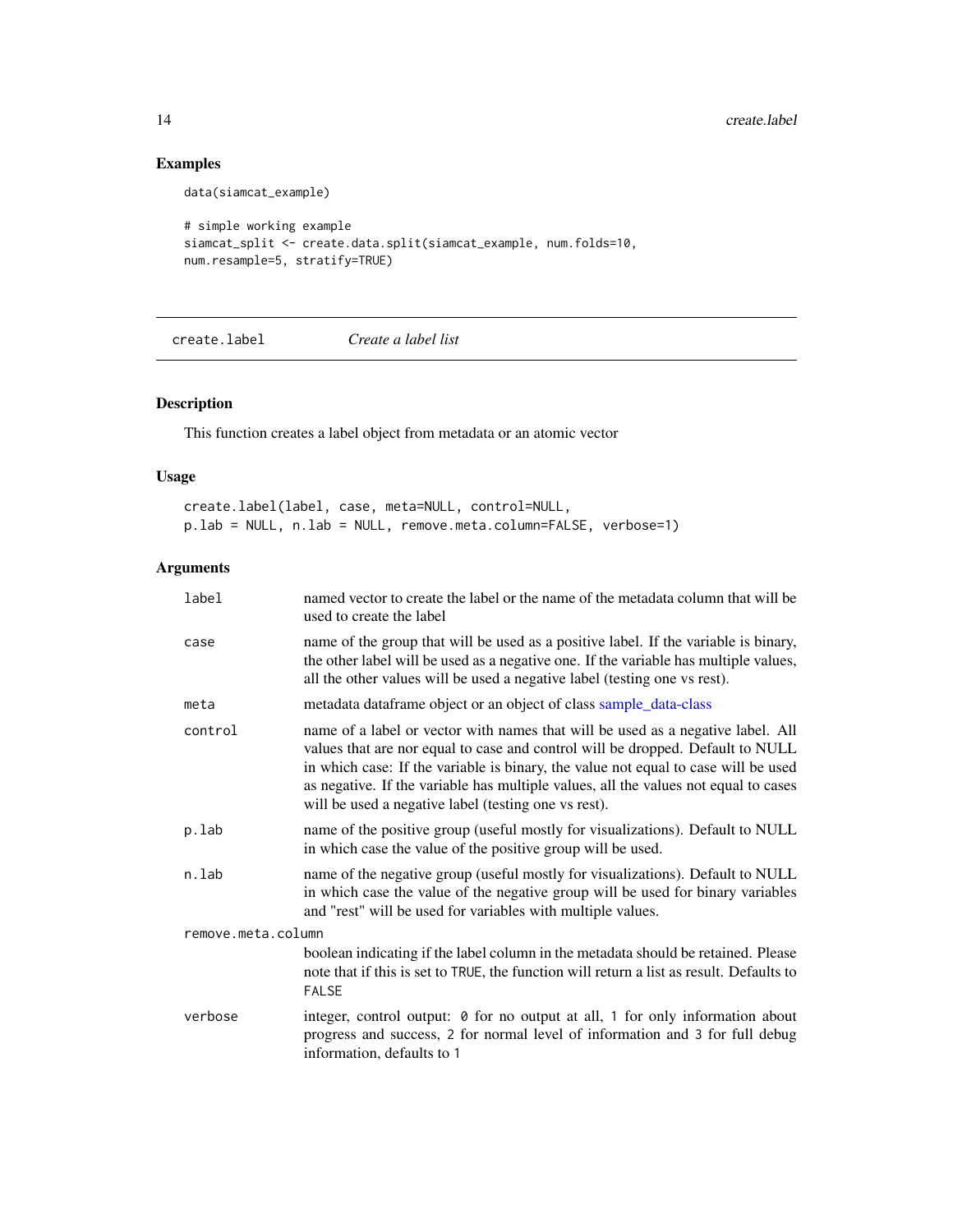## Examples

```
data(siamcat_example)

# simple working example
siamcat_split <- create.data.split(siamcat_example, num.folds=10,
num.resample=5, stratify=TRUE)
```

---

## create.label *Create a label list*

### Description

This function creates a label object from metadata or an atomic vector

### Usage

```
create.label(label, case, meta=NULL, control=NULL,
p.lab = NULL, n.lab = NULL, remove.meta.column=FALSE, verbose=1)
```

### Arguments

| | |
|---|---|
| `label` | named vector to create the label or the name of the metadata column that will be used to create the label |
| `case` | name of the group that will be used as a positive label. If the variable is binary, the other label will be used as a negative one. If the variable has multiple values, all the other values will be used a negative label (testing one vs rest). |
| `meta` | metadata dataframe object or an object of class sample_data-class |
| `control` | name of a label or vector with names that will be used as a negative label. All values that are nor equal to case and control will be dropped. Default to NULL in which case: If the variable is binary, the value not equal to case will be used as negative. If the variable has multiple values, all the values not equal to cases will be used a negative label (testing one vs rest). |
| `p.lab` | name of the positive group (useful mostly for visualizations). Default to NULL in which case the value of the positive group will be used. |
| `n.lab` | name of the negative group (useful mostly for visualizations). Default to NULL in which case the value of the negative group will be used for binary variables and "rest" will be used for variables with multiple values. |
| `remove.meta.column` | boolean indicating if the label column in the metadata should be retained. Please note that if this is set to `TRUE`, the function will return a list as result. Defaults to `FALSE` |
| `verbose` | integer, control output: `0` for no output at all, `1` for only information about progress and success, `2` for normal level of information and `3` for full debug information, defaults to `1` |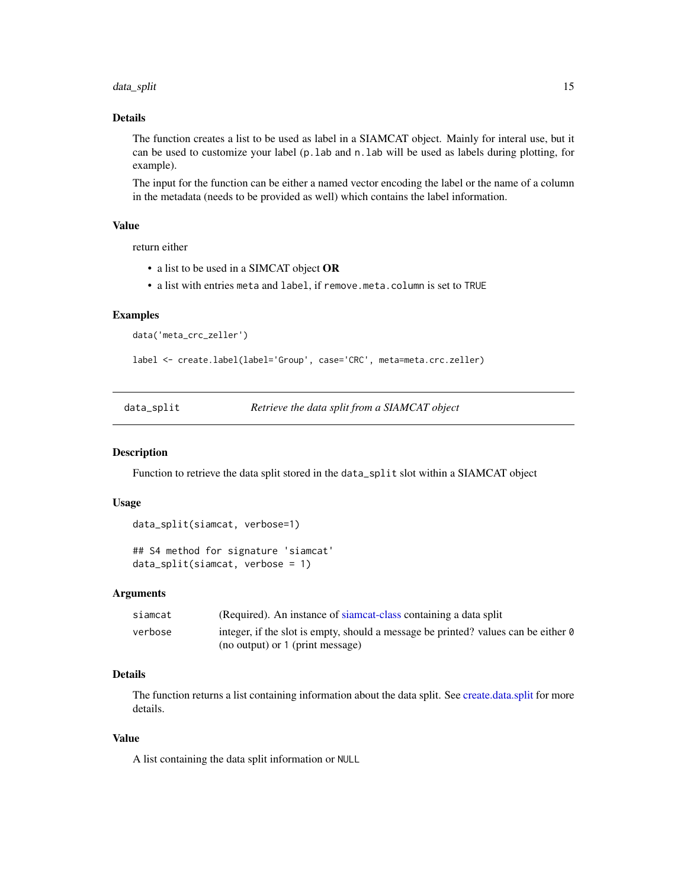### Details

The function creates a list to be used as label in a SIAMCAT object. Mainly for interal use, but it can be used to customize your label (`p.lab` and `n.lab` will be used as labels during plotting, for example).

The input for the function can be either a named vector encoding the label or the name of a column in the metadata (needs to be provided as well) which contains the label information.

### Value

return either

- a list to be used in a SIMCAT object **OR**
- a list with entries `meta` and `label`, if `remove.meta.column` is set to `TRUE`

### Examples

```
data('meta_crc_zeller')

label <- create.label(label='Group', case='CRC', meta=meta.crc.zeller)
```

---

## data_split — *Retrieve the data split from a SIAMCAT object*

### Description

Function to retrieve the data split stored in the `data_split` slot within a SIAMCAT object

### Usage

```
data_split(siamcat, verbose=1)

## S4 method for signature 'siamcat'
data_split(siamcat, verbose = 1)
```

### Arguments

| | |
|---|---|
| siamcat | (Required). An instance of siamcat-class containing a data split |
| verbose | integer, if the slot is empty, should a message be printed? values can be either `0` (no output) or `1` (print message) |

### Details

The function returns a list containing information about the data split. See create.data.split for more details.

### Value

A list containing the data split information or `NULL`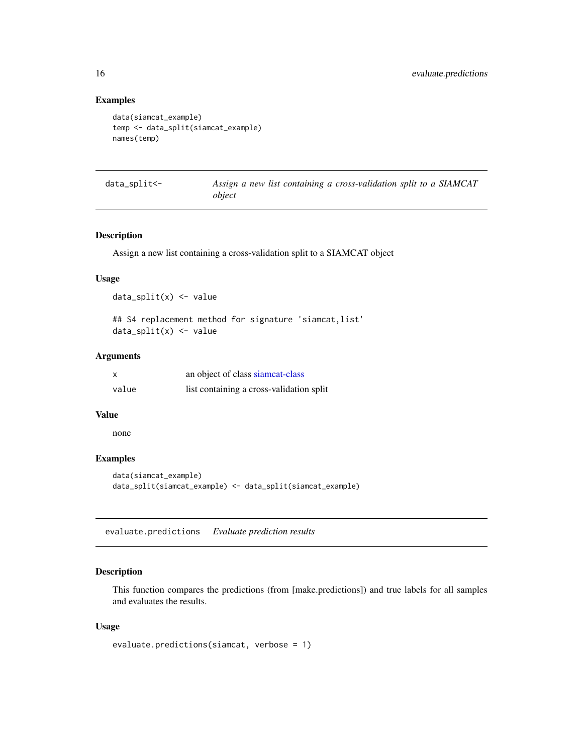## Examples

```
data(siamcat_example)
temp <- data_split(siamcat_example)
names(temp)
```

---

## data_split<- *Assign a new list containing a cross-validation split to a SIAMCAT object*

### Description

Assign a new list containing a cross-validation split to a SIAMCAT object

### Usage

```
data_split(x) <- value

## S4 replacement method for signature 'siamcat,list'
data_split(x) <- value
```

### Arguments

| | |
|---|---|
| x | an object of class siamcat-class |
| value | list containing a cross-validation split |

### Value

none

### Examples

```
data(siamcat_example)
data_split(siamcat_example) <- data_split(siamcat_example)
```

---

## evaluate.predictions *Evaluate prediction results*

### Description

This function compares the predictions (from [make.predictions]) and true labels for all samples and evaluates the results.

### Usage

```
evaluate.predictions(siamcat, verbose = 1)
```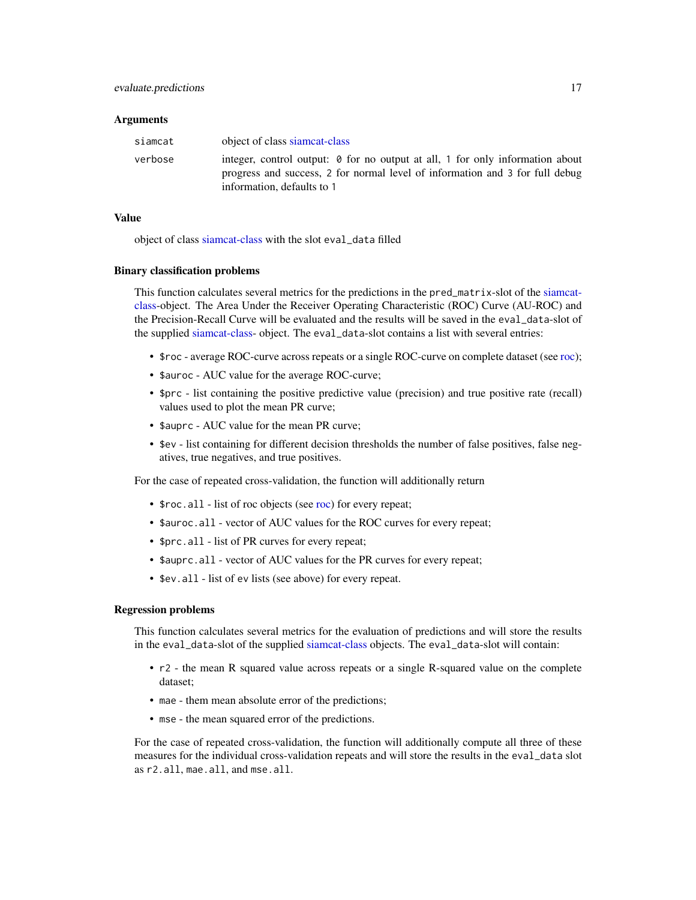### Arguments

| | |
|---|---|
| `siamcat` | object of class siamcat-class |
| `verbose` | integer, control output: `0` for no output at all, `1` for only information about progress and success, `2` for normal level of information and `3` for full debug information, defaults to `1` |

### Value

object of class siamcat-class with the slot `eval_data` filled

### Binary classification problems

This function calculates several metrics for the predictions in the `pred_matrix`-slot of the siamcat-class-object. The Area Under the Receiver Operating Characteristic (ROC) Curve (AU-ROC) and the Precision-Recall Curve will be evaluated and the results will be saved in the `eval_data`-slot of the supplied siamcat-class- object. The `eval_data`-slot contains a list with several entries:

- `$roc` - average ROC-curve across repeats or a single ROC-curve on complete dataset (see roc);
- `$auroc` - AUC value for the average ROC-curve;
- `$prc` - list containing the positive predictive value (precision) and true positive rate (recall) values used to plot the mean PR curve;
- `$auprc` - AUC value for the mean PR curve;
- `$ev` - list containing for different decision thresholds the number of false positives, false negatives, true negatives, and true positives.

For the case of repeated cross-validation, the function will additionally return

- `$roc.all` - list of roc objects (see roc) for every repeat;
- `$auroc.all` - vector of AUC values for the ROC curves for every repeat;
- `$prc.all` - list of PR curves for every repeat;
- `$auprc.all` - vector of AUC values for the PR curves for every repeat;
- `$ev.all` - list of ev lists (see above) for every repeat.

### Regression problems

This function calculates several metrics for the evaluation of predictions and will store the results in the `eval_data`-slot of the supplied siamcat-class objects. The `eval_data`-slot will contain:

- `r2` - the mean R squared value across repeats or a single R-squared value on the complete dataset;
- `mae` - them mean absolute error of the predictions;
- `mse` - the mean squared error of the predictions.

For the case of repeated cross-validation, the function will additionally compute all three of these measures for the individual cross-validation repeats and will store the results in the `eval_data` slot as `r2.all`, `mae.all`, and `mse.all`.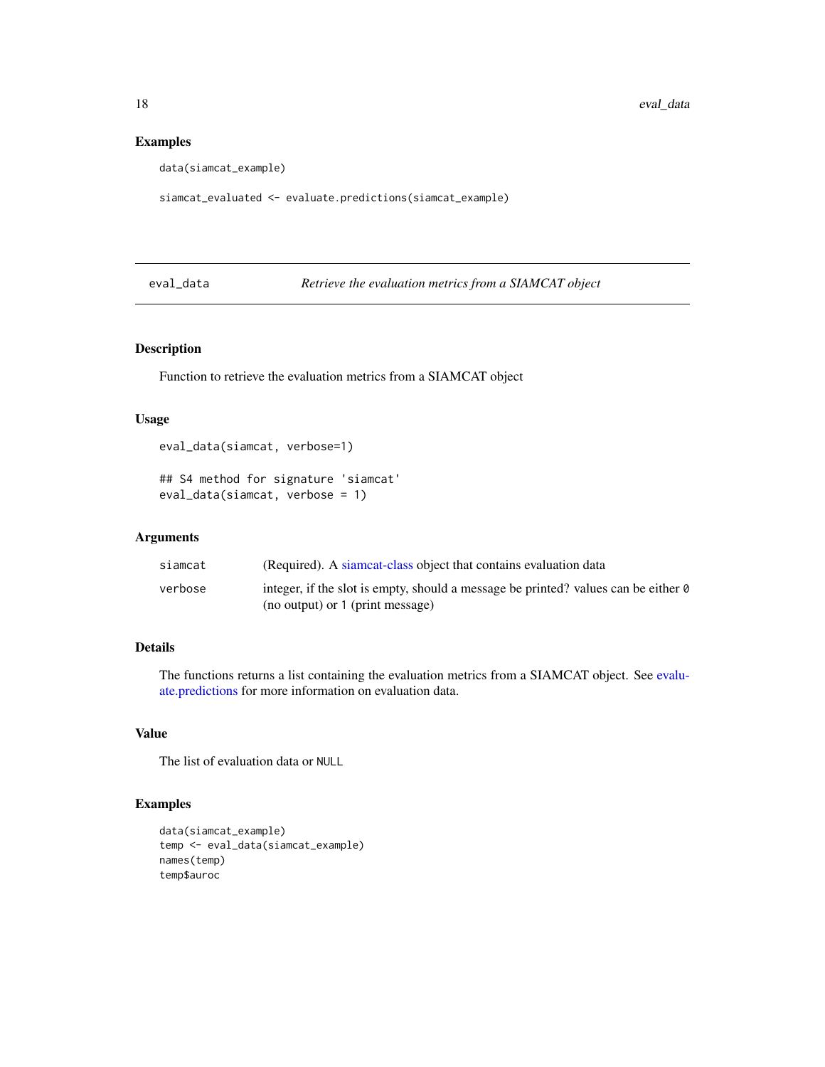## Examples

```
data(siamcat_example)

siamcat_evaluated <- evaluate.predictions(siamcat_example)
```

---

# eval_data — *Retrieve the evaluation metrics from a SIAMCAT object*

---

## Description

Function to retrieve the evaluation metrics from a SIAMCAT object

## Usage

```
eval_data(siamcat, verbose=1)

## S4 method for signature 'siamcat'
eval_data(siamcat, verbose = 1)
```

## Arguments

| | |
|---|---|
| siamcat | (Required). A siamcat-class object that contains evaluation data |
| verbose | integer, if the slot is empty, should a message be printed? values can be either 0 (no output) or 1 (print message) |

## Details

The functions returns a list containing the evaluation metrics from a SIAMCAT object. See evaluate.predictions for more information on evaluation data.

## Value

The list of evaluation data or NULL

## Examples

```
data(siamcat_example)
temp <- eval_data(siamcat_example)
names(temp)
temp$auroc
```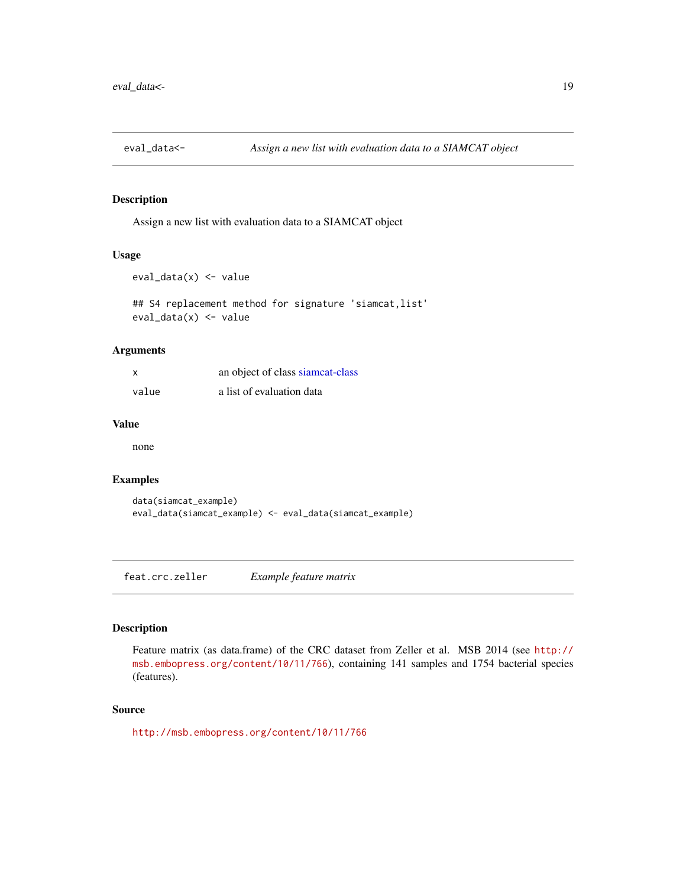## eval_data<- Assign a new list with evaluation data to a SIAMCAT object

### Description

Assign a new list with evaluation data to a SIAMCAT object

### Usage

```
eval_data(x) <- value

## S4 replacement method for signature 'siamcat,list'
eval_data(x) <- value
```

### Arguments

| | |
|---|---|
| x | an object of class siamcat-class |
| value | a list of evaluation data |

### Value

none

### Examples

```
data(siamcat_example)
eval_data(siamcat_example) <- eval_data(siamcat_example)
```

## feat.crc.zeller Example feature matrix

### Description

Feature matrix (as data.frame) of the CRC dataset from Zeller et al. MSB 2014 (see http://msb.embopress.org/content/10/11/766), containing 141 samples and 1754 bacterial species (features).

### Source

http://msb.embopress.org/content/10/11/766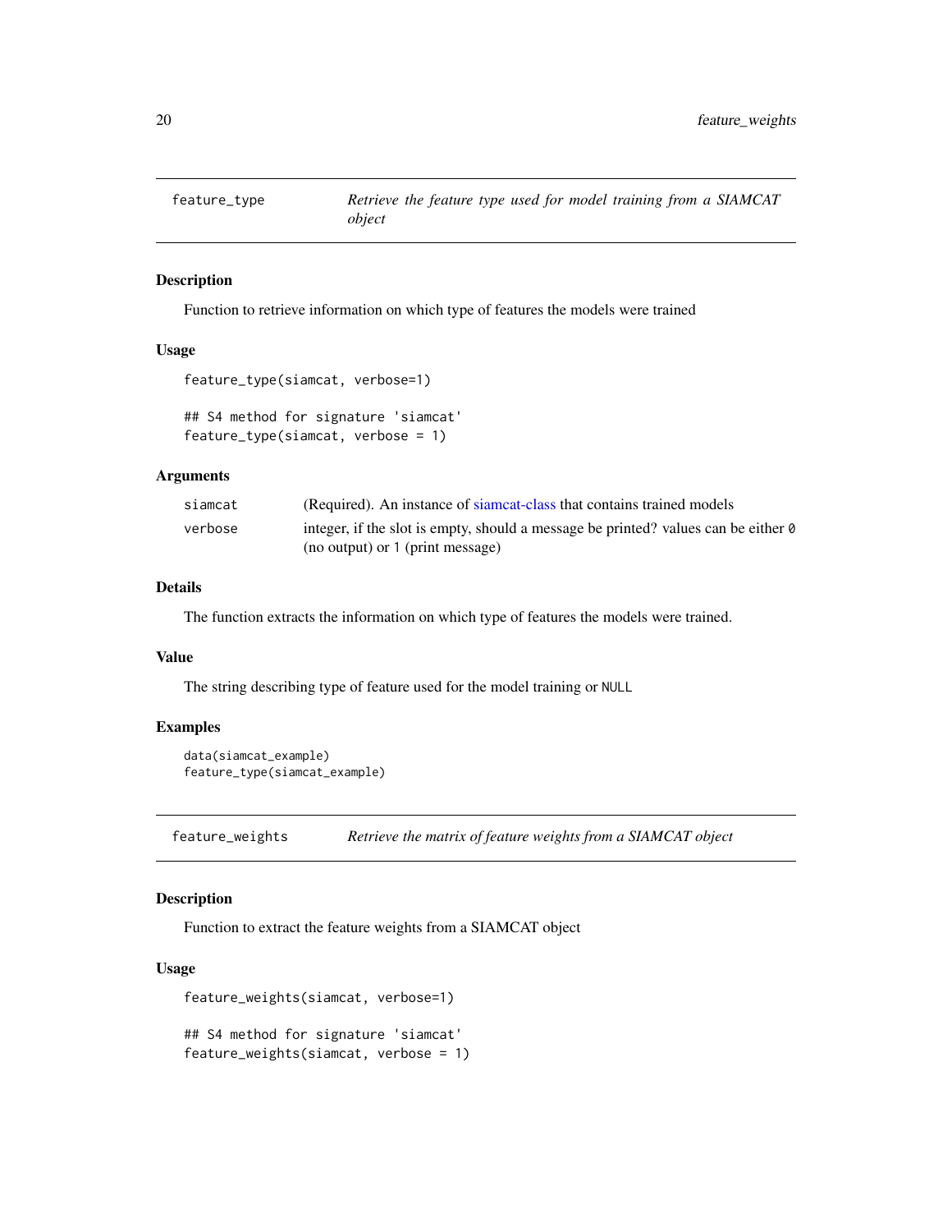## feature_type — *Retrieve the feature type used for model training from a SIAMCAT object*

### Description

Function to retrieve information on which type of features the models were trained

### Usage

```
feature_type(siamcat, verbose=1)

## S4 method for signature 'siamcat'
feature_type(siamcat, verbose = 1)
```

### Arguments

| | |
|---|---|
| siamcat | (Required). An instance of siamcat-class that contains trained models |
| verbose | integer, if the slot is empty, should a message be printed? values can be either 0 (no output) or 1 (print message) |

### Details

The function extracts the information on which type of features the models were trained.

### Value

The string describing type of feature used for the model training or NULL

### Examples

```
data(siamcat_example)
feature_type(siamcat_example)
```

## feature_weights — *Retrieve the matrix of feature weights from a SIAMCAT object*

### Description

Function to extract the feature weights from a SIAMCAT object

### Usage

```
feature_weights(siamcat, verbose=1)

## S4 method for signature 'siamcat'
feature_weights(siamcat, verbose = 1)
```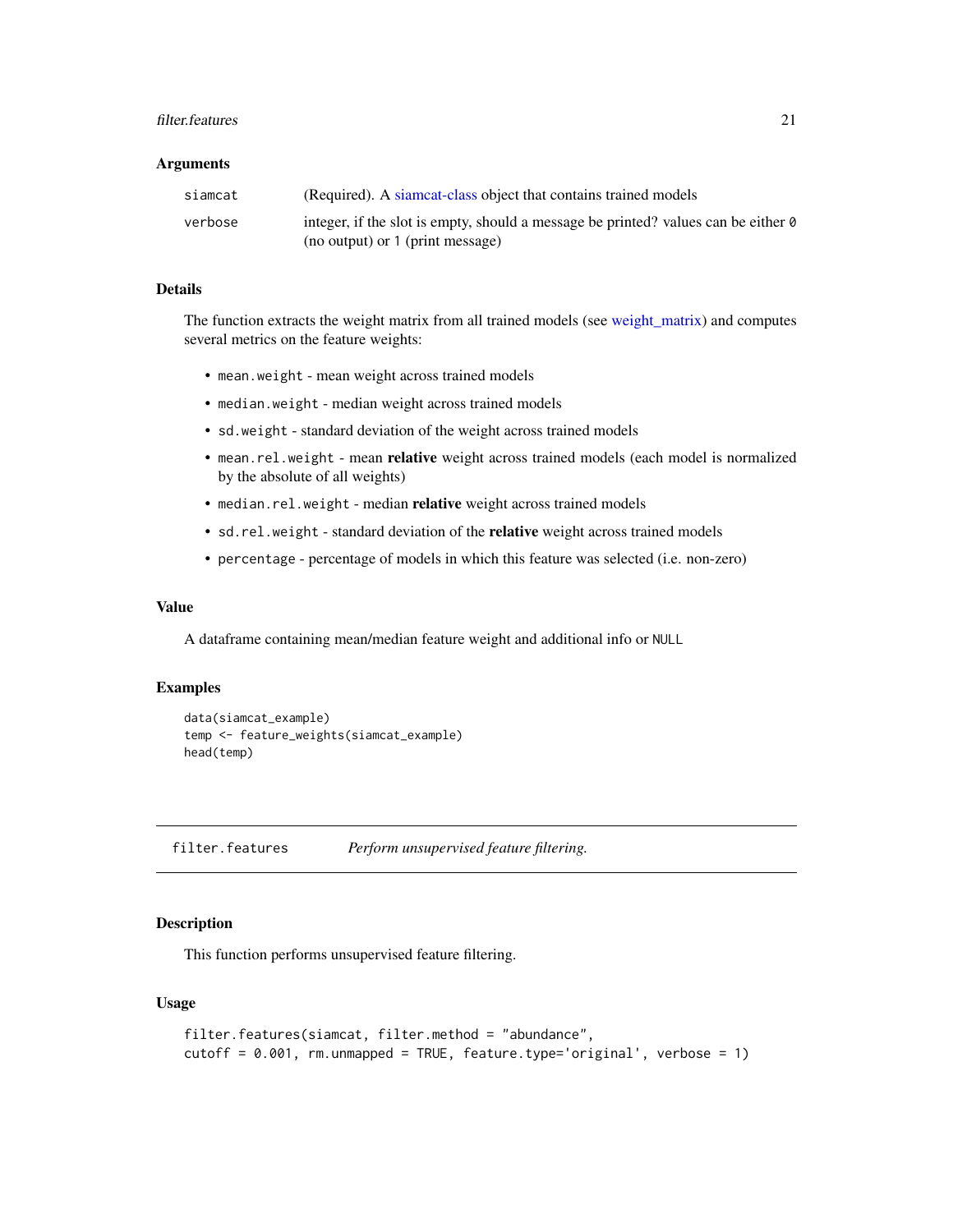### Arguments

| | |
|---|---|
| siamcat | (Required). A siamcat-class object that contains trained models |
| verbose | integer, if the slot is empty, should a message be printed? values can be either `0` (no output) or `1` (print message) |

### Details

The function extracts the weight matrix from all trained models (see weight_matrix) and computes several metrics on the feature weights:

- `mean.weight` - mean weight across trained models
- `median.weight` - median weight across trained models
- `sd.weight` - standard deviation of the weight across trained models
- `mean.rel.weight` - mean **relative** weight across trained models (each model is normalized by the absolute of all weights)
- `median.rel.weight` - median **relative** weight across trained models
- `sd.rel.weight` - standard deviation of the **relative** weight across trained models
- `percentage` - percentage of models in which this feature was selected (i.e. non-zero)

### Value

A dataframe containing mean/median feature weight and additional info or `NULL`

### Examples

```
data(siamcat_example)
temp <- feature_weights(siamcat_example)
head(temp)
```

---

## `filter.features` *Perform unsupervised feature filtering.*

---

### Description

This function performs unsupervised feature filtering.

### Usage

```
filter.features(siamcat, filter.method = "abundance",
cutoff = 0.001, rm.unmapped = TRUE, feature.type='original', verbose = 1)
```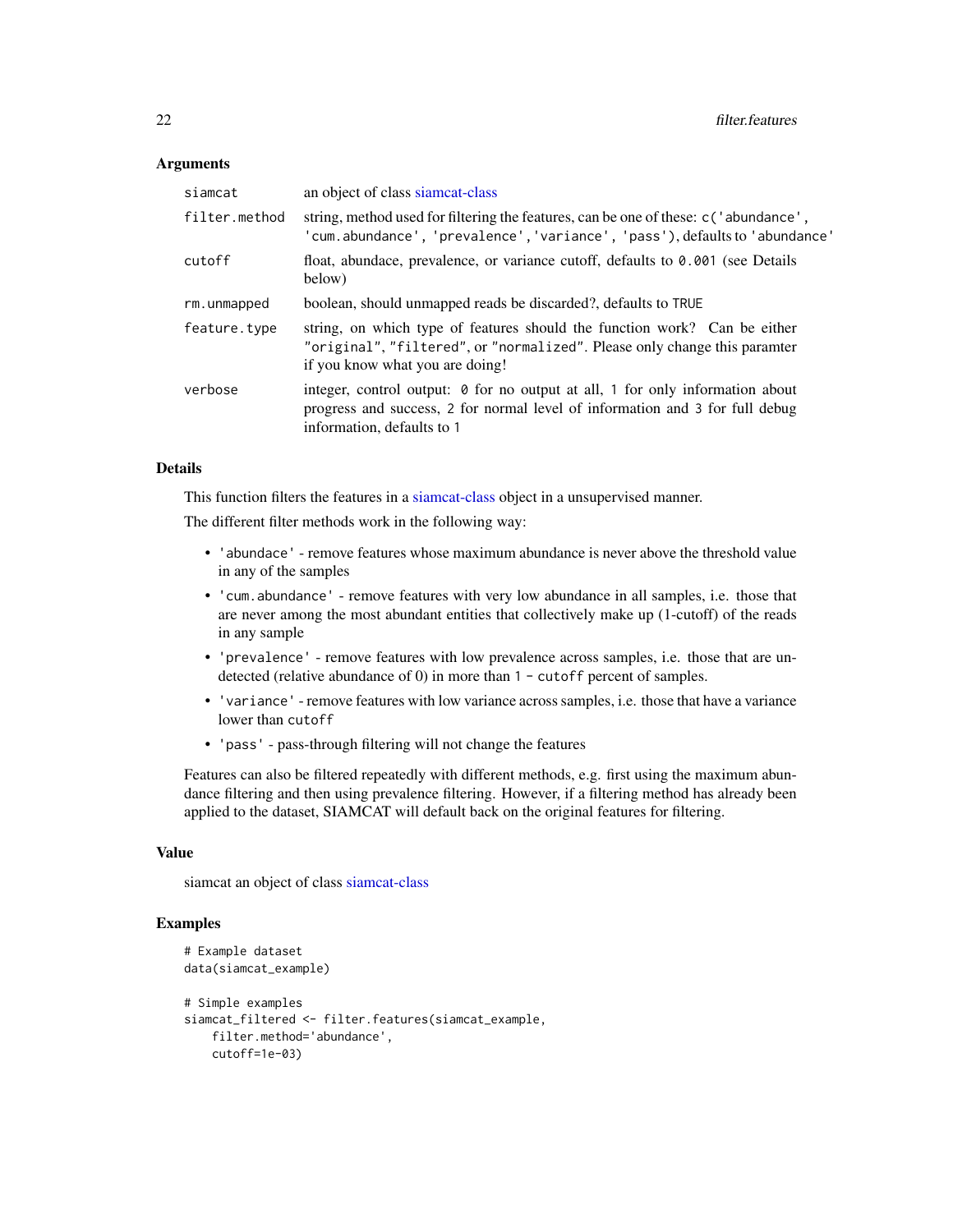## Arguments

| | |
|---|---|
| `siamcat` | an object of class siamcat-class |
| `filter.method` | string, method used for filtering the features, can be one of these: `c('abundance', 'cum.abundance', 'prevalence','variance', 'pass')`, defaults to `'abundance'` |
| `cutoff` | float, abundace, prevalence, or variance cutoff, defaults to `0.001` (see Details below) |
| `rm.unmapped` | boolean, should unmapped reads be discarded?, defaults to `TRUE` |
| `feature.type` | string, on which type of features should the function work? Can be either `"original"`, `"filtered"`, or `"normalized"`. Please only change this paramter if you know what you are doing! |
| `verbose` | integer, control output: `0` for no output at all, `1` for only information about progress and success, `2` for normal level of information and `3` for full debug information, defaults to `1` |

## Details

This function filters the features in a siamcat-class object in a unsupervised manner.

The different filter methods work in the following way:

- `'abundace'` - remove features whose maximum abundance is never above the threshold value in any of the samples
- `'cum.abundance'` - remove features with very low abundance in all samples, i.e. those that are never among the most abundant entities that collectively make up (1-cutoff) of the reads in any sample
- `'prevalence'` - remove features with low prevalence across samples, i.e. those that are undetected (relative abundance of 0) in more than `1 - cutoff` percent of samples.
- `'variance'` - remove features with low variance across samples, i.e. those that have a variance lower than `cutoff`
- `'pass'` - pass-through filtering will not change the features

Features can also be filtered repeatedly with different methods, e.g. first using the maximum abundance filtering and then using prevalence filtering. However, if a filtering method has already been applied to the dataset, SIAMCAT will default back on the original features for filtering.

## Value

siamcat an object of class siamcat-class

## Examples

```
# Example dataset
data(siamcat_example)

# Simple examples
siamcat_filtered <- filter.features(siamcat_example,
    filter.method='abundance',
    cutoff=1e-03)
```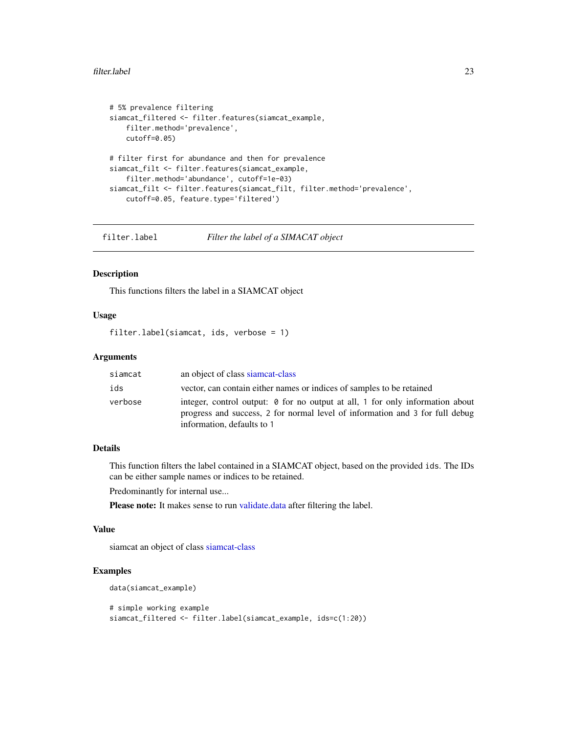```
# 5% prevalence filtering
siamcat_filtered <- filter.features(siamcat_example,
    filter.method='prevalence',
    cutoff=0.05)

# filter first for abundance and then for prevalence
siamcat_filt <- filter.features(siamcat_example,
    filter.method='abundance', cutoff=1e-03)
siamcat_filt <- filter.features(siamcat_filt, filter.method='prevalence',
    cutoff=0.05, feature.type='filtered')
```

---

## filter.label — *Filter the label of a SIMACAT object*

### Description

This functions filters the label in a SIAMCAT object

### Usage

```
filter.label(siamcat, ids, verbose = 1)
```

### Arguments

| | |
|---|---|
| siamcat | an object of class siamcat-class |
| ids | vector, can contain either names or indices of samples to be retained |
| verbose | integer, control output: 0 for no output at all, 1 for only information about progress and success, 2 for normal level of information and 3 for full debug information, defaults to 1 |

### Details

This function filters the label contained in a SIAMCAT object, based on the provided `ids`. The IDs can be either sample names or indices to be retained.

Predominantly for internal use...

**Please note:** It makes sense to run validate.data after filtering the label.

### Value

siamcat an object of class siamcat-class

### Examples

```
data(siamcat_example)

# simple working example
siamcat_filtered <- filter.label(siamcat_example, ids=c(1:20))
```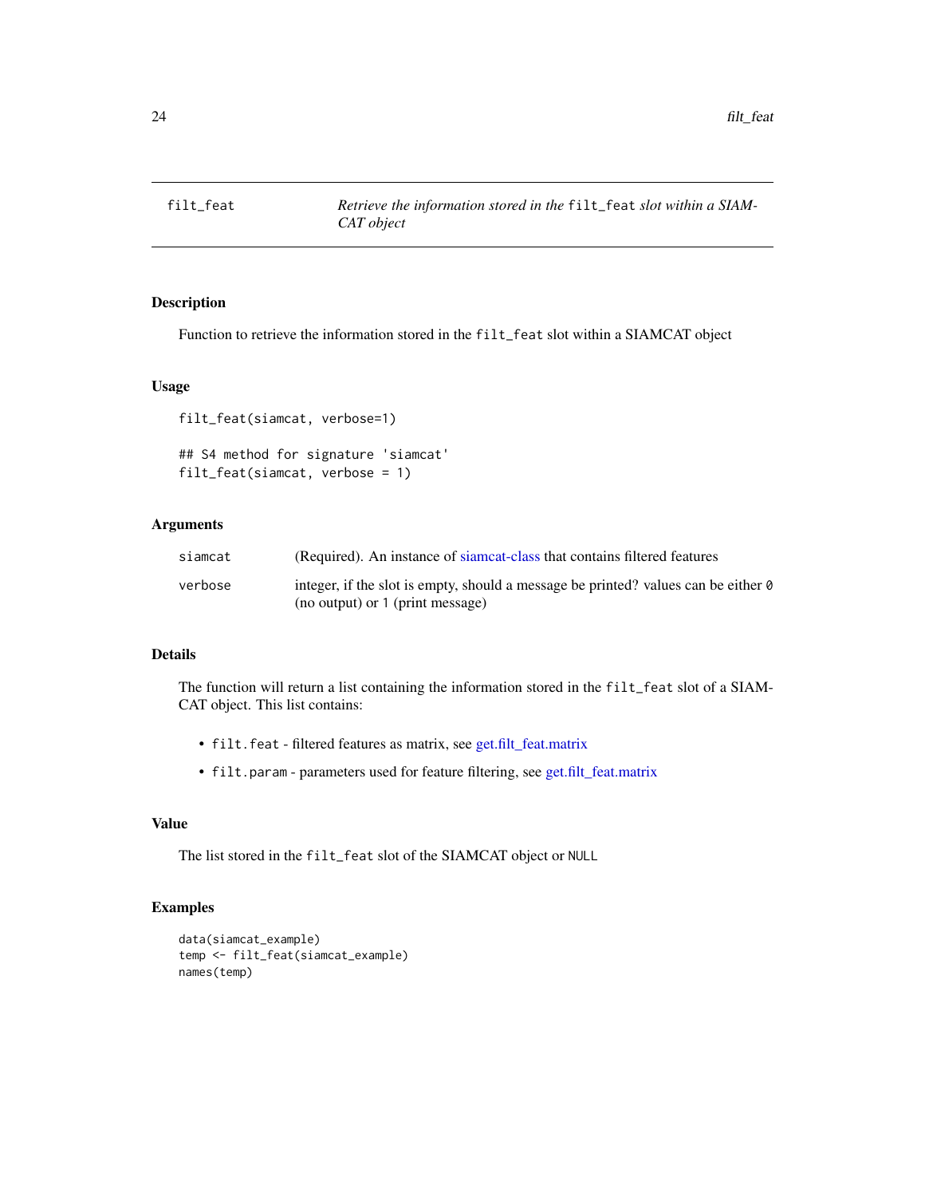# filt_feat

*Retrieve the information stored in the `filt_feat` slot within a SIAMCAT object*

## Description

Function to retrieve the information stored in the `filt_feat` slot within a SIAMCAT object

## Usage

```
filt_feat(siamcat, verbose=1)

## S4 method for signature 'siamcat'
filt_feat(siamcat, verbose = 1)
```

## Arguments

| | |
|---|---|
| `siamcat` | (Required). An instance of siamcat-class that contains filtered features |
| `verbose` | integer, if the slot is empty, should a message be printed? values can be either `0` (no output) or `1` (print message) |

## Details

The function will return a list containing the information stored in the `filt_feat` slot of a SIAMCAT object. This list contains:

- `filt.feat` - filtered features as matrix, see get.filt_feat.matrix
- `filt.param` - parameters used for feature filtering, see get.filt_feat.matrix

## Value

The list stored in the `filt_feat` slot of the SIAMCAT object or `NULL`

## Examples

```
data(siamcat_example)
temp <- filt_feat(siamcat_example)
names(temp)
```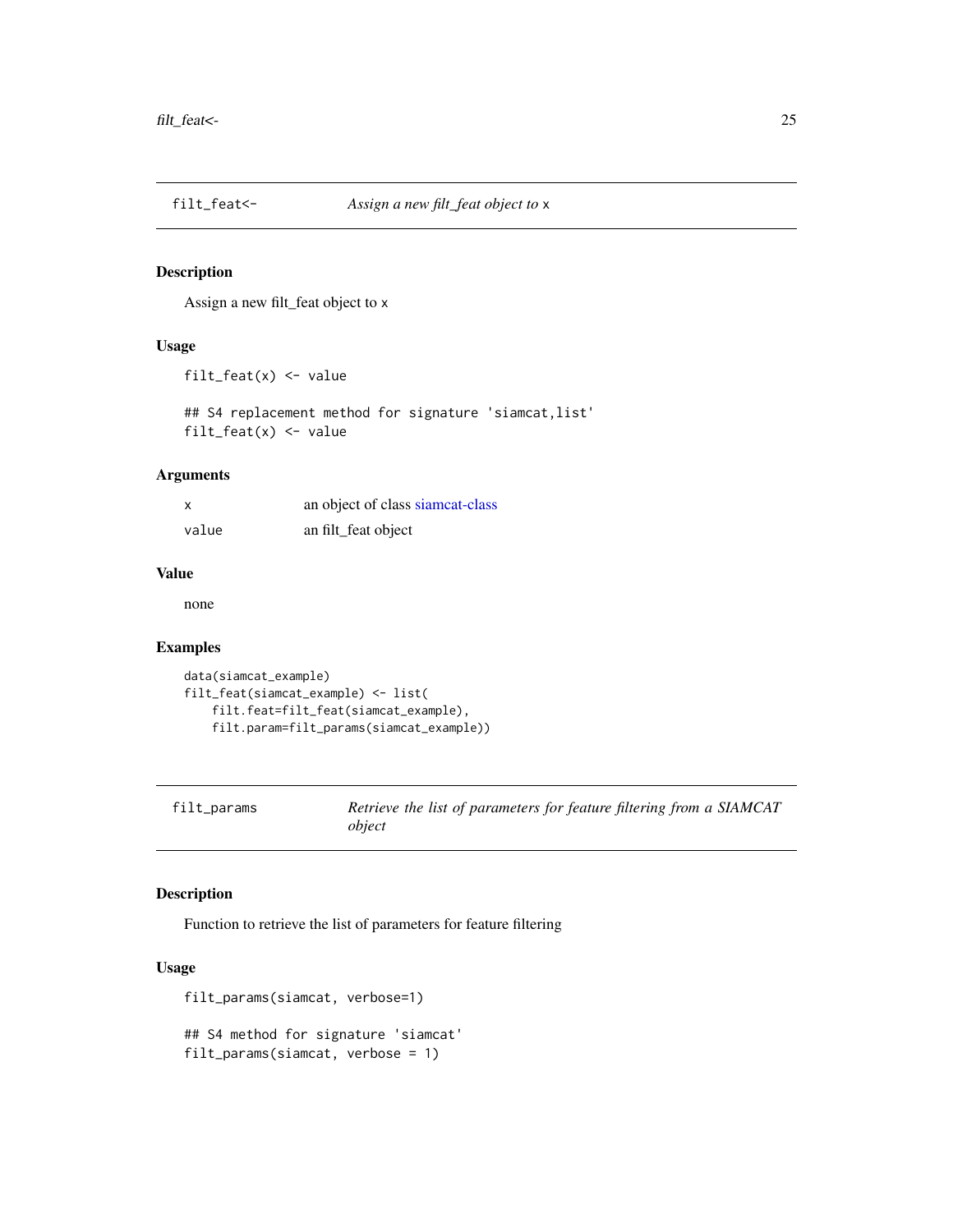## filt_feat<-  *Assign a new filt_feat object to* `x`

### Description

Assign a new filt_feat object to `x`

### Usage

```
filt_feat(x) <- value

## S4 replacement method for signature 'siamcat,list'
filt_feat(x) <- value
```

### Arguments

| | |
|---|---|
| x | an object of class siamcat-class |
| value | an filt_feat object |

### Value

none

### Examples

```
data(siamcat_example)
filt_feat(siamcat_example) <- list(
    filt.feat=filt_feat(siamcat_example),
    filt.param=filt_params(siamcat_example))
```

## filt_params  *Retrieve the list of parameters for feature filtering from a SIAMCAT object*

### Description

Function to retrieve the list of parameters for feature filtering

### Usage

```
filt_params(siamcat, verbose=1)

## S4 method for signature 'siamcat'
filt_params(siamcat, verbose = 1)
```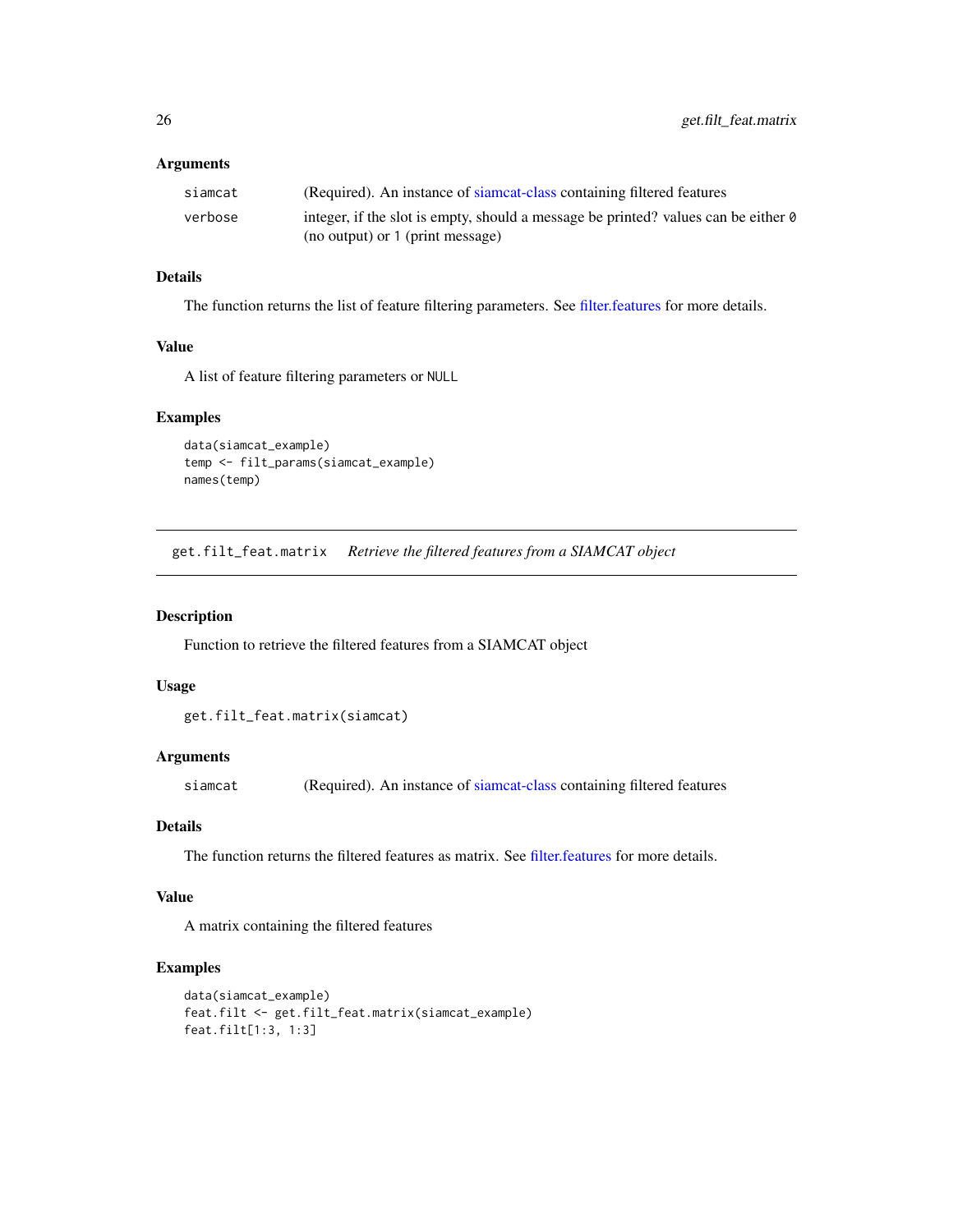### Arguments

| | |
|---|---|
| siamcat | (Required). An instance of siamcat-class containing filtered features |
| verbose | integer, if the slot is empty, should a message be printed? values can be either 0 (no output) or 1 (print message) |

### Details

The function returns the list of feature filtering parameters. See filter.features for more details.

### Value

A list of feature filtering parameters or NULL

### Examples

```
data(siamcat_example)
temp <- filt_params(siamcat_example)
names(temp)
```

---

## get.filt_feat.matrix *Retrieve the filtered features from a SIAMCAT object*

### Description

Function to retrieve the filtered features from a SIAMCAT object

### Usage

```
get.filt_feat.matrix(siamcat)
```

### Arguments

| | |
|---|---|
| siamcat | (Required). An instance of siamcat-class containing filtered features |

### Details

The function returns the filtered features as matrix. See filter.features for more details.

### Value

A matrix containing the filtered features

### Examples

```
data(siamcat_example)
feat.filt <- get.filt_feat.matrix(siamcat_example)
feat.filt[1:3, 1:3]
```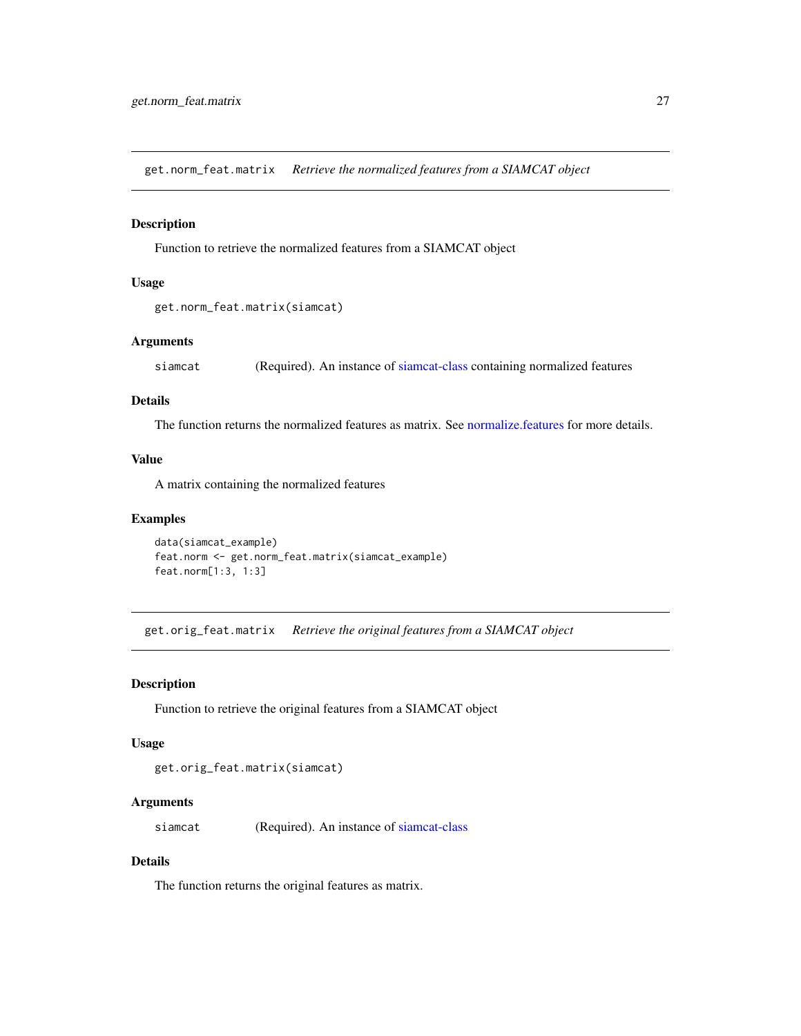## get.norm_feat.matrix *Retrieve the normalized features from a SIAMCAT object*

### Description

Function to retrieve the normalized features from a SIAMCAT object

### Usage

```
get.norm_feat.matrix(siamcat)
```

### Arguments

| | |
|---|---|
| siamcat | (Required). An instance of siamcat-class containing normalized features |

### Details

The function returns the normalized features as matrix. See normalize.features for more details.

### Value

A matrix containing the normalized features

### Examples

```
data(siamcat_example)
feat.norm <- get.norm_feat.matrix(siamcat_example)
feat.norm[1:3, 1:3]
```

## get.orig_feat.matrix *Retrieve the original features from a SIAMCAT object*

### Description

Function to retrieve the original features from a SIAMCAT object

### Usage

```
get.orig_feat.matrix(siamcat)
```

### Arguments

| | |
|---|---|
| siamcat | (Required). An instance of siamcat-class |

### Details

The function returns the original features as matrix.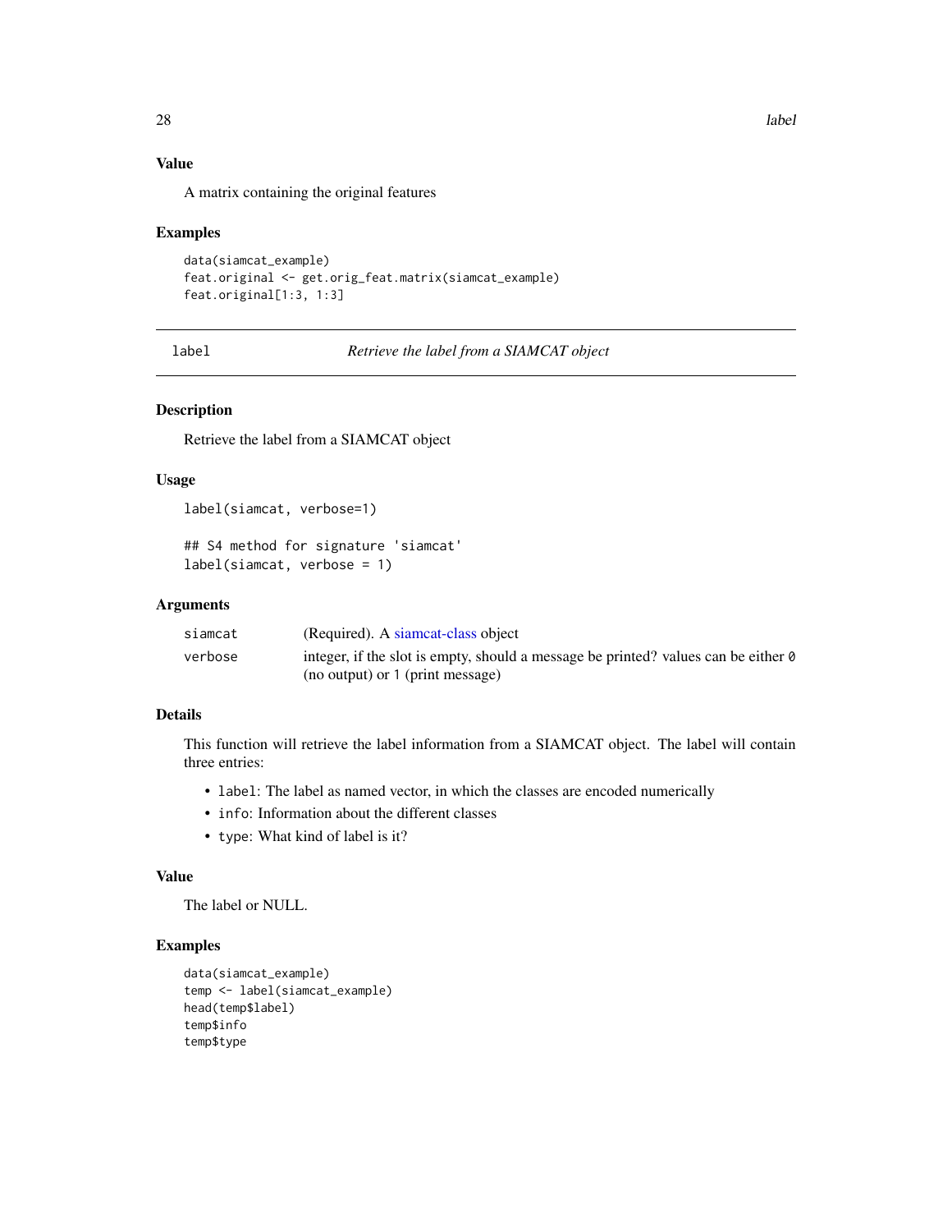### Value

A matrix containing the original features

### Examples

```
data(siamcat_example)
feat.original <- get.orig_feat.matrix(siamcat_example)
feat.original[1:3, 1:3]
```

---

## label — *Retrieve the label from a SIAMCAT object*

---

### Description

Retrieve the label from a SIAMCAT object

### Usage

```
label(siamcat, verbose=1)

## S4 method for signature 'siamcat'
label(siamcat, verbose = 1)
```

### Arguments

| | |
|---|---|
| `siamcat` | (Required). A siamcat-class object |
| `verbose` | integer, if the slot is empty, should a message be printed? values can be either `0` (no output) or `1` (print message) |

### Details

This function will retrieve the label information from a SIAMCAT object. The label will contain three entries:

- `label`: The label as named vector, in which the classes are encoded numerically
- `info`: Information about the different classes
- `type`: What kind of label is it?

### Value

The label or NULL.

### Examples

```
data(siamcat_example)
temp <- label(siamcat_example)
head(temp$label)
temp$info
temp$type
```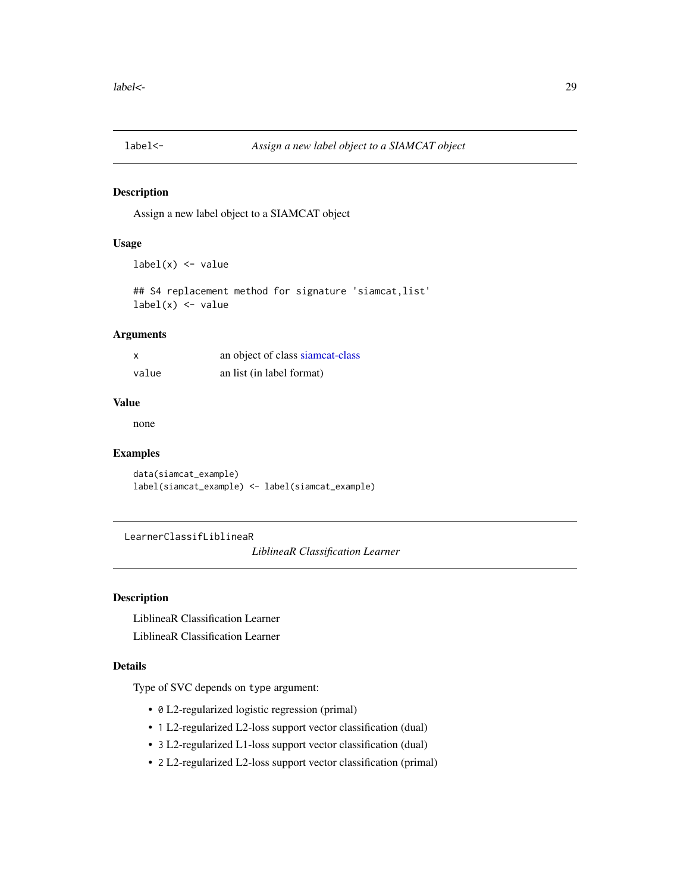## label<-    *Assign a new label object to a SIAMCAT object*

### Description

Assign a new label object to a SIAMCAT object

### Usage

```
label(x) <- value

## S4 replacement method for signature 'siamcat,list'
label(x) <- value
```

### Arguments

| | |
|---|---|
| x | an object of class siamcat-class |
| value | an list (in label format) |

### Value

none

### Examples

```
data(siamcat_example)
label(siamcat_example) <- label(siamcat_example)
```

## LearnerClassifLiblineaR    *LiblineaR Classification Learner*

### Description

LiblineaR Classification Learner

LiblineaR Classification Learner

### Details

Type of SVC depends on `type` argument:

- `0` L2-regularized logistic regression (primal)
- `1` L2-regularized L2-loss support vector classification (dual)
- `3` L2-regularized L1-loss support vector classification (dual)
- `2` L2-regularized L2-loss support vector classification (primal)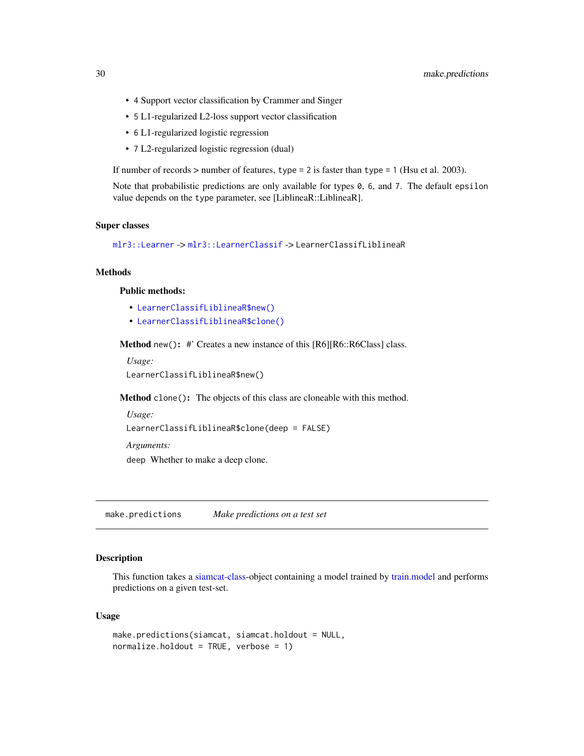- 4 Support vector classification by Crammer and Singer
- 5 L1-regularized L2-loss support vector classification
- 6 L1-regularized logistic regression
- 7 L2-regularized logistic regression (dual)

If number of records > number of features, `type = 2` is faster than `type = 1` (Hsu et al. 2003).

Note that probabilistic predictions are only available for types `0`, `6`, and `7`. The default `epsilon` value depends on the `type` parameter, see [LiblineaR::LiblineaR].

### Super classes

`mlr3::Learner` -> `mlr3::LearnerClassif` -> `LearnerClassifLiblineaR`

### Methods

#### Public methods:

- `LearnerClassifLiblineaR$new()`
- `LearnerClassifLiblineaR$clone()`

**Method** `new():` #' Creates a new instance of this [R6][R6::R6Class] class.

*Usage:*

```
LearnerClassifLiblineaR$new()
```

**Method** `clone():` The objects of this class are cloneable with this method.

*Usage:*

```
LearnerClassifLiblineaR$clone(deep = FALSE)
```

*Arguments:*

`deep` Whether to make a deep clone.

---

## make.predictions — *Make predictions on a test set*

### Description

This function takes a siamcat-class-object containing a model trained by train.model and performs predictions on a given test-set.

### Usage

```
make.predictions(siamcat, siamcat.holdout = NULL,
normalize.holdout = TRUE, verbose = 1)
```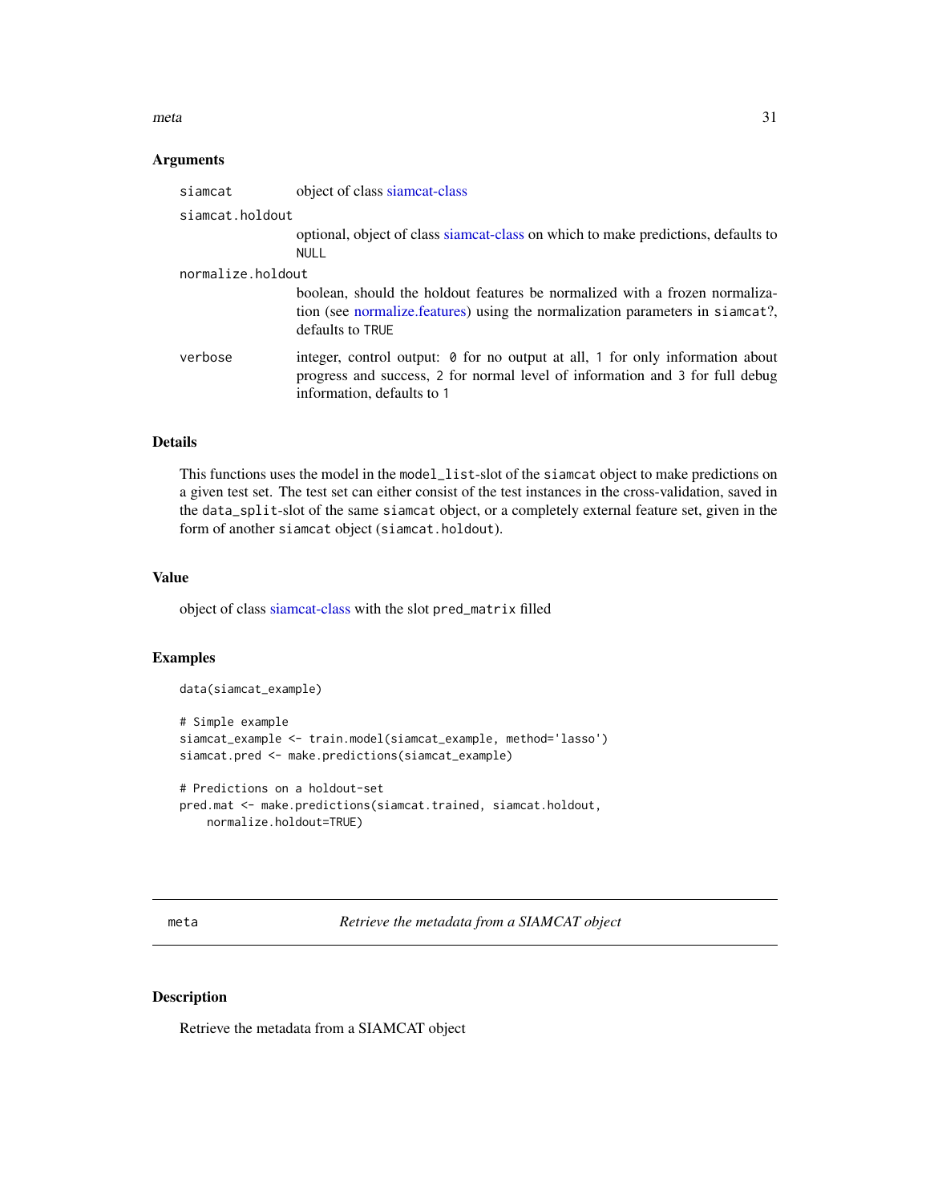### Arguments

| | |
|---|---|
| siamcat | object of class siamcat-class |
| siamcat.holdout | optional, object of class siamcat-class on which to make predictions, defaults to NULL |
| normalize.holdout | boolean, should the holdout features be normalized with a frozen normalization (see normalize.features) using the normalization parameters in siamcat?, defaults to TRUE |
| verbose | integer, control output: 0 for no output at all, 1 for only information about progress and success, 2 for normal level of information and 3 for full debug information, defaults to 1 |

### Details

This functions uses the model in the model_list-slot of the siamcat object to make predictions on a given test set. The test set can either consist of the test instances in the cross-validation, saved in the data_split-slot of the same siamcat object, or a completely external feature set, given in the form of another siamcat object (siamcat.holdout).

### Value

object of class siamcat-class with the slot pred_matrix filled

### Examples

```
data(siamcat_example)

# Simple example
siamcat_example <- train.model(siamcat_example, method='lasso')
siamcat.pred <- make.predictions(siamcat_example)

# Predictions on a holdout-set
pred.mat <- make.predictions(siamcat.trained, siamcat.holdout,
    normalize.holdout=TRUE)
```

---

## meta — *Retrieve the metadata from a SIAMCAT object*

### Description

Retrieve the metadata from a SIAMCAT object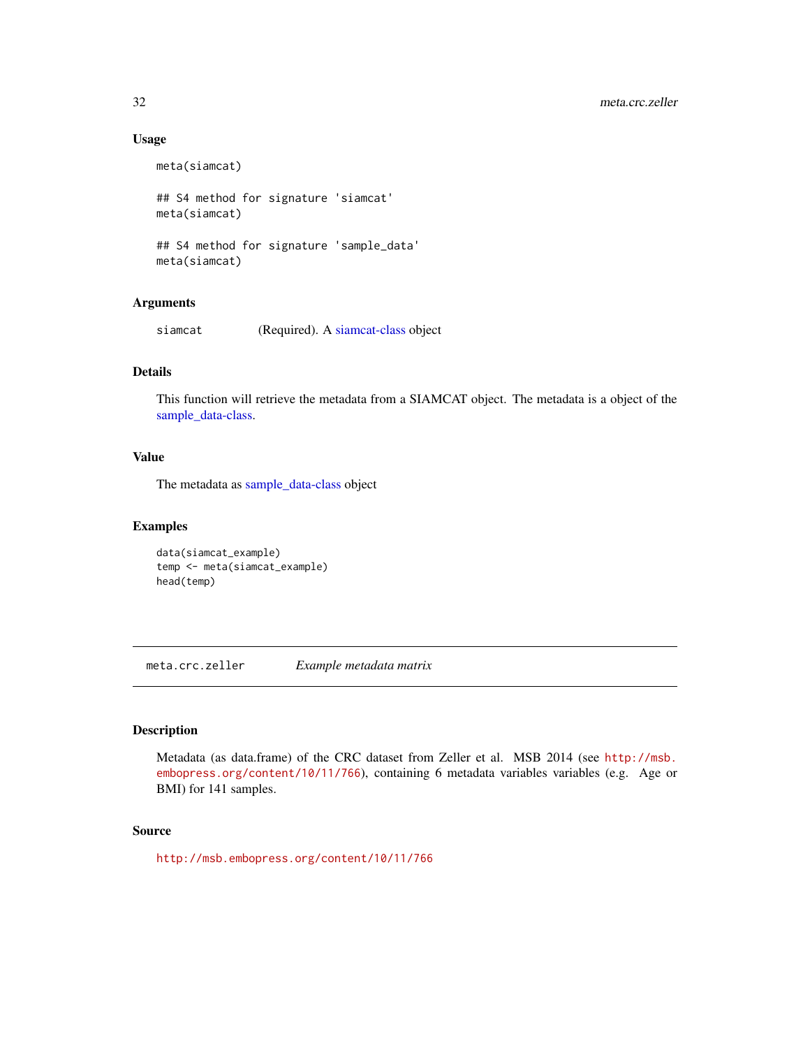### Usage

```
meta(siamcat)

## S4 method for signature 'siamcat'
meta(siamcat)

## S4 method for signature 'sample_data'
meta(siamcat)
```

### Arguments

| | |
|---|---|
| siamcat | (Required). A siamcat-class object |

### Details

This function will retrieve the metadata from a SIAMCAT object. The metadata is a object of the sample_data-class.

### Value

The metadata as sample_data-class object

### Examples

```
data(siamcat_example)
temp <- meta(siamcat_example)
head(temp)
```

---

## meta.crc.zeller *Example metadata matrix*

---

### Description

Metadata (as data.frame) of the CRC dataset from Zeller et al. MSB 2014 (see http://msb.embopress.org/content/10/11/766), containing 6 metadata variables variables (e.g. Age or BMI) for 141 samples.

### Source

http://msb.embopress.org/content/10/11/766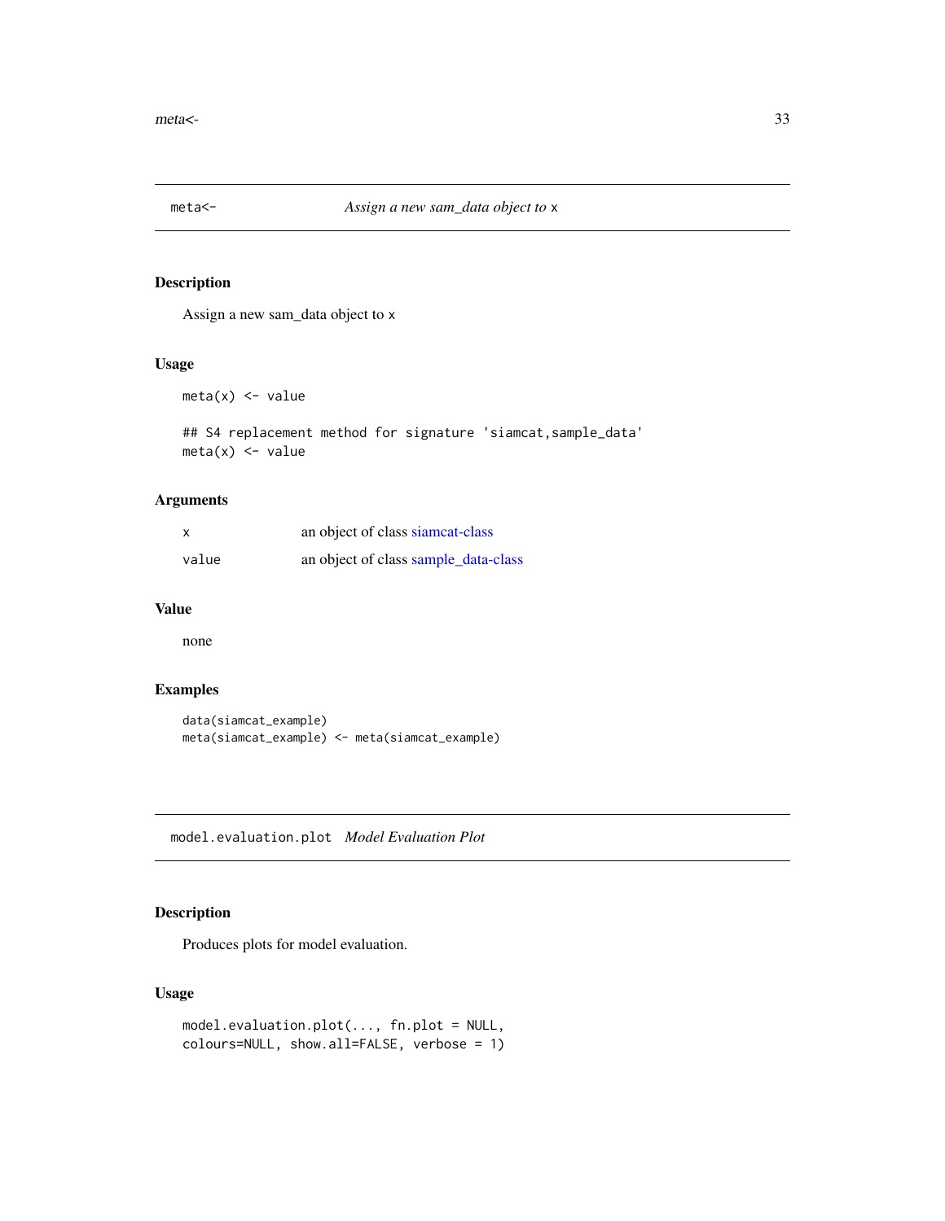## meta<- — *Assign a new sam_data object to x*

### Description

Assign a new sam_data object to x

### Usage

```
meta(x) <- value

## S4 replacement method for signature 'siamcat,sample_data'
meta(x) <- value
```

### Arguments

| | |
|---|---|
| x | an object of class siamcat-class |
| value | an object of class sample_data-class |

### Value

none

### Examples

```
data(siamcat_example)
meta(siamcat_example) <- meta(siamcat_example)
```

## model.evaluation.plot — *Model Evaluation Plot*

### Description

Produces plots for model evaluation.

### Usage

```
model.evaluation.plot(..., fn.plot = NULL,
colours=NULL, show.all=FALSE, verbose = 1)
```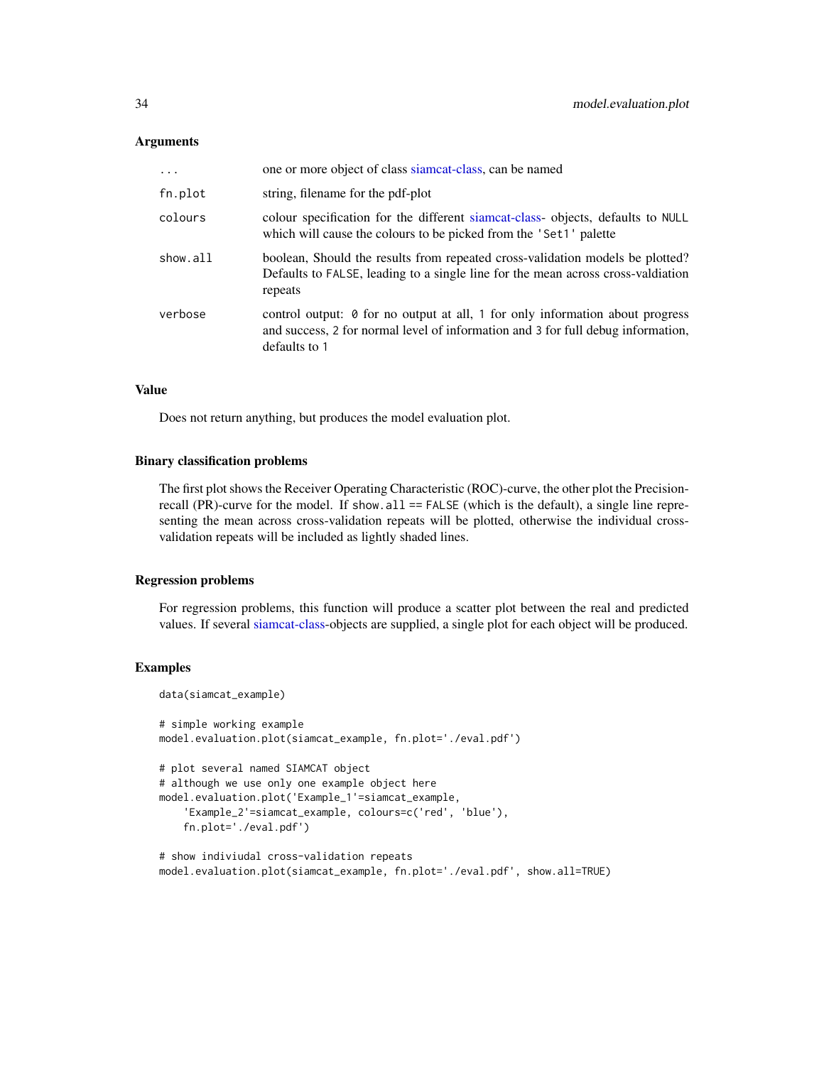### Arguments

| | |
|---|---|
| ... | one or more object of class siamcat-class, can be named |
| fn.plot | string, filename for the pdf-plot |
| colours | colour specification for the different siamcat-class- objects, defaults to NULL which will cause the colours to be picked from the 'Set1' palette |
| show.all | boolean, Should the results from repeated cross-validation models be plotted? Defaults to FALSE, leading to a single line for the mean across cross-valdiation repeats |
| verbose | control output: 0 for no output at all, 1 for only information about progress and success, 2 for normal level of information and 3 for full debug information, defaults to 1 |

### Value

Does not return anything, but produces the model evaluation plot.

### Binary classification problems

The first plot shows the Receiver Operating Characteristic (ROC)-curve, the other plot the Precision-recall (PR)-curve for the model. If show.all == FALSE (which is the default), a single line representing the mean across cross-validation repeats will be plotted, otherwise the individual cross-validation repeats will be included as lightly shaded lines.

### Regression problems

For regression problems, this function will produce a scatter plot between the real and predicted values. If several siamcat-class-objects are supplied, a single plot for each object will be produced.

### Examples

```
data(siamcat_example)

# simple working example
model.evaluation.plot(siamcat_example, fn.plot='./eval.pdf')

# plot several named SIAMCAT object
# although we use only one example object here
model.evaluation.plot('Example_1'=siamcat_example,
    'Example_2'=siamcat_example, colours=c('red', 'blue'),
    fn.plot='./eval.pdf')

# show indiviudal cross-validation repeats
model.evaluation.plot(siamcat_example, fn.plot='./eval.pdf', show.all=TRUE)
```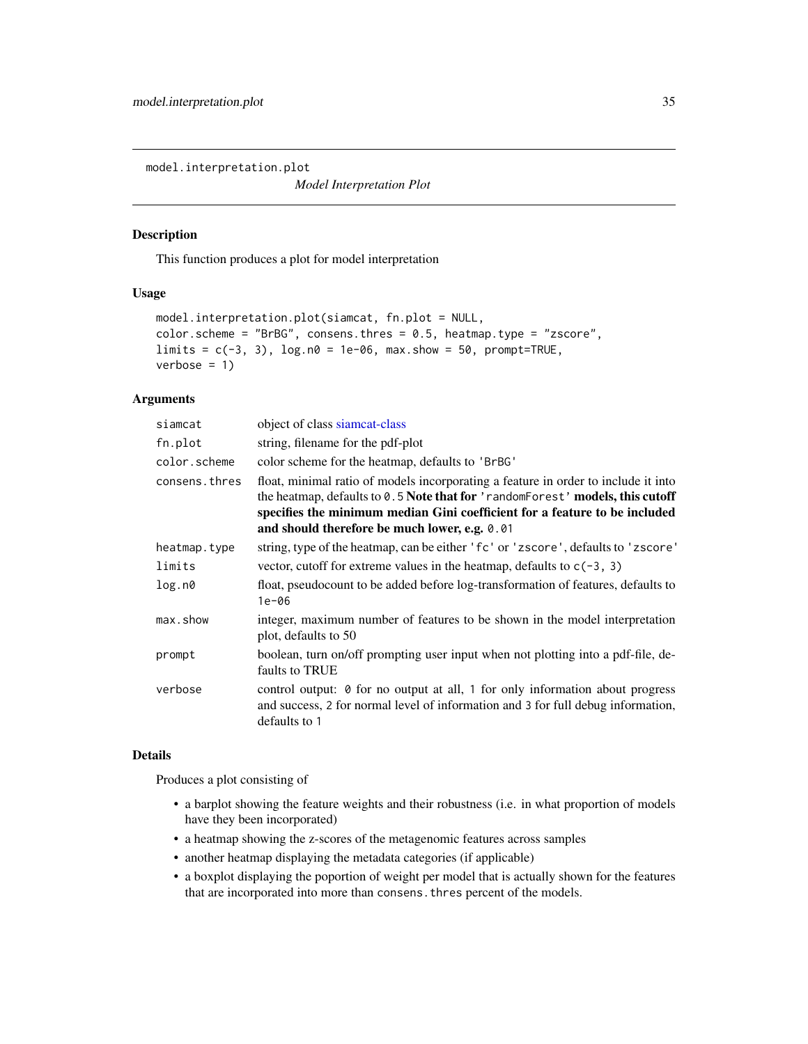`model.interpretation.plot` *Model Interpretation Plot*

## Description

This function produces a plot for model interpretation

## Usage

```
model.interpretation.plot(siamcat, fn.plot = NULL,
color.scheme = "BrBG", consens.thres = 0.5, heatmap.type = "zscore",
limits = c(-3, 3), log.n0 = 1e-06, max.show = 50, prompt=TRUE,
verbose = 1)
```

## Arguments

| | |
|---|---|
| `siamcat` | object of class siamcat-class |
| `fn.plot` | string, filename for the pdf-plot |
| `color.scheme` | color scheme for the heatmap, defaults to `'BrBG'` |
| `consens.thres` | float, minimal ratio of models incorporating a feature in order to include it into the heatmap, defaults to `0.5` **Note that for `'randomForest'` models, this cutoff specifies the minimum median Gini coefficient for a feature to be included and should therefore be much lower, e.g. `0.01`** |
| `heatmap.type` | string, type of the heatmap, can be either `'fc'` or `'zscore'`, defaults to `'zscore'` |
| `limits` | vector, cutoff for extreme values in the heatmap, defaults to `c(-3, 3)` |
| `log.n0` | float, pseudocount to be added before log-transformation of features, defaults to `1e-06` |
| `max.show` | integer, maximum number of features to be shown in the model interpretation plot, defaults to 50 |
| `prompt` | boolean, turn on/off prompting user input when not plotting into a pdf-file, defaults to TRUE |
| `verbose` | control output: `0` for no output at all, `1` for only information about progress and success, `2` for normal level of information and `3` for full debug information, defaults to `1` |

## Details

Produces a plot consisting of

- a barplot showing the feature weights and their robustness (i.e. in what proportion of models have they been incorporated)
- a heatmap showing the z-scores of the metagenomic features across samples
- another heatmap displaying the metadata categories (if applicable)
- a boxplot displaying the poportion of weight per model that is actually shown for the features that are incorporated into more than `consens.thres` percent of the models.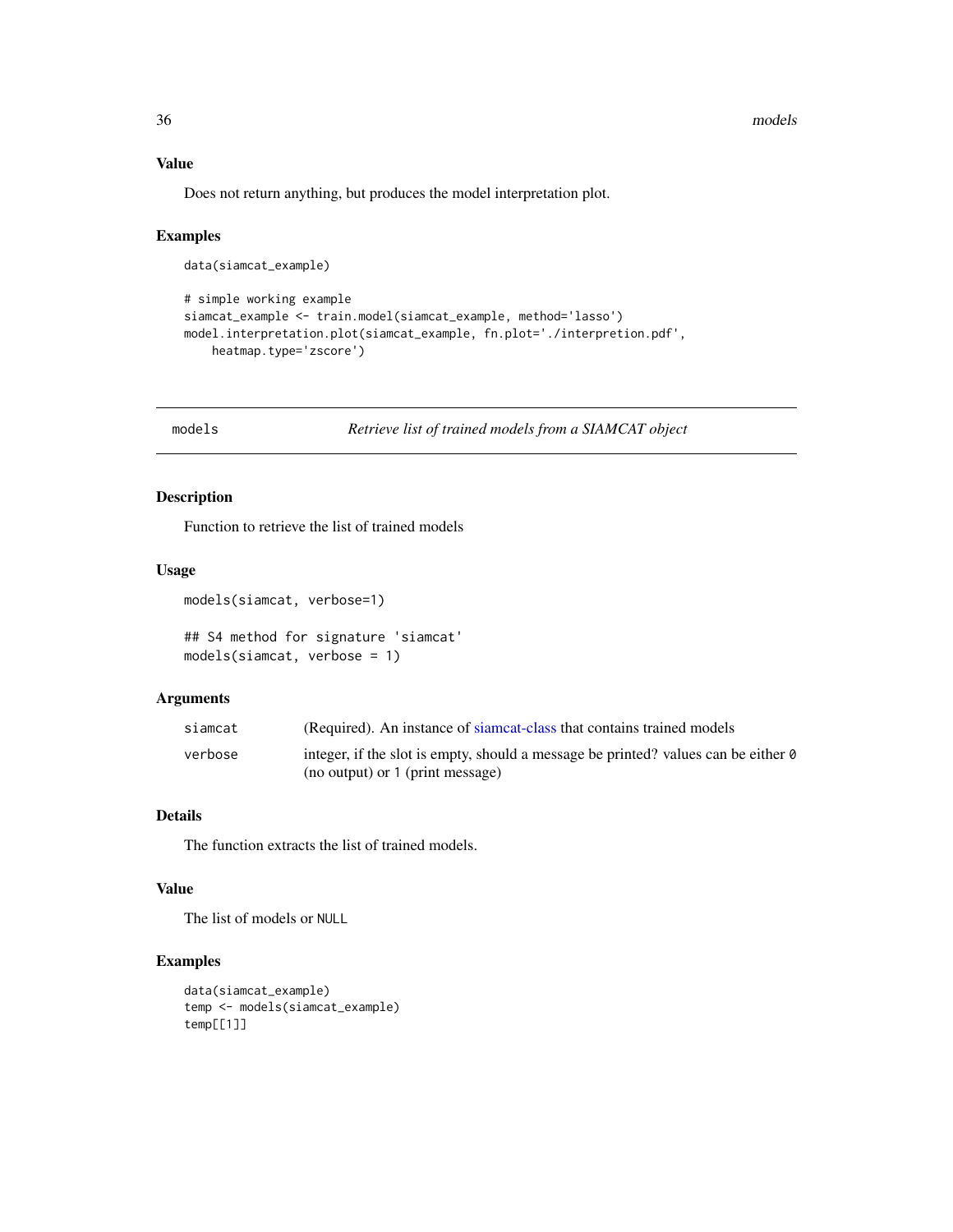### Value

Does not return anything, but produces the model interpretation plot.

### Examples

```
data(siamcat_example)

# simple working example
siamcat_example <- train.model(siamcat_example, method='lasso')
model.interpretation.plot(siamcat_example, fn.plot='./interpretion.pdf',
    heatmap.type='zscore')
```

---

## models — *Retrieve list of trained models from a SIAMCAT object*

---

### Description

Function to retrieve the list of trained models

### Usage

```
models(siamcat, verbose=1)

## S4 method for signature 'siamcat'
models(siamcat, verbose = 1)
```

### Arguments

| | |
|---|---|
| siamcat | (Required). An instance of siamcat-class that contains trained models |
| verbose | integer, if the slot is empty, should a message be printed? values can be either 0 (no output) or 1 (print message) |

### Details

The function extracts the list of trained models.

### Value

The list of models or NULL

### Examples

```
data(siamcat_example)
temp <- models(siamcat_example)
temp[[1]]
```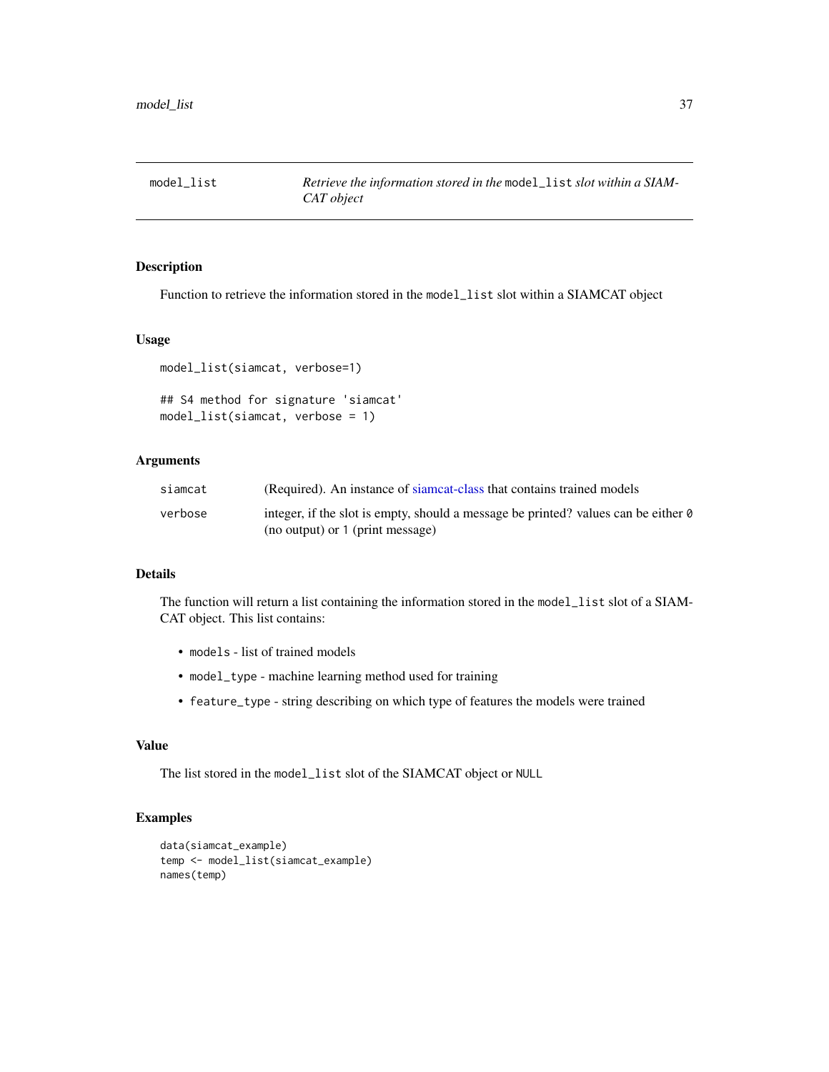# model_list

*Retrieve the information stored in the* `model_list` *slot within a SIAMCAT object*

## Description

Function to retrieve the information stored in the `model_list` slot within a SIAMCAT object

## Usage

```
model_list(siamcat, verbose=1)

## S4 method for signature 'siamcat'
model_list(siamcat, verbose = 1)
```

## Arguments

| | |
|---|---|
| `siamcat` | (Required). An instance of siamcat-class that contains trained models |
| `verbose` | integer, if the slot is empty, should a message be printed? values can be either `0` (no output) or `1` (print message) |

## Details

The function will return a list containing the information stored in the `model_list` slot of a SIAMCAT object. This list contains:

- `models` - list of trained models
- `model_type` - machine learning method used for training
- `feature_type` - string describing on which type of features the models were trained

## Value

The list stored in the `model_list` slot of the SIAMCAT object or `NULL`

## Examples

```
data(siamcat_example)
temp <- model_list(siamcat_example)
names(temp)
```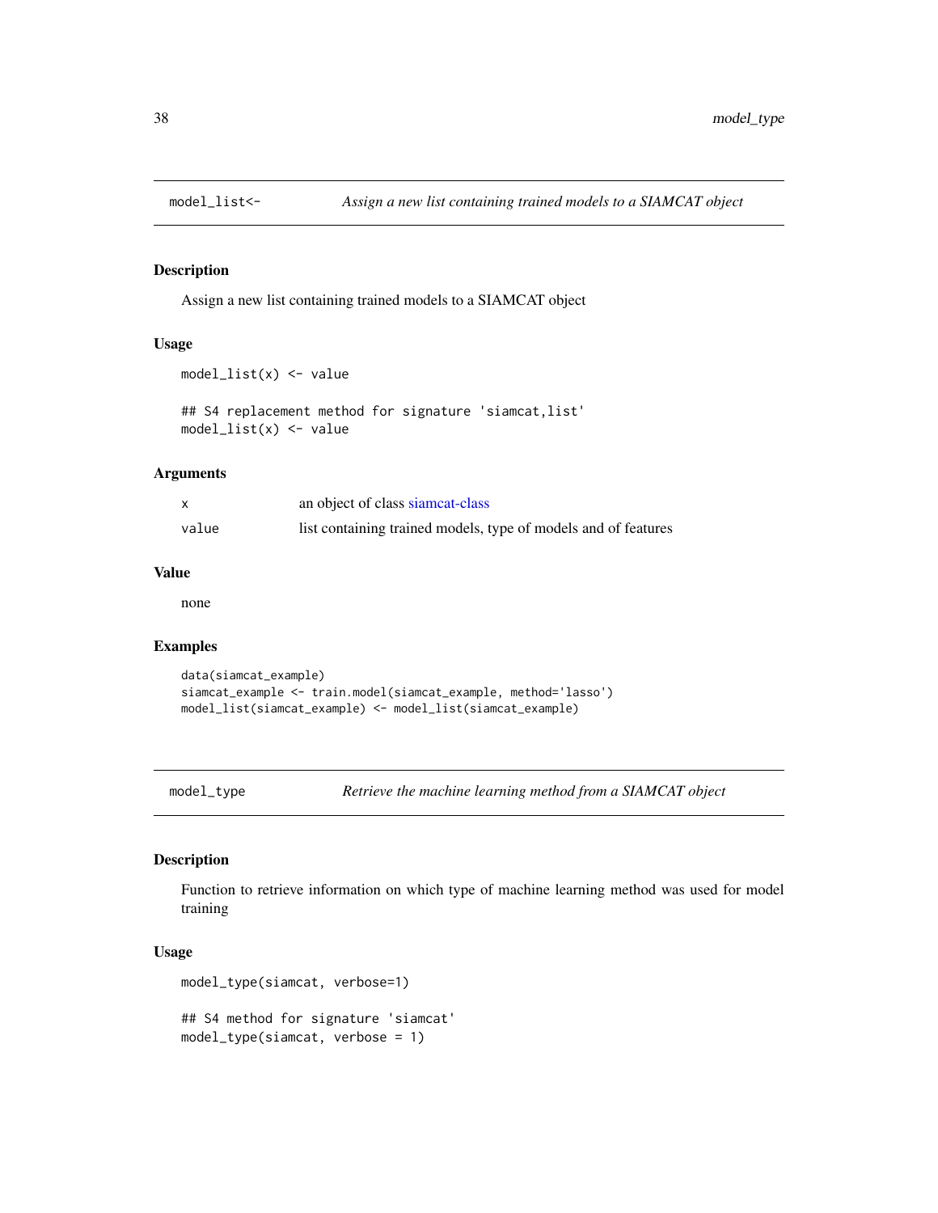## model_list<-    *Assign a new list containing trained models to a SIAMCAT object*

### Description

Assign a new list containing trained models to a SIAMCAT object

### Usage

```
model_list(x) <- value

## S4 replacement method for signature 'siamcat,list'
model_list(x) <- value
```

### Arguments

| | |
|---|---|
| x | an object of class siamcat-class |
| value | list containing trained models, type of models and of features |

### Value

none

### Examples

```
data(siamcat_example)
siamcat_example <- train.model(siamcat_example, method='lasso')
model_list(siamcat_example) <- model_list(siamcat_example)
```

## model_type    *Retrieve the machine learning method from a SIAMCAT object*

### Description

Function to retrieve information on which type of machine learning method was used for model training

### Usage

```
model_type(siamcat, verbose=1)

## S4 method for signature 'siamcat'
model_type(siamcat, verbose = 1)
```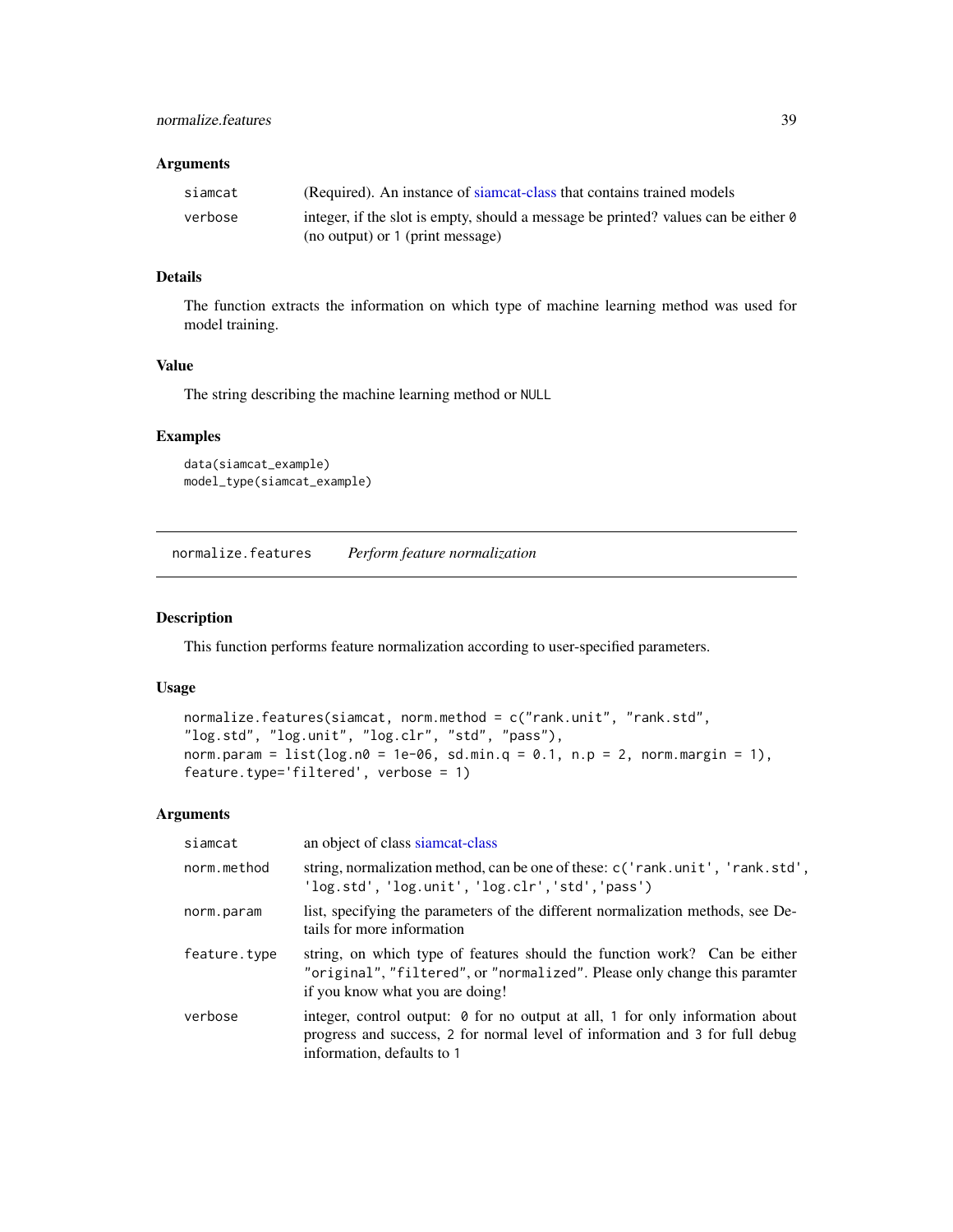### Arguments

| | |
|---|---|
| siamcat | (Required). An instance of siamcat-class that contains trained models |
| verbose | integer, if the slot is empty, should a message be printed? values can be either `0` (no output) or `1` (print message) |

### Details

The function extracts the information on which type of machine learning method was used for model training.

### Value

The string describing the machine learning method or `NULL`

### Examples

```
data(siamcat_example)
model_type(siamcat_example)
```

---

## normalize.features *Perform feature normalization*

### Description

This function performs feature normalization according to user-specified parameters.

### Usage

```
normalize.features(siamcat, norm.method = c("rank.unit", "rank.std",
"log.std", "log.unit", "log.clr", "std", "pass"),
norm.param = list(log.n0 = 1e-06, sd.min.q = 0.1, n.p = 2, norm.margin = 1),
feature.type='filtered', verbose = 1)
```

### Arguments

| | |
|---|---|
| siamcat | an object of class siamcat-class |
| norm.method | string, normalization method, can be one of these: `c('rank.unit', 'rank.std', 'log.std', 'log.unit', 'log.clr','std','pass')` |
| norm.param | list, specifying the parameters of the different normalization methods, see Details for more information |
| feature.type | string, on which type of features should the function work? Can be either `"original"`, `"filtered"`, or `"normalized"`. Please only change this paramter if you know what you are doing! |
| verbose | integer, control output: `0` for no output at all, `1` for only information about progress and success, `2` for normal level of information and `3` for full debug information, defaults to `1` |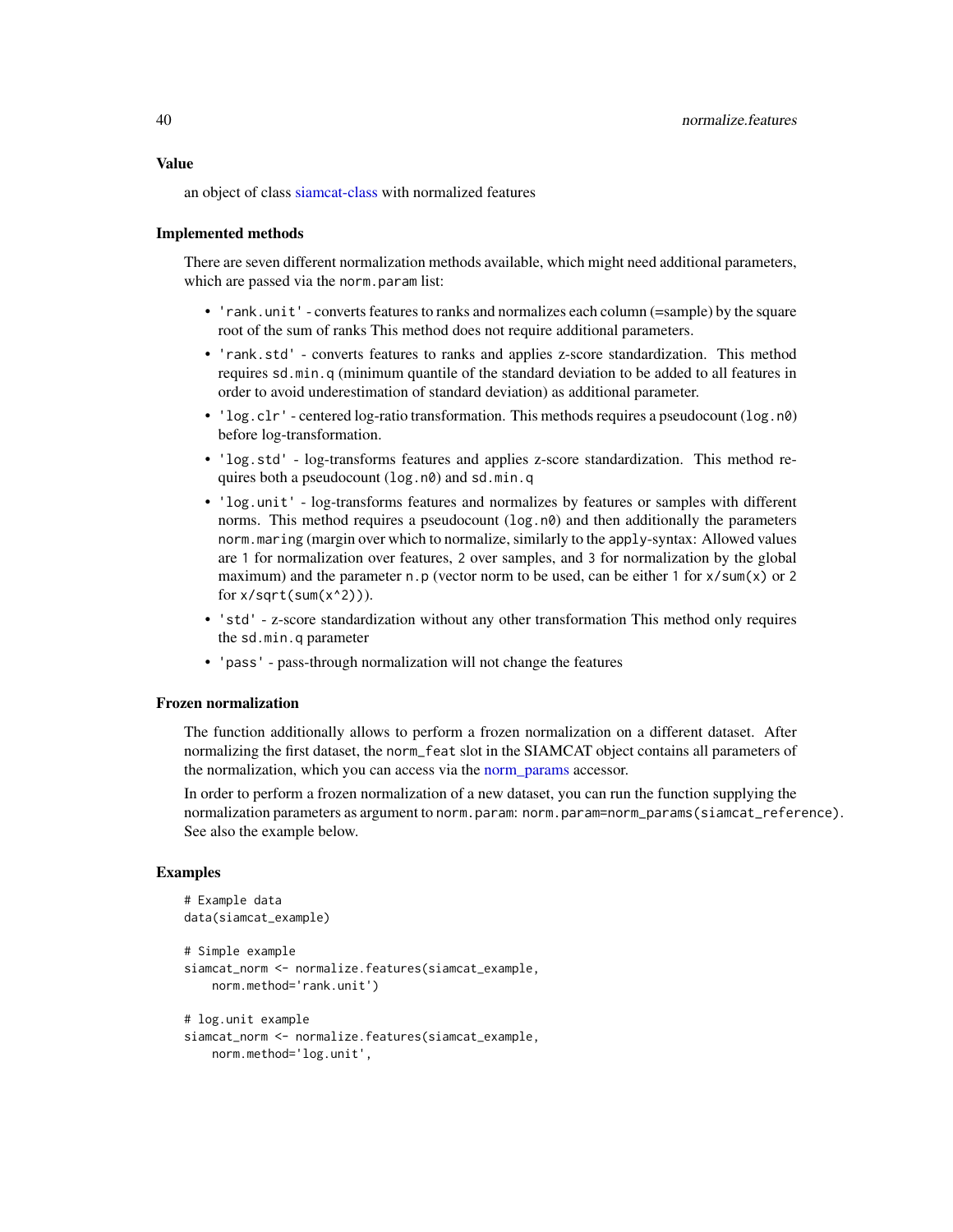### Value

an object of class siamcat-class with normalized features

### Implemented methods

There are seven different normalization methods available, which might need additional parameters, which are passed via the `norm.param` list:

- `'rank.unit'` - converts features to ranks and normalizes each column (=sample) by the square root of the sum of ranks This method does not require additional parameters.
- `'rank.std'` - converts features to ranks and applies z-score standardization. This method requires `sd.min.q` (minimum quantile of the standard deviation to be added to all features in order to avoid underestimation of standard deviation) as additional parameter.
- `'log.clr'` - centered log-ratio transformation. This methods requires a pseudocount (`log.n0`) before log-transformation.
- `'log.std'` - log-transforms features and applies z-score standardization. This method requires both a pseudocount (`log.n0`) and `sd.min.q`
- `'log.unit'` - log-transforms features and normalizes by features or samples with different norms. This method requires a pseudocount (`log.n0`) and then additionally the parameters `norm.maring` (margin over which to normalize, similarly to the `apply`-syntax: Allowed values are `1` for normalization over features, `2` over samples, and `3` for normalization by the global maximum) and the parameter `n.p` (vector norm to be used, can be either `1` for `x/sum(x)` or `2` for `x/sqrt(sum(x^2))`).
- `'std'` - z-score standardization without any other transformation This method only requires the `sd.min.q` parameter
- `'pass'` - pass-through normalization will not change the features

### Frozen normalization

The function additionally allows to perform a frozen normalization on a different dataset. After normalizing the first dataset, the `norm_feat` slot in the SIAMCAT object contains all parameters of the normalization, which you can access via the norm_params accessor.

In order to perform a frozen normalization of a new dataset, you can run the function supplying the normalization parameters as argument to `norm.param`: `norm.param=norm_params(siamcat_reference)`. See also the example below.

### Examples

```
# Example data
data(siamcat_example)

# Simple example
siamcat_norm <- normalize.features(siamcat_example,
    norm.method='rank.unit')

# log.unit example
siamcat_norm <- normalize.features(siamcat_example,
    norm.method='log.unit',
```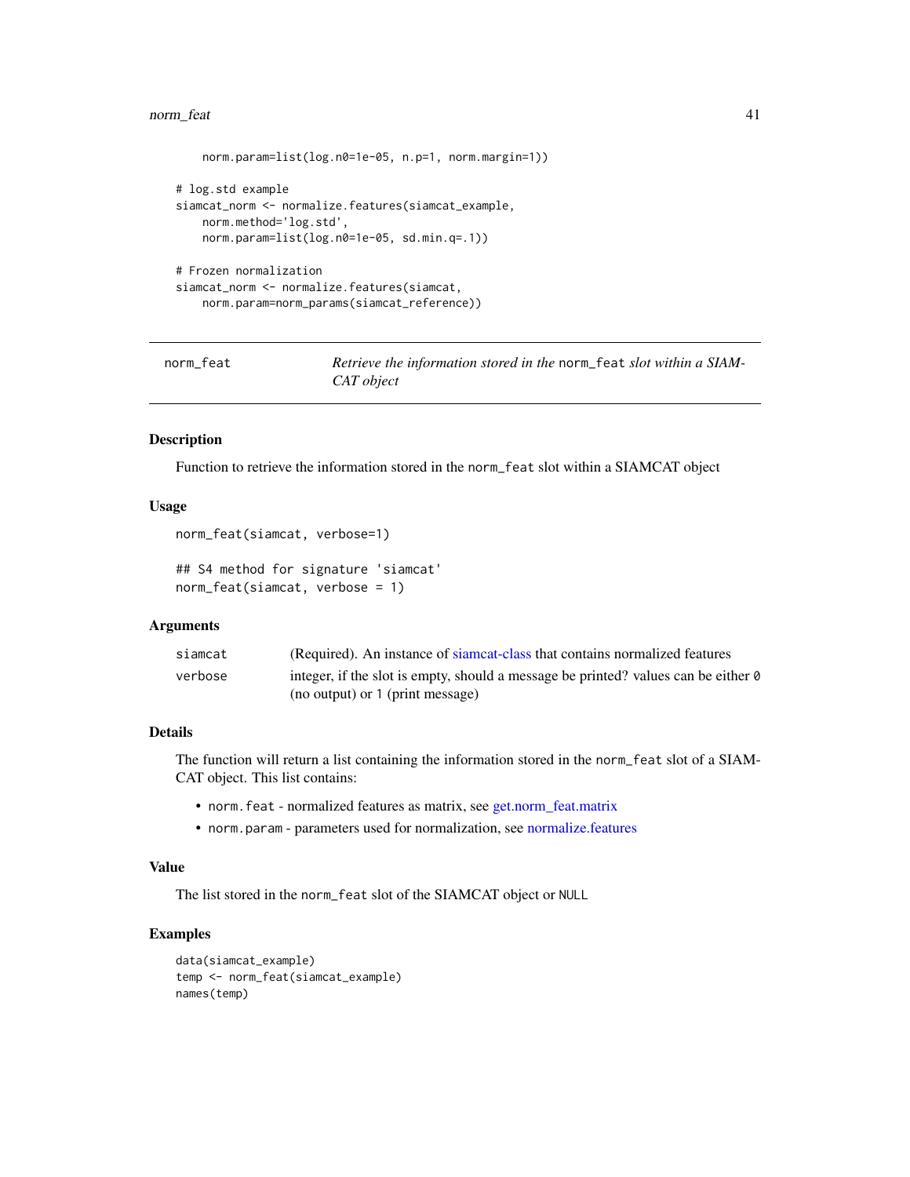```
    norm.param=list(log.n0=1e-05, n.p=1, norm.margin=1))

# log.std example
siamcat_norm <- normalize.features(siamcat_example,
    norm.method='log.std',
    norm.param=list(log.n0=1e-05, sd.min.q=.1))

# Frozen normalization
siamcat_norm <- normalize.features(siamcat,
    norm.param=norm_params(siamcat_reference))
```

---

## norm_feat

*Retrieve the information stored in the* `norm_feat` *slot within a SIAMCAT object*

---

### Description

Function to retrieve the information stored in the `norm_feat` slot within a SIAMCAT object

### Usage

```
norm_feat(siamcat, verbose=1)

## S4 method for signature 'siamcat'
norm_feat(siamcat, verbose = 1)
```

### Arguments

| | |
|---|---|
| `siamcat` | (Required). An instance of siamcat-class that contains normalized features |
| `verbose` | integer, if the slot is empty, should a message be printed? values can be either `0` (no output) or `1` (print message) |

### Details

The function will return a list containing the information stored in the `norm_feat` slot of a SIAMCAT object. This list contains:

- `norm.feat` - normalized features as matrix, see get.norm_feat.matrix
- `norm.param` - parameters used for normalization, see normalize.features

### Value

The list stored in the `norm_feat` slot of the SIAMCAT object or `NULL`

### Examples

```
data(siamcat_example)
temp <- norm_feat(siamcat_example)
names(temp)
```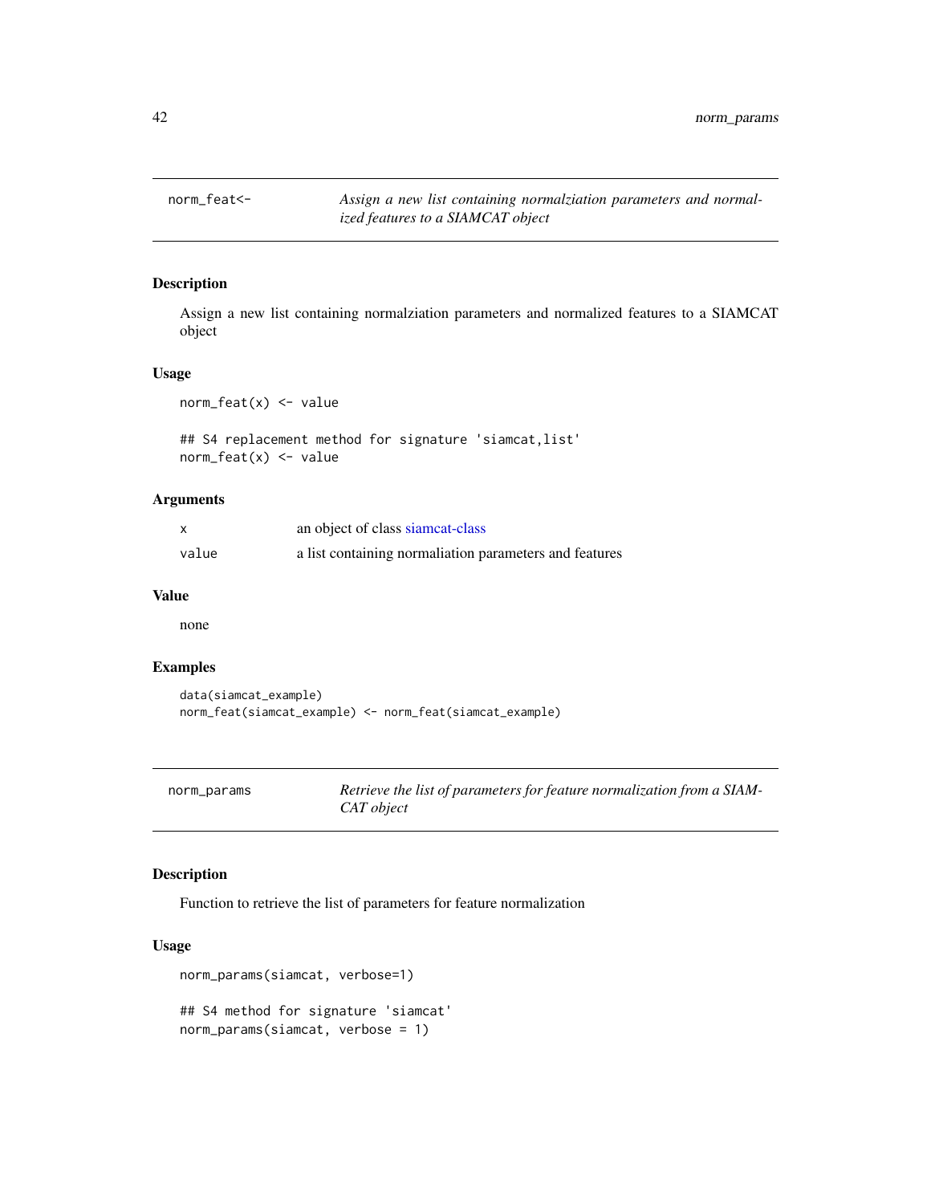## norm_feat<-

*Assign a new list containing normalziation parameters and normalized features to a SIAMCAT object*

### Description

Assign a new list containing normalziation parameters and normalized features to a SIAMCAT object

### Usage

```
norm_feat(x) <- value

## S4 replacement method for signature 'siamcat,list'
norm_feat(x) <- value
```

### Arguments

| | |
|---|---|
| x | an object of class siamcat-class |
| value | a list containing normaliation parameters and features |

### Value

none

### Examples

```
data(siamcat_example)
norm_feat(siamcat_example) <- norm_feat(siamcat_example)
```

## norm_params

*Retrieve the list of parameters for feature normalization from a SIAMCAT object*

### Description

Function to retrieve the list of parameters for feature normalization

### Usage

```
norm_params(siamcat, verbose=1)

## S4 method for signature 'siamcat'
norm_params(siamcat, verbose = 1)
```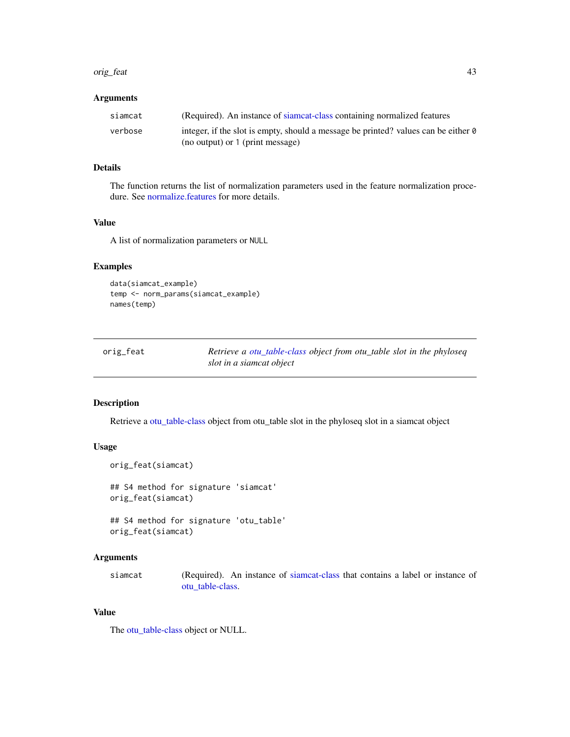### Arguments

| | |
|---|---|
| siamcat | (Required). An instance of siamcat-class containing normalized features |
| verbose | integer, if the slot is empty, should a message be printed? values can be either 0 (no output) or 1 (print message) |

### Details

The function returns the list of normalization parameters used in the feature normalization procedure. See normalize.features for more details.

### Value

A list of normalization parameters or NULL

### Examples

```
data(siamcat_example)
temp <- norm_params(siamcat_example)
names(temp)
```

---

## orig_feat — *Retrieve a otu_table-class object from otu_table slot in the phyloseq slot in a siamcat object*

---

### Description

Retrieve a otu_table-class object from otu_table slot in the phyloseq slot in a siamcat object

### Usage

```
orig_feat(siamcat)

## S4 method for signature 'siamcat'
orig_feat(siamcat)

## S4 method for signature 'otu_table'
orig_feat(siamcat)
```

### Arguments

| | |
|---|---|
| siamcat | (Required). An instance of siamcat-class that contains a label or instance of otu_table-class. |

### Value

The otu_table-class object or NULL.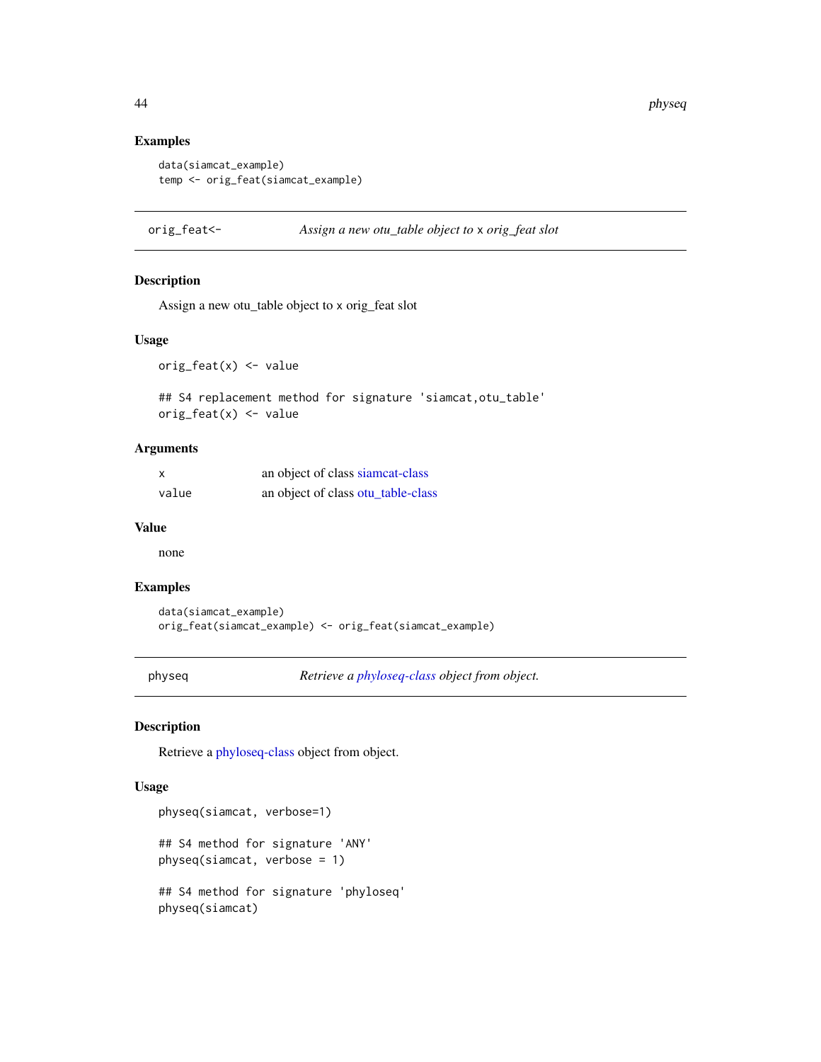### Examples

```
data(siamcat_example)
temp <- orig_feat(siamcat_example)
```

---

## orig_feat<- &nbsp;&nbsp;&nbsp; *Assign a new otu_table object to x orig_feat slot*

### Description

Assign a new otu_table object to x orig_feat slot

### Usage

```
orig_feat(x) <- value

## S4 replacement method for signature 'siamcat,otu_table'
orig_feat(x) <- value
```

### Arguments

| | |
|---|---|
| x | an object of class siamcat-class |
| value | an object of class otu_table-class |

### Value

none

### Examples

```
data(siamcat_example)
orig_feat(siamcat_example) <- orig_feat(siamcat_example)
```

---

## physeq &nbsp;&nbsp;&nbsp; *Retrieve a phyloseq-class object from object.*

### Description

Retrieve a phyloseq-class object from object.

### Usage

```
physeq(siamcat, verbose=1)

## S4 method for signature 'ANY'
physeq(siamcat, verbose = 1)

## S4 method for signature 'phyloseq'
physeq(siamcat)
```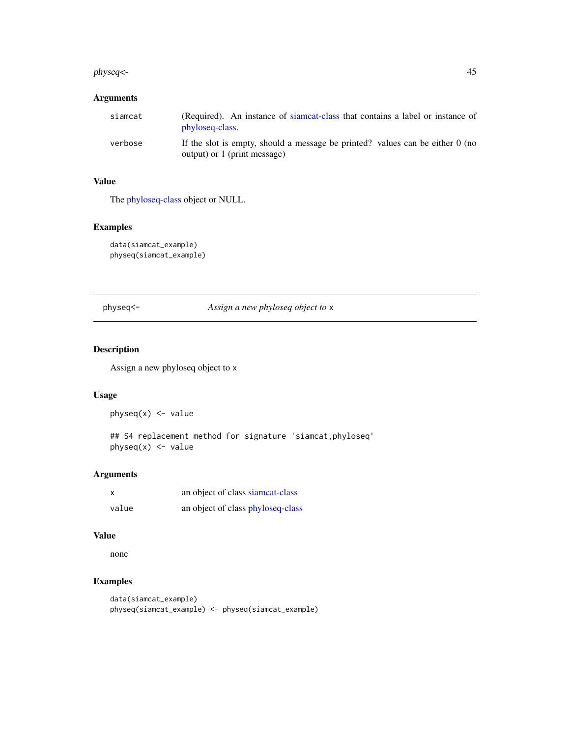### Arguments

| | |
|---|---|
| siamcat | (Required). An instance of siamcat-class that contains a label or instance of phyloseq-class. |
| verbose | If the slot is empty, should a message be printed? values can be either 0 (no output) or 1 (print message) |

### Value

The phyloseq-class object or NULL.

### Examples

```
data(siamcat_example)
physeq(siamcat_example)
```

---

## physeq<- *Assign a new phyloseq object to* x

---

### Description

Assign a new phyloseq object to `x`

### Usage

```
physeq(x) <- value

## S4 replacement method for signature 'siamcat,phyloseq'
physeq(x) <- value
```

### Arguments

| | |
|---|---|
| x | an object of class siamcat-class |
| value | an object of class phyloseq-class |

### Value

none

### Examples

```
data(siamcat_example)
physeq(siamcat_example) <- physeq(siamcat_example)
```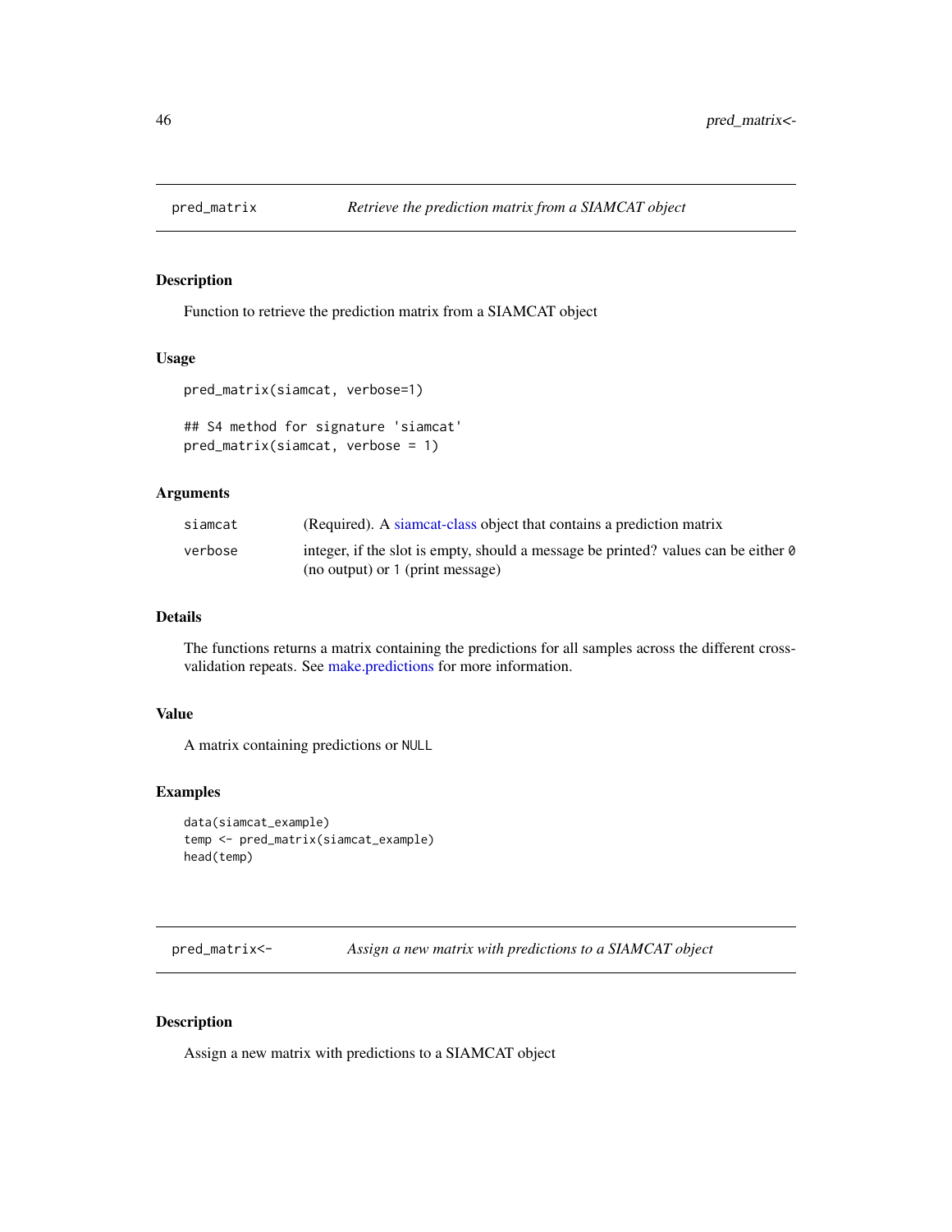## pred_matrix — *Retrieve the prediction matrix from a SIAMCAT object*

### Description

Function to retrieve the prediction matrix from a SIAMCAT object

### Usage

```
pred_matrix(siamcat, verbose=1)

## S4 method for signature 'siamcat'
pred_matrix(siamcat, verbose = 1)
```

### Arguments

| | |
|---|---|
| siamcat | (Required). A siamcat-class object that contains a prediction matrix |
| verbose | integer, if the slot is empty, should a message be printed? values can be either 0 (no output) or 1 (print message) |

### Details

The functions returns a matrix containing the predictions for all samples across the different cross-validation repeats. See make.predictions for more information.

### Value

A matrix containing predictions or NULL

### Examples

```
data(siamcat_example)
temp <- pred_matrix(siamcat_example)
head(temp)
```

## pred_matrix<- — *Assign a new matrix with predictions to a SIAMCAT object*

### Description

Assign a new matrix with predictions to a SIAMCAT object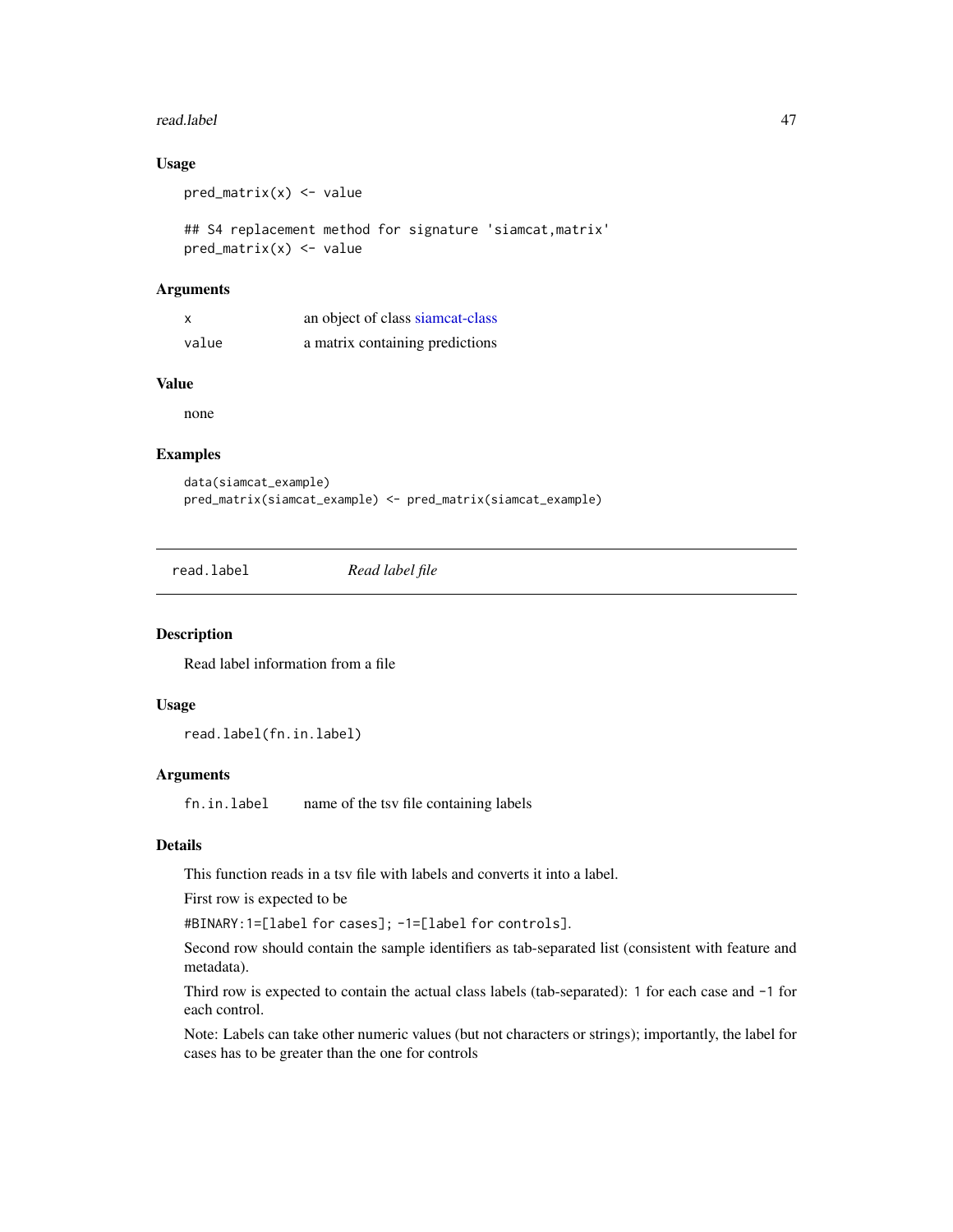### Usage

```
pred_matrix(x) <- value

## S4 replacement method for signature 'siamcat,matrix'
pred_matrix(x) <- value
```

### Arguments

| | |
|---|---|
| x | an object of class siamcat-class |
| value | a matrix containing predictions |

### Value

none

### Examples

```
data(siamcat_example)
pred_matrix(siamcat_example) <- pred_matrix(siamcat_example)
```

---

## read.label — *Read label file*

---

### Description

Read label information from a file

### Usage

```
read.label(fn.in.label)
```

### Arguments

| | |
|---|---|
| fn.in.label | name of the tsv file containing labels |

### Details

This function reads in a tsv file with labels and converts it into a label.

First row is expected to be

`#BINARY:1=[label for cases]; -1=[label for controls]`.

Second row should contain the sample identifiers as tab-separated list (consistent with feature and metadata).

Third row is expected to contain the actual class labels (tab-separated): `1` for each case and `-1` for each control.

Note: Labels can take other numeric values (but not characters or strings); importantly, the label for cases has to be greater than the one for controls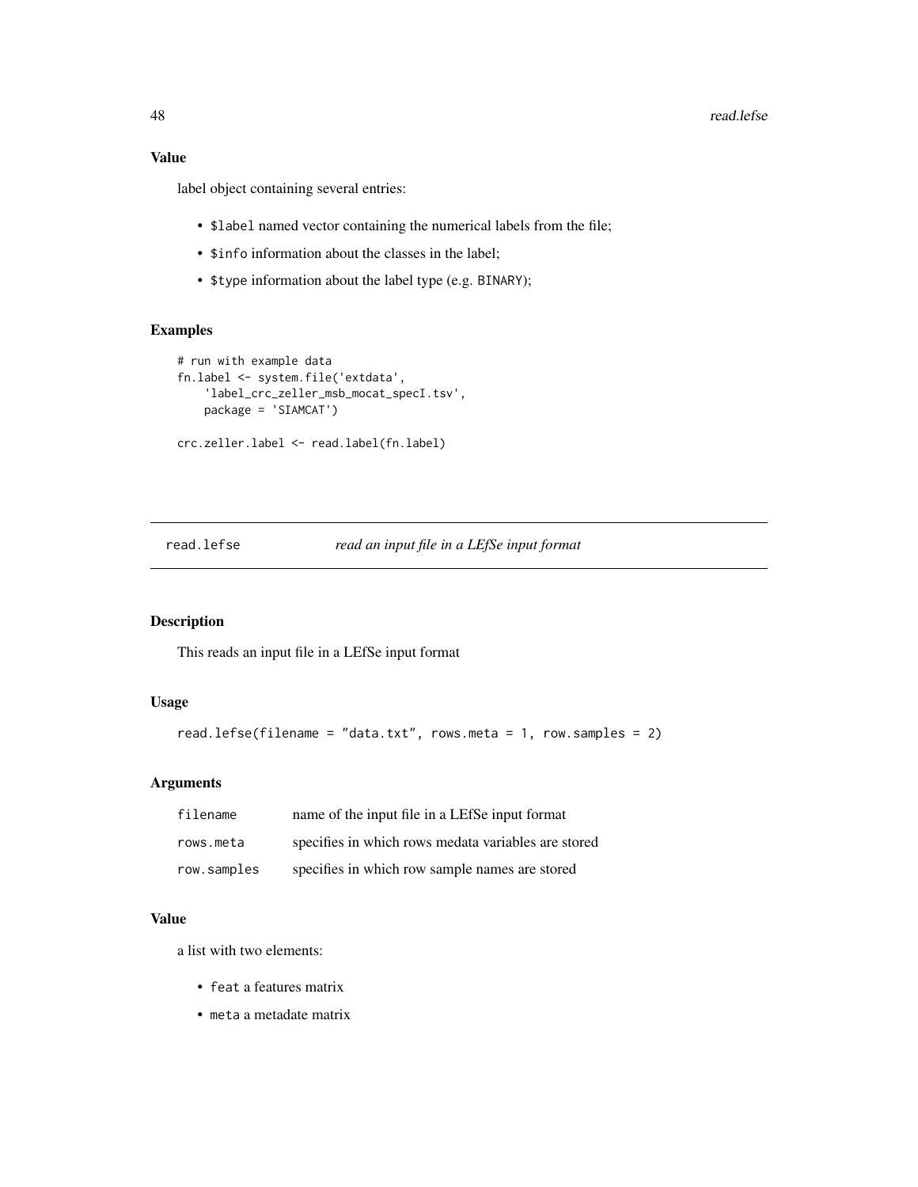### Value

label object containing several entries:

- `$label` named vector containing the numerical labels from the file;
- `$info` information about the classes in the label;
- `$type` information about the label type (e.g. `BINARY`);

### Examples

```
# run with example data
fn.label <- system.file('extdata',
    'label_crc_zeller_msb_mocat_specI.tsv',
    package = 'SIAMCAT')

crc.zeller.label <- read.label(fn.label)
```

---

## read.lefse — *read an input file in a LEfSe input format*

### Description

This reads an input file in a LEfSe input format

### Usage

```
read.lefse(filename = "data.txt", rows.meta = 1, row.samples = 2)
```

### Arguments

| | |
|---|---|
| `filename` | name of the input file in a LEfSe input format |
| `rows.meta` | specifies in which rows medata variables are stored |
| `row.samples` | specifies in which row sample names are stored |

### Value

a list with two elements:

- `feat` a features matrix
- `meta` a metadate matrix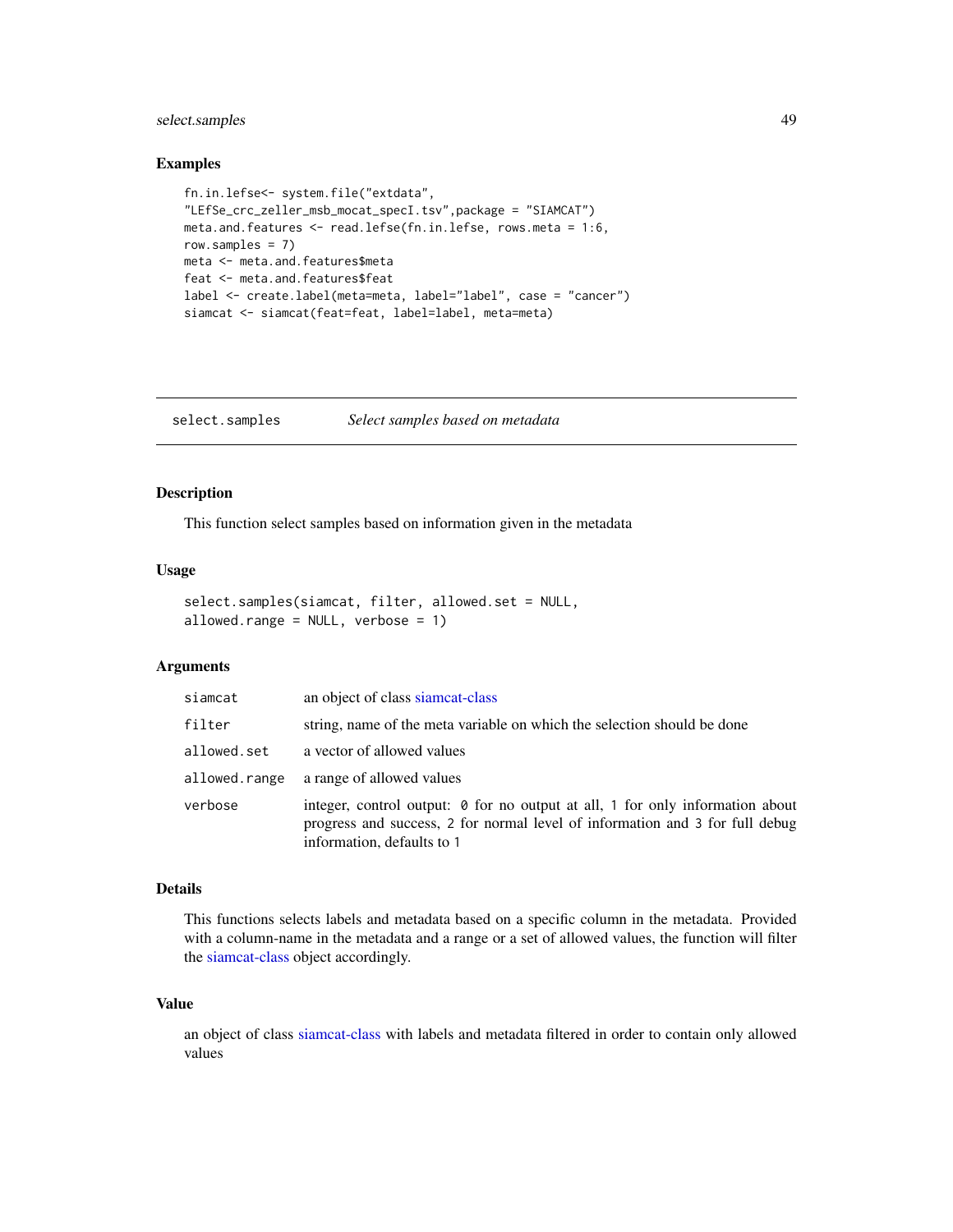### Examples

```
fn.in.lefse<- system.file("extdata",
"LEfSe_crc_zeller_msb_mocat_specI.tsv",package = "SIAMCAT")
meta.and.features <- read.lefse(fn.in.lefse, rows.meta = 1:6,
row.samples = 7)
meta <- meta.and.features$meta
feat <- meta.and.features$feat
label <- create.label(meta=meta, label="label", case = "cancer")
siamcat <- siamcat(feat=feat, label=label, meta=meta)
```

---

## select.samples — *Select samples based on metadata*

### Description

This function select samples based on information given in the metadata

### Usage

```
select.samples(siamcat, filter, allowed.set = NULL,
allowed.range = NULL, verbose = 1)
```

### Arguments

| | |
|---|---|
| siamcat | an object of class siamcat-class |
| filter | string, name of the meta variable on which the selection should be done |
| allowed.set | a vector of allowed values |
| allowed.range | a range of allowed values |
| verbose | integer, control output: 0 for no output at all, 1 for only information about progress and success, 2 for normal level of information and 3 for full debug information, defaults to 1 |

### Details

This functions selects labels and metadata based on a specific column in the metadata. Provided with a column-name in the metadata and a range or a set of allowed values, the function will filter the siamcat-class object accordingly.

### Value

an object of class siamcat-class with labels and metadata filtered in order to contain only allowed values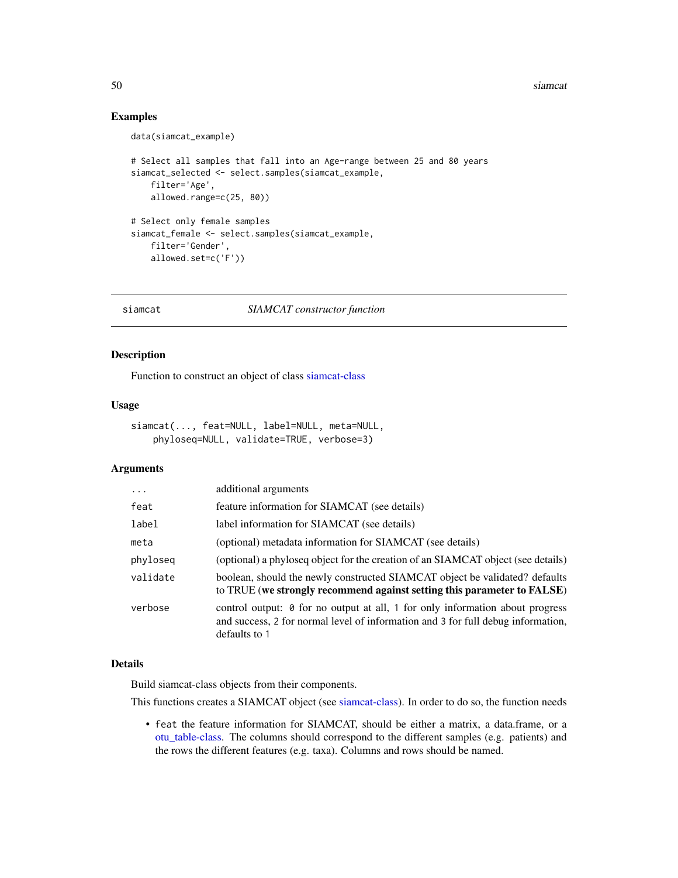## Examples

```
data(siamcat_example)

# Select all samples that fall into an Age-range between 25 and 80 years
siamcat_selected <- select.samples(siamcat_example,
    filter='Age',
    allowed.range=c(25, 80))

# Select only female samples
siamcat_female <- select.samples(siamcat_example,
    filter='Gender',
    allowed.set=c('F'))
```

---

# siamcat — *SIAMCAT constructor function*

---

## Description

Function to construct an object of class siamcat-class

## Usage

```
siamcat(..., feat=NULL, label=NULL, meta=NULL,
    phyloseq=NULL, validate=TRUE, verbose=3)
```

## Arguments

| | |
|---|---|
| `...` | additional arguments |
| `feat` | feature information for SIAMCAT (see details) |
| `label` | label information for SIAMCAT (see details) |
| `meta` | (optional) metadata information for SIAMCAT (see details) |
| `phyloseq` | (optional) a phyloseq object for the creation of an SIAMCAT object (see details) |
| `validate` | boolean, should the newly constructed SIAMCAT object be validated? defaults to TRUE (**we strongly recommend against setting this parameter to FALSE**) |
| `verbose` | control output: `0` for no output at all, `1` for only information about progress and success, `2` for normal level of information and `3` for full debug information, defaults to `1` |

## Details

Build siamcat-class objects from their components.

This functions creates a SIAMCAT object (see siamcat-class). In order to do so, the function needs

- `feat` the feature information for SIAMCAT, should be either a matrix, a data.frame, or a otu_table-class. The columns should correspond to the different samples (e.g. patients) and the rows the different features (e.g. taxa). Columns and rows should be named.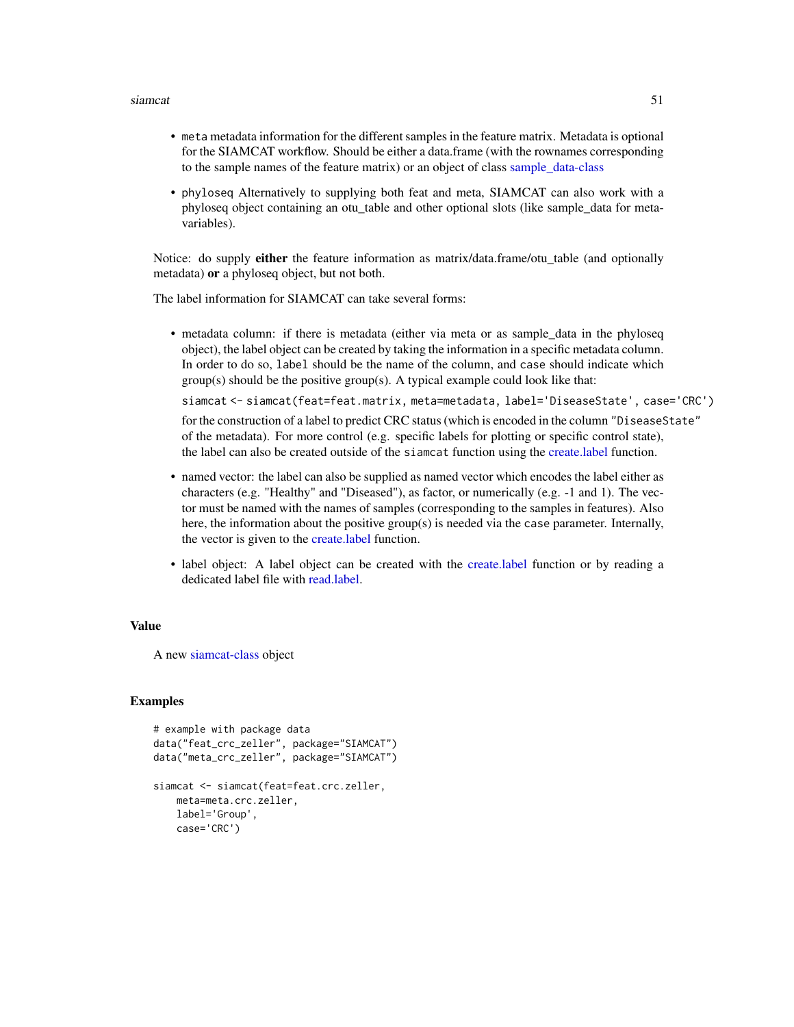- `meta` metadata information for the different samples in the feature matrix. Metadata is optional for the SIAMCAT workflow. Should be either a data.frame (with the rownames corresponding to the sample names of the feature matrix) or an object of class sample_data-class
- `phyloseq` Alternatively to supplying both feat and meta, SIAMCAT can also work with a phyloseq object containing an otu_table and other optional slots (like sample_data for meta-variables).

Notice: do supply **either** the feature information as matrix/data.frame/otu_table (and optionally metadata) **or** a phyloseq object, but not both.

The label information for SIAMCAT can take several forms:

- metadata column: if there is metadata (either via meta or as sample_data in the phyloseq object), the label object can be created by taking the information in a specific metadata column. In order to do so, `label` should be the name of the column, and `case` should indicate which group(s) should be the positive group(s). A typical example could look like that:

  `siamcat <- siamcat(feat=feat.matrix, meta=metadata, label='DiseaseState', case='CRC')`

  for the construction of a label to predict CRC status (which is encoded in the column `"DiseaseState"` of the metadata). For more control (e.g. specific labels for plotting or specific control state), the label can also be created outside of the `siamcat` function using the create.label function.
- named vector: the label can also be supplied as named vector which encodes the label either as characters (e.g. "Healthy" and "Diseased"), as factor, or numerically (e.g. -1 and 1). The vector must be named with the names of samples (corresponding to the samples in features). Also here, the information about the positive group(s) is needed via the `case` parameter. Internally, the vector is given to the create.label function.
- label object: A label object can be created with the create.label function or by reading a dedicated label file with read.label.

## Value

A new siamcat-class object

## Examples

```
# example with package data
data("feat_crc_zeller", package="SIAMCAT")
data("meta_crc_zeller", package="SIAMCAT")

siamcat <- siamcat(feat=feat.crc.zeller,
    meta=meta.crc.zeller,
    label='Group',
    case='CRC')
```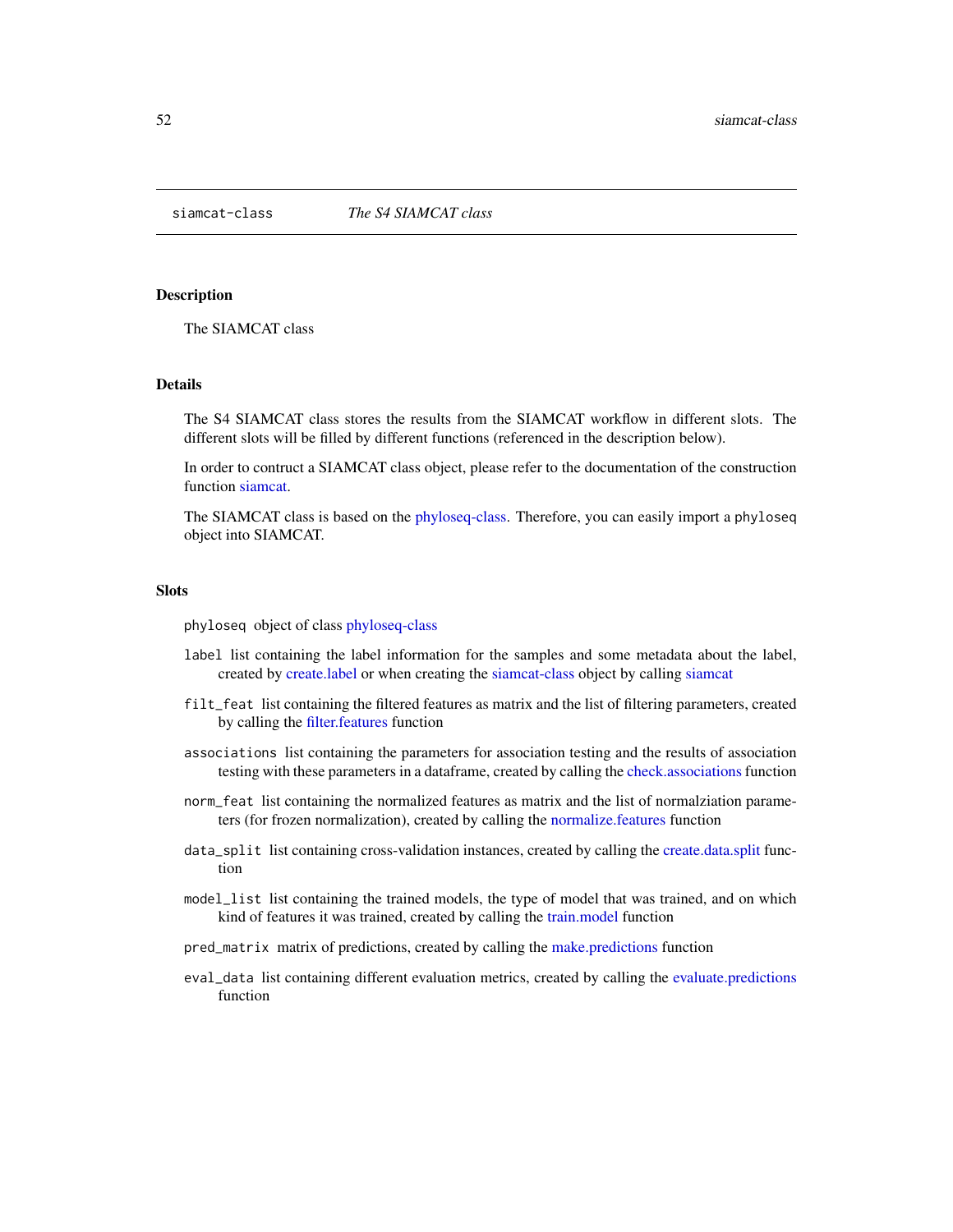siamcat-class *The S4 SIAMCAT class*

## Description

The SIAMCAT class

## Details

The S4 SIAMCAT class stores the results from the SIAMCAT workflow in different slots. The different slots will be filled by different functions (referenced in the description below).

In order to contruct a SIAMCAT class object, please refer to the documentation of the construction function siamcat.

The SIAMCAT class is based on the phyloseq-class. Therefore, you can easily import a phyloseq object into SIAMCAT.

## Slots

`phyloseq` object of class phyloseq-class

`label` list containing the label information for the samples and some metadata about the label, created by create.label or when creating the siamcat-class object by calling siamcat

`filt_feat` list containing the filtered features as matrix and the list of filtering parameters, created by calling the filter.features function

`associations` list containing the parameters for association testing and the results of association testing with these parameters in a dataframe, created by calling the check.associations function

`norm_feat` list containing the normalized features as matrix and the list of normalziation parameters (for frozen normalization), created by calling the normalize.features function

`data_split` list containing cross-validation instances, created by calling the create.data.split function

`model_list` list containing the trained models, the type of model that was trained, and on which kind of features it was trained, created by calling the train.model function

`pred_matrix` matrix of predictions, created by calling the make.predictions function

`eval_data` list containing different evaluation metrics, created by calling the evaluate.predictions function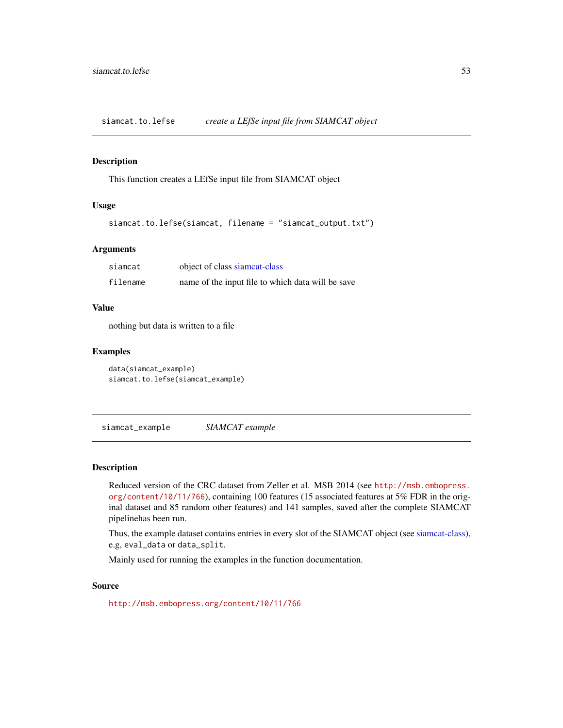## siamcat.to.lefse — *create a LEfSe input file from SIAMCAT object*

### Description

This function creates a LEfSe input file from SIAMCAT object

### Usage

```
siamcat.to.lefse(siamcat, filename = "siamcat_output.txt")
```

### Arguments

| | |
|---|---|
| siamcat | object of class siamcat-class |
| filename | name of the input file to which data will be save |

### Value

nothing but data is written to a file

### Examples

```
data(siamcat_example)
siamcat.to.lefse(siamcat_example)
```

## siamcat_example — *SIAMCAT example*

### Description

Reduced version of the CRC dataset from Zeller et al. MSB 2014 (see http://msb.embopress.org/content/10/11/766), containing 100 features (15 associated features at 5% FDR in the original dataset and 85 random other features) and 141 samples, saved after the complete SIAMCAT pipelinehas been run.

Thus, the example dataset contains entries in every slot of the SIAMCAT object (see siamcat-class), e.g, `eval_data` or `data_split`.

Mainly used for running the examples in the function documentation.

### Source

http://msb.embopress.org/content/10/11/766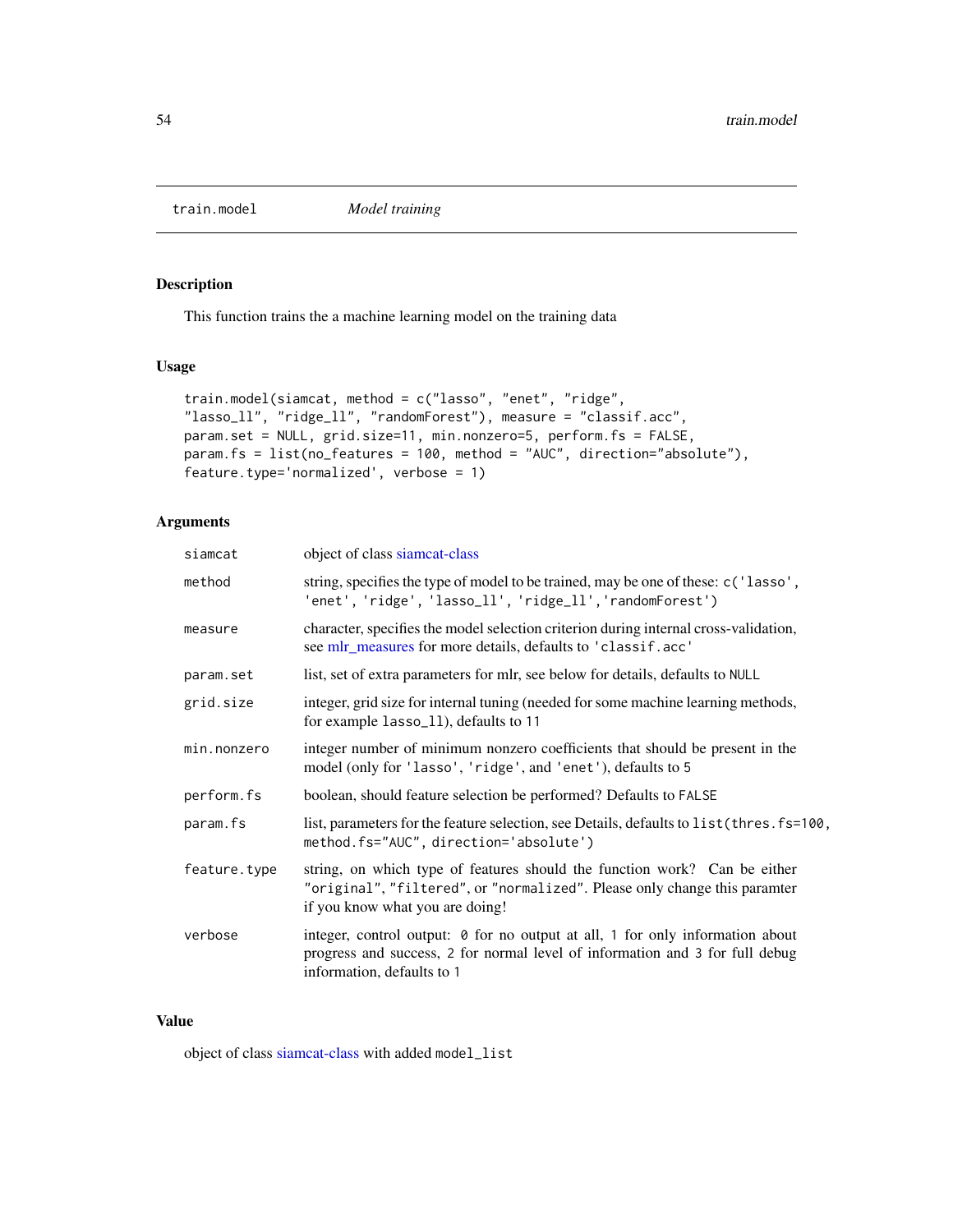## train.model *Model training*

### Description

This function trains the a machine learning model on the training data

### Usage

```
train.model(siamcat, method = c("lasso", "enet", "ridge",
"lasso_ll", "ridge_ll", "randomForest"), measure = "classif.acc",
param.set = NULL, grid.size=11, min.nonzero=5, perform.fs = FALSE,
param.fs = list(no_features = 100, method = "AUC", direction="absolute"),
feature.type='normalized', verbose = 1)
```

### Arguments

| | |
|---|---|
| `siamcat` | object of class siamcat-class |
| `method` | string, specifies the type of model to be trained, may be one of these: `c('lasso', 'enet', 'ridge', 'lasso_ll', 'ridge_ll','randomForest')` |
| `measure` | character, specifies the model selection criterion during internal cross-validation, see mlr_measures for more details, defaults to `'classif.acc'` |
| `param.set` | list, set of extra parameters for mlr, see below for details, defaults to `NULL` |
| `grid.size` | integer, grid size for internal tuning (needed for some machine learning methods, for example `lasso_ll`), defaults to `11` |
| `min.nonzero` | integer number of minimum nonzero coefficients that should be present in the model (only for `'lasso'`, `'ridge'`, and `'enet'`), defaults to `5` |
| `perform.fs` | boolean, should feature selection be performed? Defaults to `FALSE` |
| `param.fs` | list, parameters for the feature selection, see Details, defaults to `list(thres.fs=100, method.fs="AUC", direction='absolute')` |
| `feature.type` | string, on which type of features should the function work? Can be either `"original"`, `"filtered"`, or `"normalized"`. Please only change this paramter if you know what you are doing! |
| `verbose` | integer, control output: `0` for no output at all, `1` for only information about progress and success, `2` for normal level of information and `3` for full debug information, defaults to `1` |

### Value

object of class siamcat-class with added `model_list`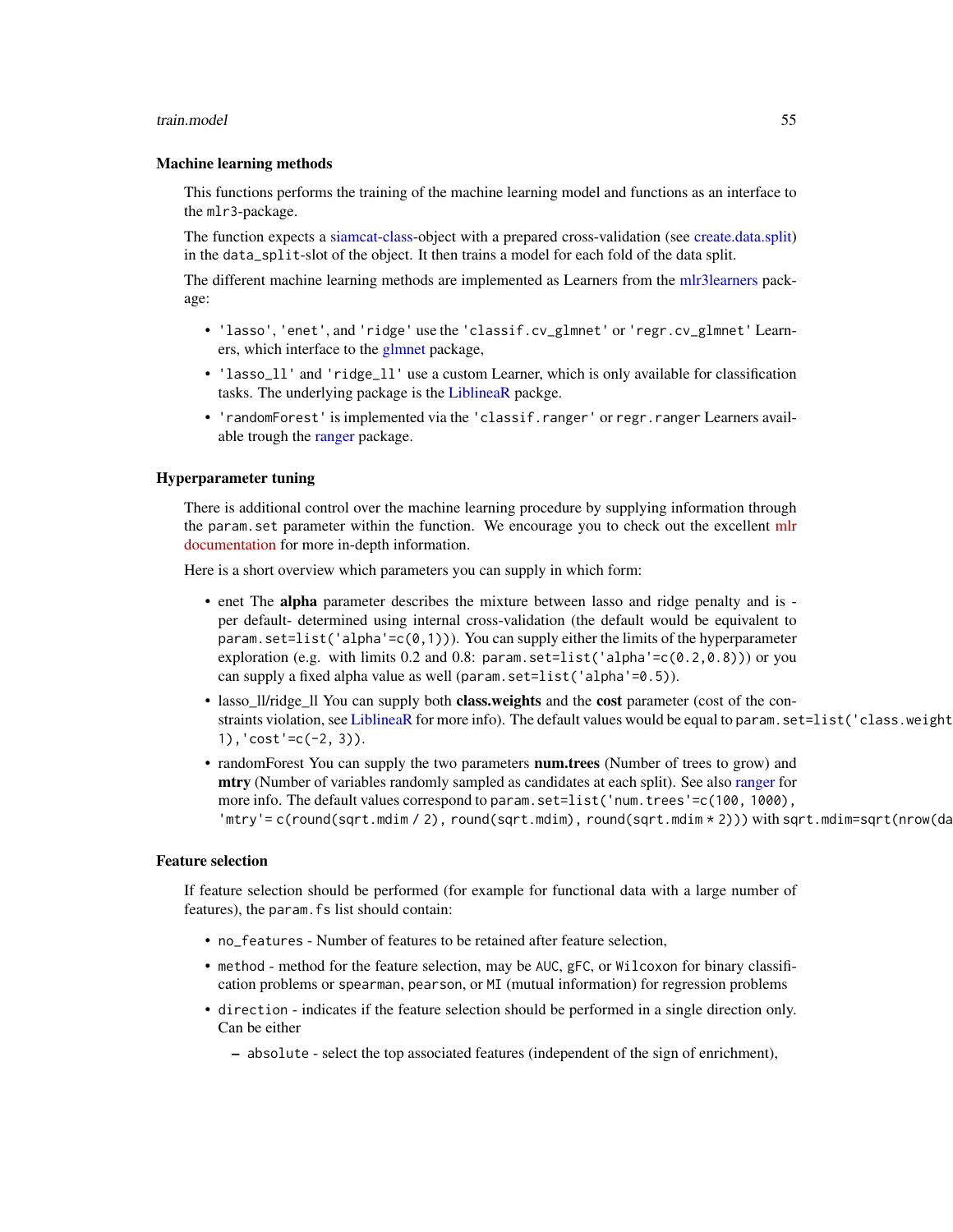### Machine learning methods

This functions performs the training of the machine learning model and functions as an interface to the `mlr3`-package.

The function expects a siamcat-class-object with a prepared cross-validation (see create.data.split) in the `data_split`-slot of the object. It then trains a model for each fold of the data split.

The different machine learning methods are implemented as Learners from the mlr3learners package:

- `'lasso'`, `'enet'`, and `'ridge'` use the `'classif.cv_glmnet'` or `'regr.cv_glmnet'` Learners, which interface to the glmnet package,
- `'lasso_ll'` and `'ridge_ll'` use a custom Learner, which is only available for classification tasks. The underlying package is the LiblineaR packge.
- `'randomForest'` is implemented via the `'classif.ranger'` or `regr.ranger` Learners available trough the ranger package.

### Hyperparameter tuning

There is additional control over the machine learning procedure by supplying information through the `param.set` parameter within the function. We encourage you to check out the excellent mlr documentation for more in-depth information.

Here is a short overview which parameters you can supply in which form:

- enet The **alpha** parameter describes the mixture between lasso and ridge penalty and is -per default- determined using internal cross-validation (the default would be equivalent to `param.set=list('alpha'=c(0,1))`). You can supply either the limits of the hyperparameter exploration (e.g. with limits 0.2 and 0.8: `param.set=list('alpha'=c(0.2,0.8))`) or you can supply a fixed alpha value as well (`param.set=list('alpha'=0.5)`).
- lasso_ll/ridge_ll You can supply both **class.weights** and the **cost** parameter (cost of the constraints violation, see LiblineaR for more info). The default values would be equal to `param.set=list('class.weight 1),'cost'=c(-2, 3))`.
- randomForest You can supply the two parameters **num.trees** (Number of trees to grow) and **mtry** (Number of variables randomly sampled as candidates at each split). See also ranger for more info. The default values correspond to `param.set=list('num.trees'=c(100, 1000), 'mtry'= c(round(sqrt.mdim / 2), round(sqrt.mdim), round(sqrt.mdim * 2)))` with `sqrt.mdim=sqrt(nrow(da`

### Feature selection

If feature selection should be performed (for example for functional data with a large number of features), the `param.fs` list should contain:

- `no_features` - Number of features to be retained after feature selection,
- `method` - method for the feature selection, may be `AUC`, `gFC`, or `Wilcoxon` for binary classification problems or `spearman`, `pearson`, or `MI` (mutual information) for regression problems
- `direction` - indicates if the feature selection should be performed in a single direction only. Can be either
  - `absolute` - select the top associated features (independent of the sign of enrichment),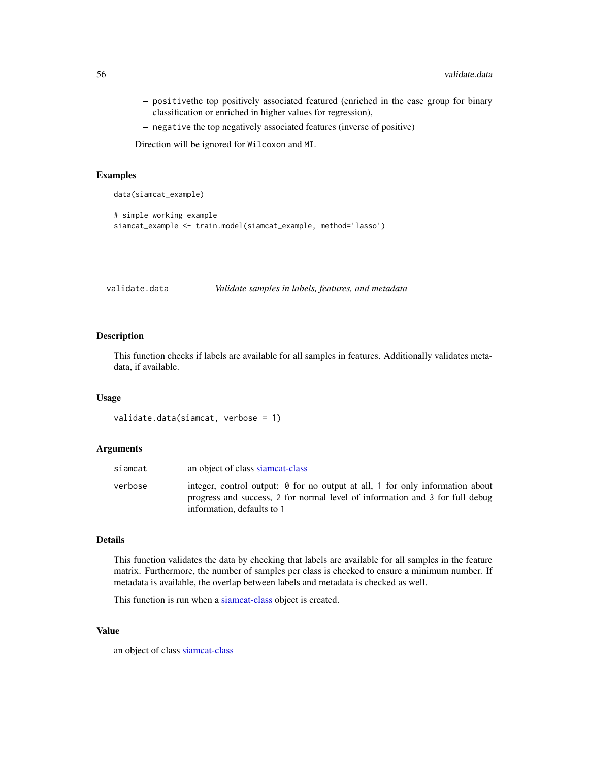- `positive`the top positively associated featured (enriched in the case group for binary classification or enriched in higher values for regression),
- `negative` the top negatively associated features (inverse of positive)

Direction will be ignored for `Wilcoxon` and `MI`.

### Examples

```
data(siamcat_example)

# simple working example
siamcat_example <- train.model(siamcat_example, method='lasso')
```

---

## validate.data &nbsp;&nbsp;&nbsp; *Validate samples in labels, features, and metadata*

---

### Description

This function checks if labels are available for all samples in features. Additionally validates metadata, if available.

### Usage

```
validate.data(siamcat, verbose = 1)
```

### Arguments

| | |
|---|---|
| `siamcat` | an object of class siamcat-class |
| `verbose` | integer, control output: `0` for no output at all, `1` for only information about progress and success, `2` for normal level of information and `3` for full debug information, defaults to `1` |

### Details

This function validates the data by checking that labels are available for all samples in the feature matrix. Furthermore, the number of samples per class is checked to ensure a minimum number. If metadata is available, the overlap between labels and metadata is checked as well.

This function is run when a siamcat-class object is created.

### Value

an object of class siamcat-class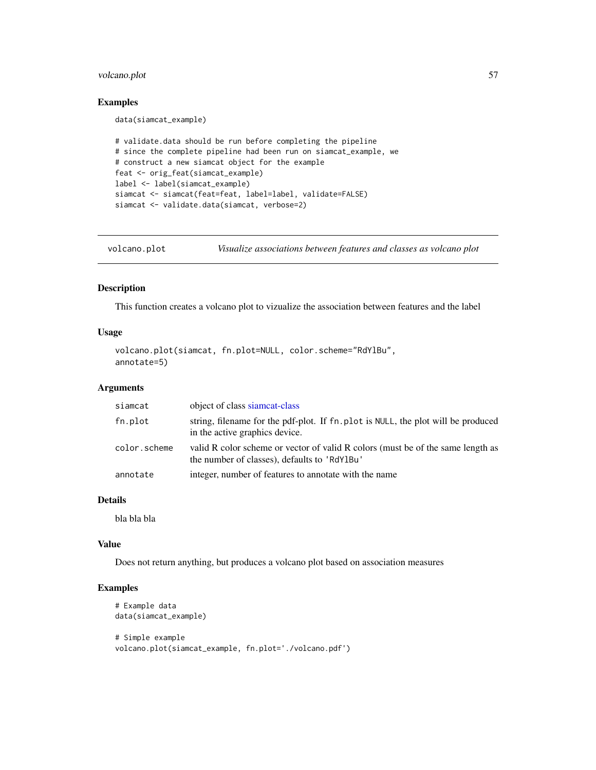## Examples

```
data(siamcat_example)

# validate.data should be run before completing the pipeline
# since the complete pipeline had been run on siamcat_example, we
# construct a new siamcat object for the example
feat <- orig_feat(siamcat_example)
label <- label(siamcat_example)
siamcat <- siamcat(feat=feat, label=label, validate=FALSE)
siamcat <- validate.data(siamcat, verbose=2)
```

---

# volcano.plot — *Visualize associations between features and classes as volcano plot*

---

## Description

This function creates a volcano plot to vizualize the association between features and the label

## Usage

```
volcano.plot(siamcat, fn.plot=NULL, color.scheme="RdYlBu",
annotate=5)
```

## Arguments

| | |
|---|---|
| `siamcat` | object of class siamcat-class |
| `fn.plot` | string, filename for the pdf-plot. If `fn.plot` is `NULL`, the plot will be produced in the active graphics device. |
| `color.scheme` | valid R color scheme or vector of valid R colors (must be of the same length as the number of classes), defaults to `'RdYlBu'` |
| `annotate` | integer, number of features to annotate with the name |

## Details

bla bla bla

## Value

Does not return anything, but produces a volcano plot based on association measures

## Examples

```
# Example data
data(siamcat_example)

# Simple example
volcano.plot(siamcat_example, fn.plot='./volcano.pdf')
```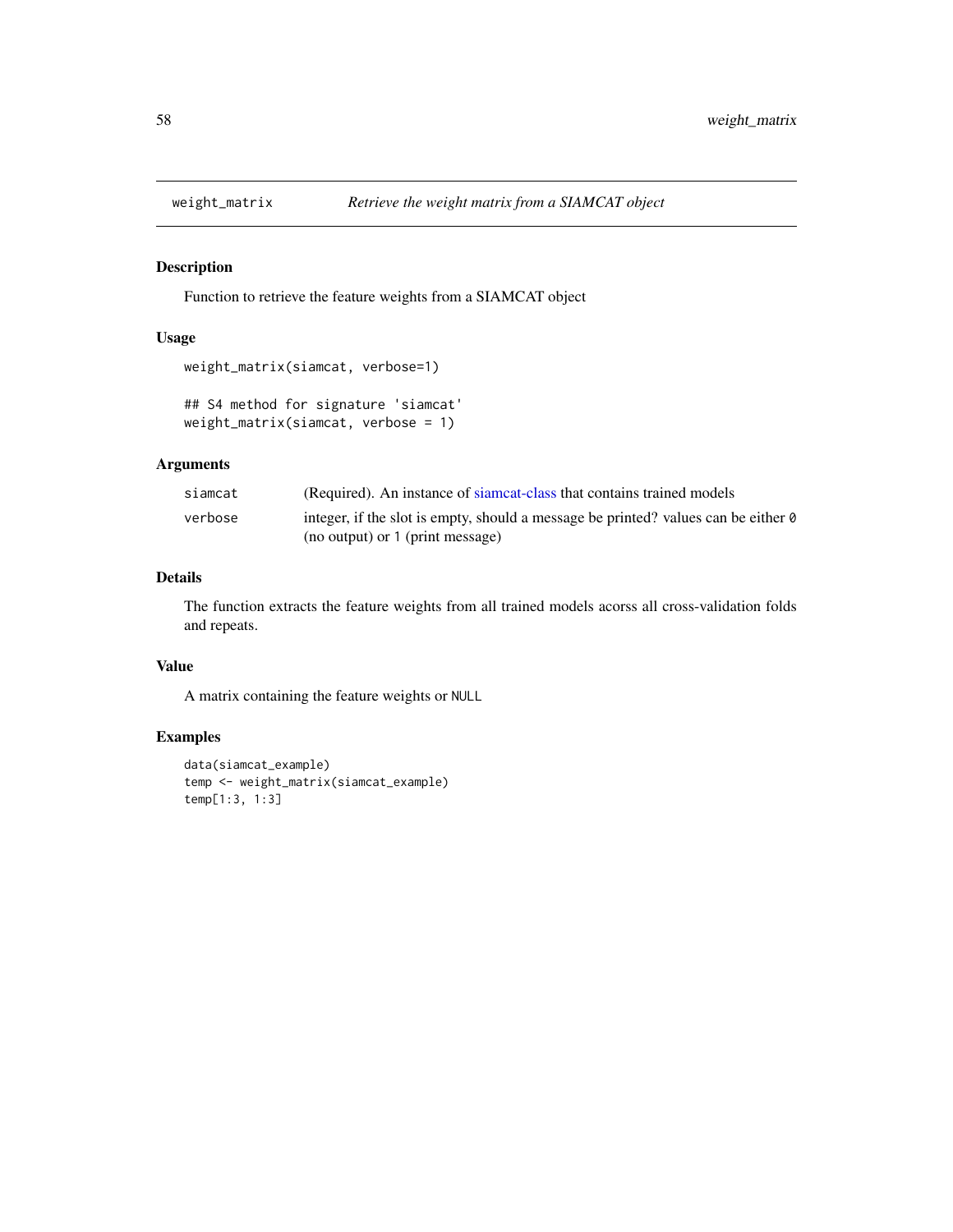## weight_matrix *Retrieve the weight matrix from a SIAMCAT object*

### Description

Function to retrieve the feature weights from a SIAMCAT object

### Usage

```
weight_matrix(siamcat, verbose=1)

## S4 method for signature 'siamcat'
weight_matrix(siamcat, verbose = 1)
```

### Arguments

| | |
|---|---|
| siamcat | (Required). An instance of siamcat-class that contains trained models |
| verbose | integer, if the slot is empty, should a message be printed? values can be either 0 (no output) or 1 (print message) |

### Details

The function extracts the feature weights from all trained models acorss all cross-validation folds and repeats.

### Value

A matrix containing the feature weights or NULL

### Examples

```
data(siamcat_example)
temp <- weight_matrix(siamcat_example)
temp[1:3, 1:3]
```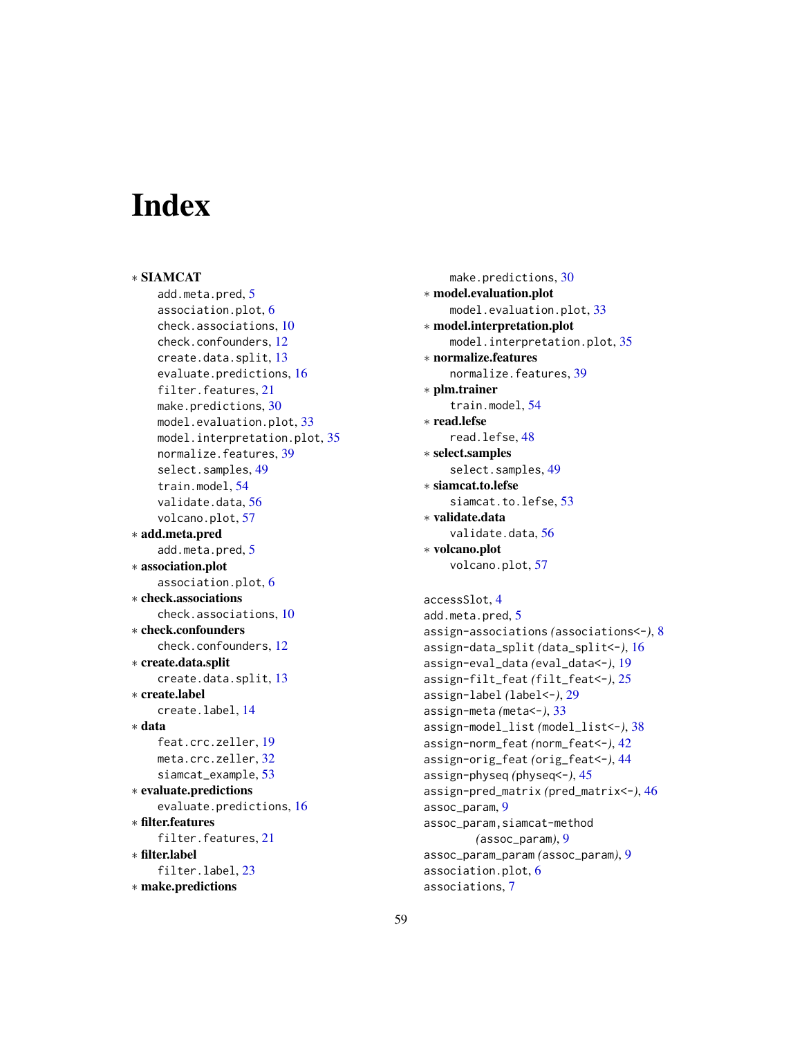# Index

∗ **SIAMCAT**
  add.meta.pred, 5
  association.plot, 6
  check.associations, 10
  check.confounders, 12
  create.data.split, 13
  evaluate.predictions, 16
  filter.features, 21
  make.predictions, 30
  model.evaluation.plot, 33
  model.interpretation.plot, 35
  normalize.features, 39
  select.samples, 49
  train.model, 54
  validate.data, 56
  volcano.plot, 57

∗ **add.meta.pred**
  add.meta.pred, 5

∗ **association.plot**
  association.plot, 6

∗ **check.associations**
  check.associations, 10

∗ **check.confounders**
  check.confounders, 12

∗ **create.data.split**
  create.data.split, 13

∗ **create.label**
  create.label, 14

∗ **data**
  feat.crc.zeller, 19
  meta.crc.zeller, 32
  siamcat_example, 53

∗ **evaluate.predictions**
  evaluate.predictions, 16

∗ **filter.features**
  filter.features, 21

∗ **filter.label**
  filter.label, 23

∗ **make.predictions**
  make.predictions, 30

∗ **model.evaluation.plot**
  model.evaluation.plot, 33

∗ **model.interpretation.plot**
  model.interpretation.plot, 35

∗ **normalize.features**
  normalize.features, 39

∗ **plm.trainer**
  train.model, 54

∗ **read.lefse**
  read.lefse, 48

∗ **select.samples**
  select.samples, 49

∗ **siamcat.to.lefse**
  siamcat.to.lefse, 53

∗ **validate.data**
  validate.data, 56

∗ **volcano.plot**
  volcano.plot, 57

accessSlot, 4
add.meta.pred, 5
assign-associations *(*associations<-*)*, 8
assign-data_split *(*data_split<-*)*, 16
assign-eval_data *(*eval_data<-*)*, 19
assign-filt_feat *(*filt_feat<-*)*, 25
assign-label *(*label<-*)*, 29
assign-meta *(*meta<-*)*, 33
assign-model_list *(*model_list<-*)*, 38
assign-norm_feat *(*norm_feat<-*)*, 42
assign-orig_feat *(*orig_feat<-*)*, 44
assign-physeq *(*physeq<-*)*, 45
assign-pred_matrix *(*pred_matrix<-*)*, 46
assoc_param, 9
assoc_param,siamcat-method *(*assoc_param*)*, 9
assoc_param_param *(*assoc_param*)*, 9
association.plot, 6
associations, 7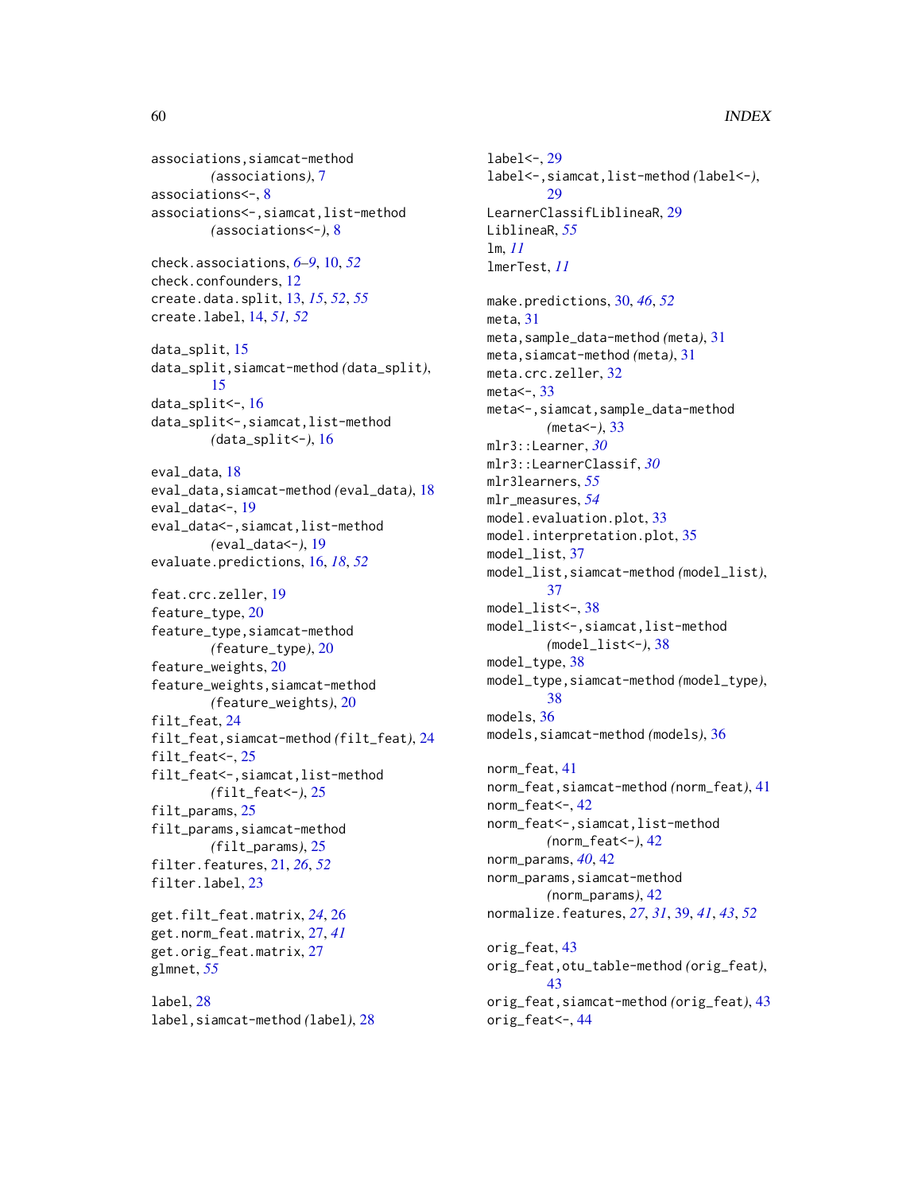associations,siamcat-method (associations), 7
associations<-, 8
associations<-,siamcat,list-method (associations<-), 8

check.associations, *6–9*, 10, *52*
check.confounders, 12
create.data.split, 13, *15*, *52*, *55*
create.label, 14, *51*, *52*

data_split, 15
data_split,siamcat-method (data_split), 15
data_split<-, 16
data_split<-,siamcat,list-method (data_split<-), 16

eval_data, 18
eval_data,siamcat-method (eval_data), 18
eval_data<-, 19
eval_data<-,siamcat,list-method (eval_data<-), 19
evaluate.predictions, 16, *18*, *52*

feat.crc.zeller, 19
feature_type, 20
feature_type,siamcat-method (feature_type), 20
feature_weights, 20
feature_weights,siamcat-method (feature_weights), 20
filt_feat, 24
filt_feat,siamcat-method (filt_feat), 24
filt_feat<-, 25
filt_feat<-,siamcat,list-method (filt_feat<-), 25
filt_params, 25
filt_params,siamcat-method (filt_params), 25
filter.features, 21, *26*, *52*
filter.label, 23

get.filt_feat.matrix, *24*, 26
get.norm_feat.matrix, 27, *41*
get.orig_feat.matrix, 27
glmnet, *55*

label, 28
label,siamcat-method (label), 28
label<-, 29
label<-,siamcat,list-method (label<-), 29
LearnerClassifLiblineaR, 29
LiblineaR, *55*
lm, *11*
lmerTest, *11*

make.predictions, 30, *46*, *52*
meta, 31
meta,sample_data-method (meta), 31
meta,siamcat-method (meta), 31
meta.crc.zeller, 32
meta<-, 33
meta<-,siamcat,sample_data-method (meta<-), 33
mlr3::Learner, *30*
mlr3::LearnerClassif, *30*
mlr3learners, *55*
mlr_measures, *54*
model.evaluation.plot, 33
model.interpretation.plot, 35
model_list, 37
model_list,siamcat-method (model_list), 37
model_list<-, 38
model_list<-,siamcat,list-method (model_list<-), 38
model_type, 38
model_type,siamcat-method (model_type), 38
models, 36
models,siamcat-method (models), 36

norm_feat, 41
norm_feat,siamcat-method (norm_feat), 41
norm_feat<-, 42
norm_feat<-,siamcat,list-method (norm_feat<-), 42
norm_params, *40*, 42
norm_params,siamcat-method (norm_params), 42
normalize.features, *27*, *31*, 39, *41*, *43*, *52*

orig_feat, 43
orig_feat,otu_table-method (orig_feat), 43
orig_feat,siamcat-method (orig_feat), 43
orig_feat<-, 44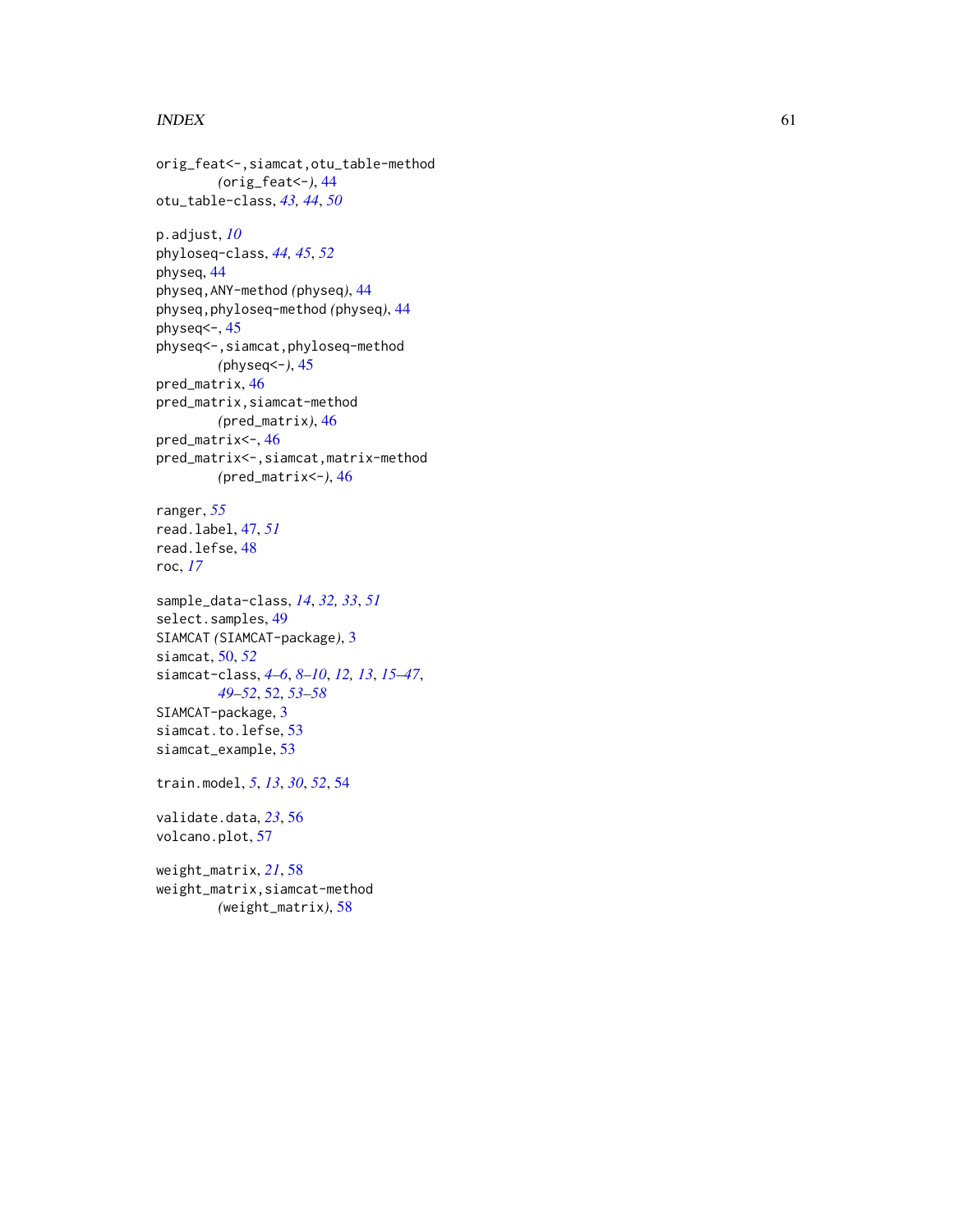orig_feat<-,siamcat,otu_table-method
        *(*orig_feat<-*)*, 44
otu_table-class, *43, 44*, *50*

p.adjust, *10*
phyloseq-class, *44, 45*, *52*
physeq, 44
physeq,ANY-method *(*physeq*)*, 44
physeq,phyloseq-method *(*physeq*)*, 44
physeq<-, 45
physeq<-,siamcat,phyloseq-method
        *(*physeq<-*)*, 45
pred_matrix, 46
pred_matrix,siamcat-method
        *(*pred_matrix*)*, 46
pred_matrix<-, 46
pred_matrix<-,siamcat,matrix-method
        *(*pred_matrix<-*)*, 46

ranger, *55*
read.label, 47, *51*
read.lefse, 48
roc, *17*

sample_data-class, *14*, *32, 33*, *51*
select.samples, 49
SIAMCAT *(*SIAMCAT-package*)*, 3
siamcat, 50, *52*
siamcat-class, *4–6*, *8–10*, *12, 13*, *15–47*,
        *49–52*, 52, *53–58*
SIAMCAT-package, 3
siamcat.to.lefse, 53
siamcat_example, 53

train.model, *5*, *13*, *30*, *52*, 54

validate.data, *23*, 56
volcano.plot, 57

weight_matrix, *21*, 58
weight_matrix,siamcat-method
        *(*weight_matrix*)*, 58